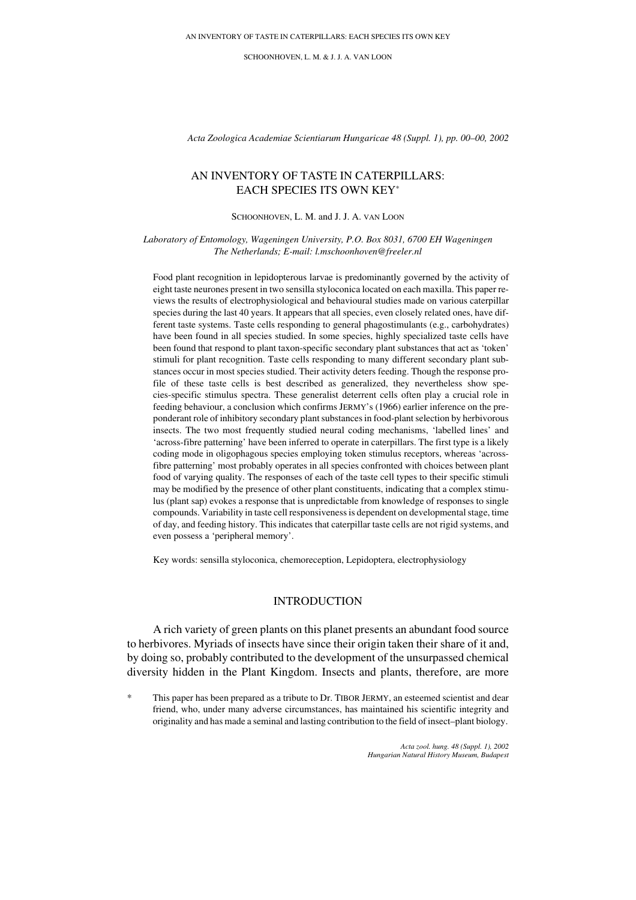*Acta Zoologica Academiae Scientiarum Hungaricae 48 (Suppl. 1), pp. 00–00, 2002*

# AN INVENTORY OF TASTE IN CATERPILLARS: EACH SPECIES ITS OWN KEY*

SCHOONHOVEN, L. M. and J. J. A. VAN LOON

*Laboratory of Entomology, Wageningen University, P.O. Box 8031, 6700 EH Wageningen The Netherlands; E-mail: l.mschoonhoven@freeler.nl*

Food plant recognition in lepidopterous larvae is predominantly governed by the activity of eight taste neurones present in two sensilla styloconica located on each maxilla. This paper reviews the results of electrophysiological and behavioural studies made on various caterpillar species during the last 40 years. It appears that all species, even closely related ones, have different taste systems. Taste cells responding to general phagostimulants (e.g., carbohydrates) have been found in all species studied. In some species, highly specialized taste cells have been found that respond to plant taxon-specific secondary plant substances that act as 'token' stimuli for plant recognition. Taste cells responding to many different secondary plant substances occur in most species studied. Their activity deters feeding. Though the response profile of these taste cells is best described as generalized, they nevertheless show species-specific stimulus spectra. These generalist deterrent cells often play a crucial role in feeding behaviour, a conclusion which confirms JERMY's (1966) earlier inference on the preponderant role of inhibitory secondary plant substances in food-plant selection by herbivorous insects. The two most frequently studied neural coding mechanisms, 'labelled lines' and 'across-fibre patterning' have been inferred to operate in caterpillars. The first type is a likely coding mode in oligophagous species employing token stimulus receptors, whereas 'across-fibre patterning' most probably operates in all species confronted with choices between plant food of varying quality. The responses of each of the taste cell types to their specific stimuli may be modified by the presence of other plant constituents, indicating that a complex stimulus (plant sap) evokes a response that is unpredictable from knowledge of responses to single compounds. Variability in taste cell responsiveness is dependent on developmental stage, time of day, and feeding history. This indicates that caterpillar taste cells are not rigid systems, and even possess a 'peripheral memory'.

Key words: sensilla styloconica, chemoreception, Lepidoptera, electrophysiology

## INTRODUCTION

A rich variety of green plants on this planet presents an abundant food source to herbivores. Myriads of insects have since their origin taken their share of it and, by doing so, probably contributed to the development of the unsurpassed chemical diversity hidden in the Plant Kingdom. Insects and plants, therefore, are more

\* This paper has been prepared as a tribute to Dr. TIBOR JERMY, an esteemed scientist and dear friend, who, under many adverse circumstances, has maintained his scientific integrity and originality and has made a seminal and lasting contribution to the field of insect–plant biology.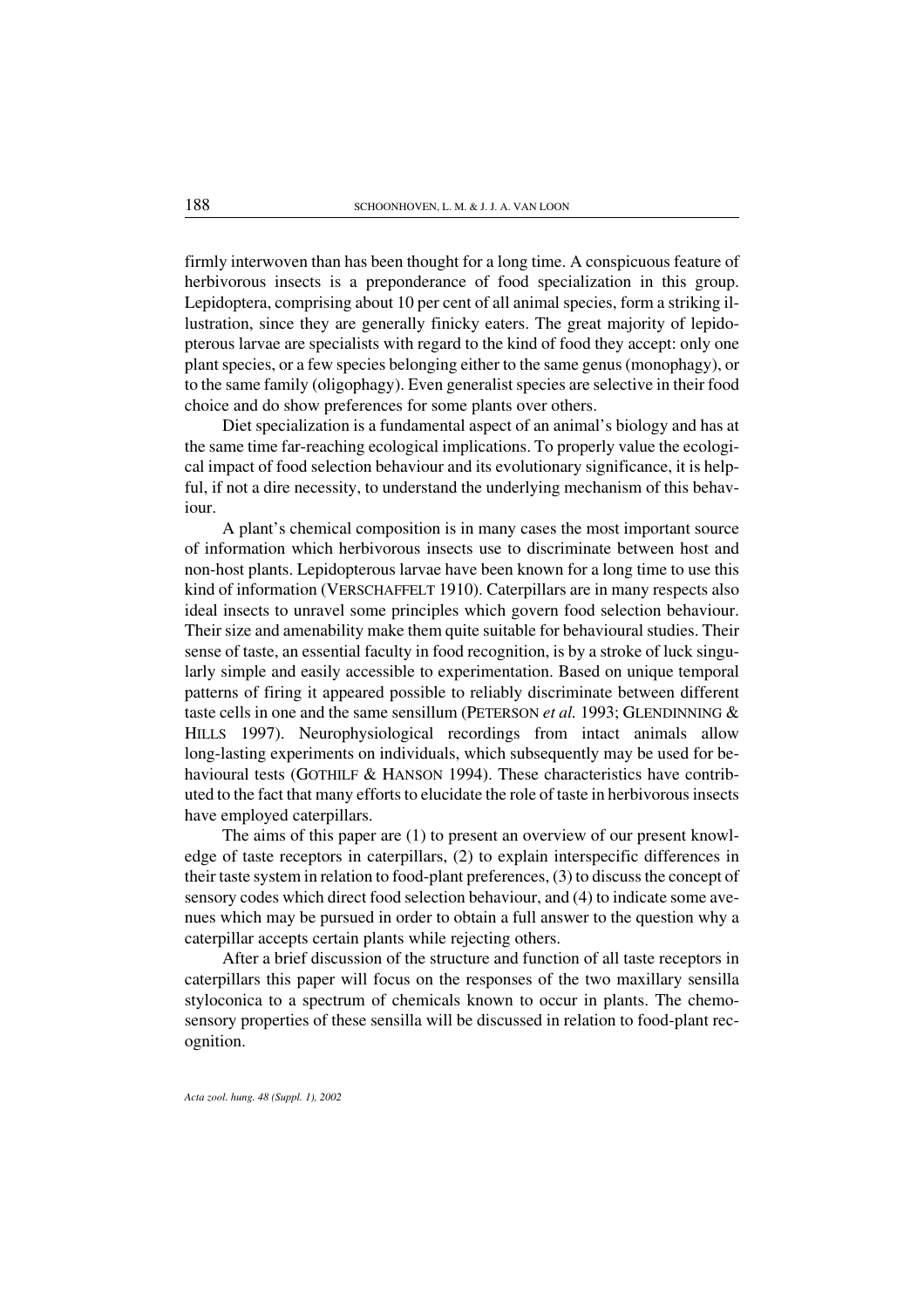firmly interwoven than has been thought for a long time. A conspicuous feature of herbivorous insects is a preponderance of food specialization in this group. Lepidoptera, comprising about 10 per cent of all animal species, form a striking illustration, since they are generally finicky eaters. The great majority of lepidopterous larvae are specialists with regard to the kind of food they accept: only one plant species, or a few species belonging either to the same genus (monophagy), or to the same family (oligophagy). Even generalist species are selective in their food choice and do show preferences for some plants over others.

Diet specialization is a fundamental aspect of an animal's biology and has at the same time far-reaching ecological implications. To properly value the ecological impact of food selection behaviour and its evolutionary significance, it is helpful, if not a dire necessity, to understand the underlying mechanism of this behaviour.

A plant's chemical composition is in many cases the most important source of information which herbivorous insects use to discriminate between host and non-host plants. Lepidopterous larvae have been known for a long time to use this kind of information (VERSCHAFFELT 1910). Caterpillars are in many respects also ideal insects to unravel some principles which govern food selection behaviour. Their size and amenability make them quite suitable for behavioural studies. Their sense of taste, an essential faculty in food recognition, is by a stroke of luck singularly simple and easily accessible to experimentation. Based on unique temporal patterns of firing it appeared possible to reliably discriminate between different taste cells in one and the same sensillum (PETERSON *et al.* 1993; GLENDINNING & HILLS 1997). Neurophysiological recordings from intact animals allow long-lasting experiments on individuals, which subsequently may be used for behavioural tests (GOTHILF & HANSON 1994). These characteristics have contributed to the fact that many efforts to elucidate the role of taste in herbivorous insects have employed caterpillars.

The aims of this paper are (1) to present an overview of our present knowledge of taste receptors in caterpillars, (2) to explain interspecific differences in their taste system in relation to food-plant preferences, (3) to discuss the concept of sensory codes which direct food selection behaviour, and (4) to indicate some avenues which may be pursued in order to obtain a full answer to the question why a caterpillar accepts certain plants while rejecting others.

After a brief discussion of the structure and function of all taste receptors in caterpillars this paper will focus on the responses of the two maxillary sensilla styloconica to a spectrum of chemicals known to occur in plants. The chemosensory properties of these sensilla will be discussed in relation to food-plant recognition.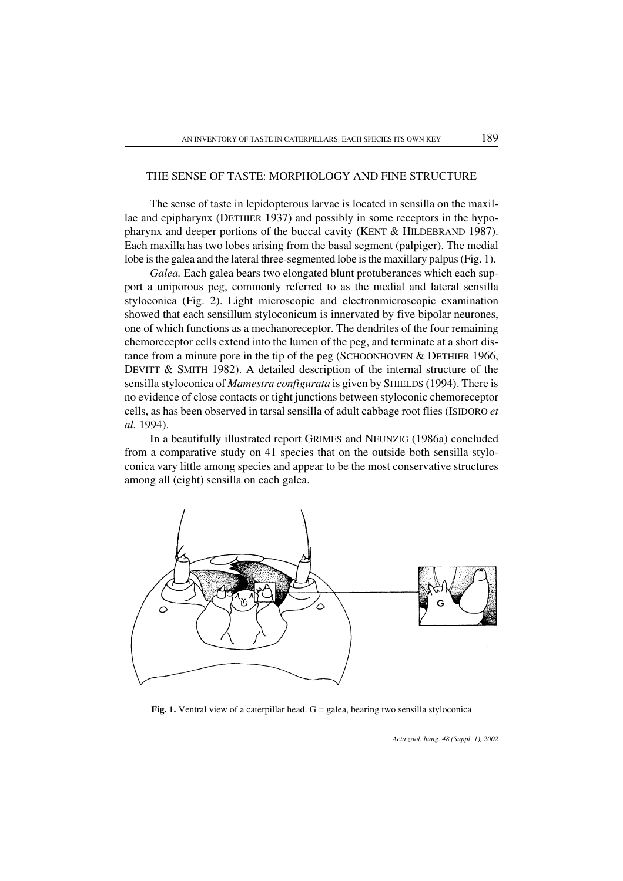## THE SENSE OF TASTE: MORPHOLOGY AND FINE STRUCTURE

The sense of taste in lepidopterous larvae is located in sensilla on the maxillae and epipharynx (DETHIER 1937) and possibly in some receptors in the hypopharynx and deeper portions of the buccal cavity (KENT & HILDEBRAND 1987). Each maxilla has two lobes arising from the basal segment (palpiger). The medial lobe is the galea and the lateral three-segmented lobe is the maxillary palpus (Fig. 1).

*Galea.* Each galea bears two elongated blunt protuberances which each support a uniporous peg, commonly referred to as the medial and lateral sensilla styloconica (Fig. 2). Light microscopic and electronmicroscopic examination showed that each sensillum styloconicum is innervated by five bipolar neurones, one of which functions as a mechanoreceptor. The dendrites of the four remaining chemoreceptor cells extend into the lumen of the peg, and terminate at a short distance from a minute pore in the tip of the peg (SCHOONHOVEN & DETHIER 1966, DEVITT & SMITH 1982). A detailed description of the internal structure of the sensilla styloconica of *Mamestra configurata* is given by SHIELDS (1994). There is no evidence of close contacts or tight junctions between styloconic chemoreceptor cells, as has been observed in tarsal sensilla of adult cabbage root flies (ISIDORO *et al.* 1994).

In a beautifully illustrated report GRIMES and NEUNZIG (1986a) concluded from a comparative study on 41 species that on the outside both sensilla styloconica vary little among species and appear to be the most conservative structures among all (eight) sensilla on each galea.

**Fig. 1.** Ventral view of a caterpillar head. G = galea, bearing two sensilla styloconica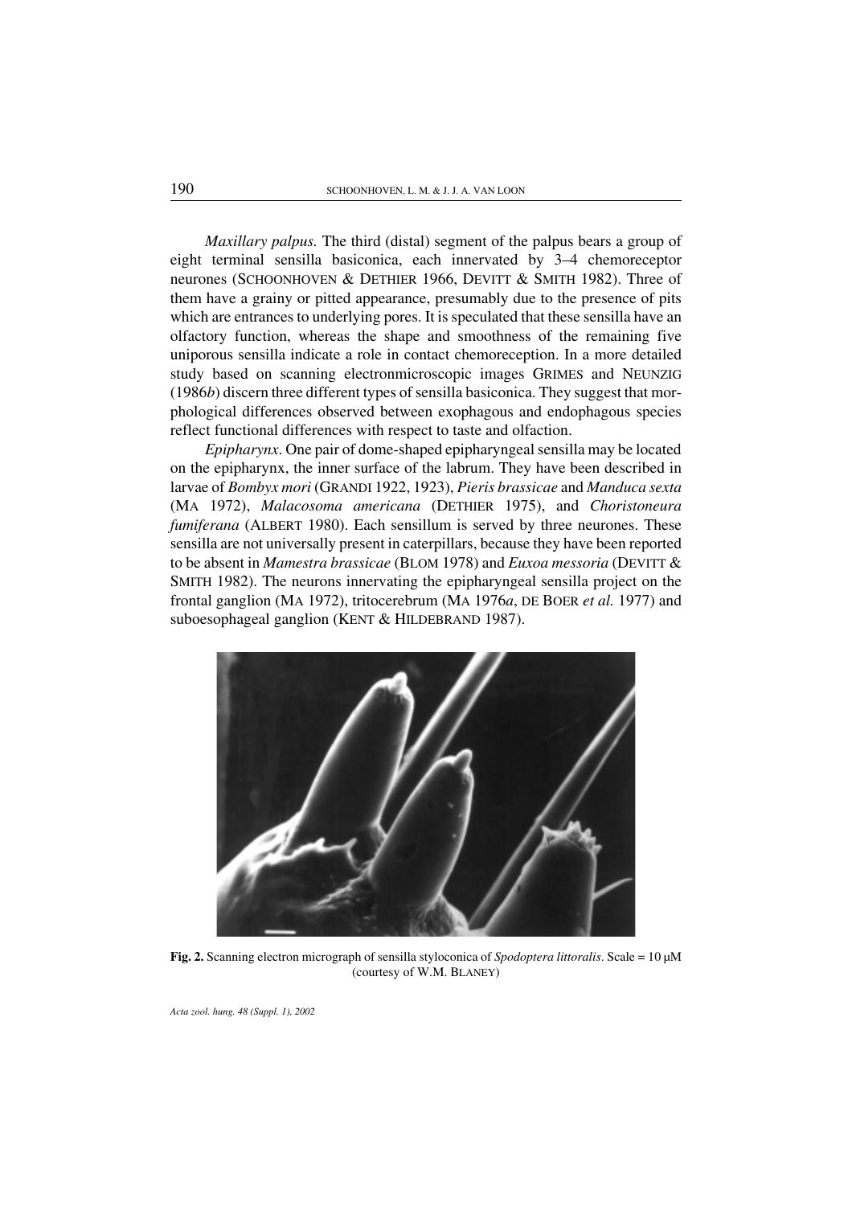*Maxillary palpus.* The third (distal) segment of the palpus bears a group of eight terminal sensilla basiconica, each innervated by 3–4 chemoreceptor neurones (SCHOONHOVEN & DETHIER 1966, DEVITT & SMITH 1982). Three of them have a grainy or pitted appearance, presumably due to the presence of pits which are entrances to underlying pores. It is speculated that these sensilla have an olfactory function, whereas the shape and smoothness of the remaining five uniporous sensilla indicate a role in contact chemoreception. In a more detailed study based on scanning electronmicroscopic images GRIMES and NEUNZIG (1986*b*) discern three different types of sensilla basiconica. They suggest that morphological differences observed between exophagous and endophagous species reflect functional differences with respect to taste and olfaction.

*Epipharynx*. One pair of dome-shaped epipharyngeal sensilla may be located on the epipharynx, the inner surface of the labrum. They have been described in larvae of *Bombyx mori* (GRANDI 1922, 1923), *Pieris brassicae* and *Manduca sexta* (MA 1972), *Malacosoma americana* (DETHIER 1975), and *Choristoneura fumiferana* (ALBERT 1980). Each sensillum is served by three neurones. These sensilla are not universally present in caterpillars, because they have been reported to be absent in *Mamestra brassicae* (BLOM 1978) and *Euxoa messoria* (DEVITT & SMITH 1982). The neurons innervating the epipharyngeal sensilla project on the frontal ganglion (MA 1972), tritocerebrum (MA 1976*a*, DE BOER *et al.* 1977) and suboesophageal ganglion (KENT & HILDEBRAND 1987).

**Fig. 2.** Scanning electron micrograph of sensilla styloconica of *Spodoptera littoralis*. Scale = 10 μM (courtesy of W.M. BLANEY)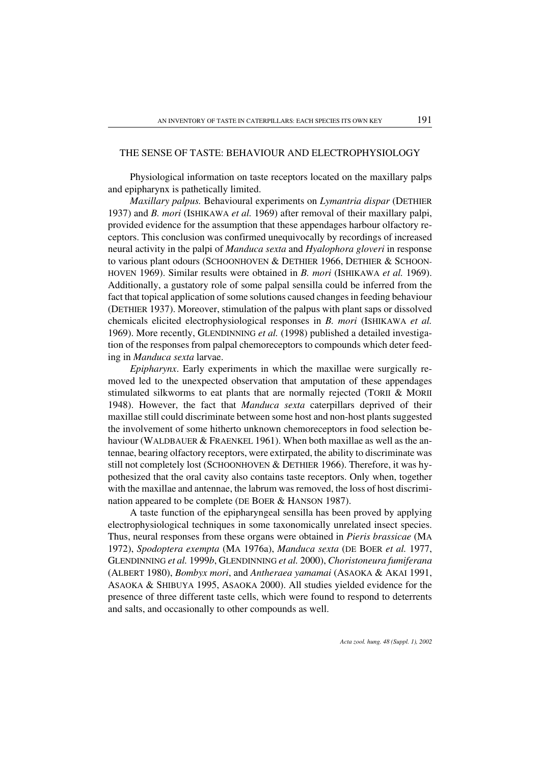## THE SENSE OF TASTE: BEHAVIOUR AND ELECTROPHYSIOLOGY

Physiological information on taste receptors located on the maxillary palps and epipharynx is pathetically limited.

*Maxillary palpus.* Behavioural experiments on *Lymantria dispar* (DETHIER 1937) and *B. mori* (ISHIKAWA *et al.* 1969) after removal of their maxillary palpi, provided evidence for the assumption that these appendages harbour olfactory receptors. This conclusion was confirmed unequivocally by recordings of increased neural activity in the palpi of *Manduca sexta* and *Hyalophora gloveri* in response to various plant odours (SCHOONHOVEN & DETHIER 1966, DETHIER & SCHOONHOVEN 1969). Similar results were obtained in *B. mori* (ISHIKAWA *et al.* 1969). Additionally, a gustatory role of some palpal sensilla could be inferred from the fact that topical application of some solutions caused changes in feeding behaviour (DETHIER 1937). Moreover, stimulation of the palpus with plant saps or dissolved chemicals elicited electrophysiological responses in *B. mori* (ISHIKAWA *et al.* 1969). More recently, GLENDINNING *et al.* (1998) published a detailed investigation of the responses from palpal chemoreceptors to compounds which deter feeding in *Manduca sexta* larvae.

*Epipharynx*. Early experiments in which the maxillae were surgically removed led to the unexpected observation that amputation of these appendages stimulated silkworms to eat plants that are normally rejected (TORII & MORII 1948). However, the fact that *Manduca sexta* caterpillars deprived of their maxillae still could discriminate between some host and non-host plants suggested the involvement of some hitherto unknown chemoreceptors in food selection behaviour (WALDBAUER & FRAENKEL 1961). When both maxillae as well as the antennae, bearing olfactory receptors, were extirpated, the ability to discriminate was still not completely lost (SCHOONHOVEN & DETHIER 1966). Therefore, it was hypothesized that the oral cavity also contains taste receptors. Only when, together with the maxillae and antennae, the labrum was removed, the loss of host discrimination appeared to be complete (DE BOER & HANSON 1987).

A taste function of the epipharyngeal sensilla has been proved by applying electrophysiological techniques in some taxonomically unrelated insect species. Thus, neural responses from these organs were obtained in *Pieris brassicae* (MA 1972), *Spodoptera exempta* (MA 1976a), *Manduca sexta* (DE BOER *et al.* 1977, GLENDINNING *et al.* 1999*b*, GLENDINNING *et al.* 2000), *Choristoneura fumiferana* (ALBERT 1980), *Bombyx mori*, and *Antheraea yamamai* (ASAOKA & AKAI 1991, ASAOKA & SHIBUYA 1995, ASAOKA 2000). All studies yielded evidence for the presence of three different taste cells, which were found to respond to deterrents and salts, and occasionally to other compounds as well.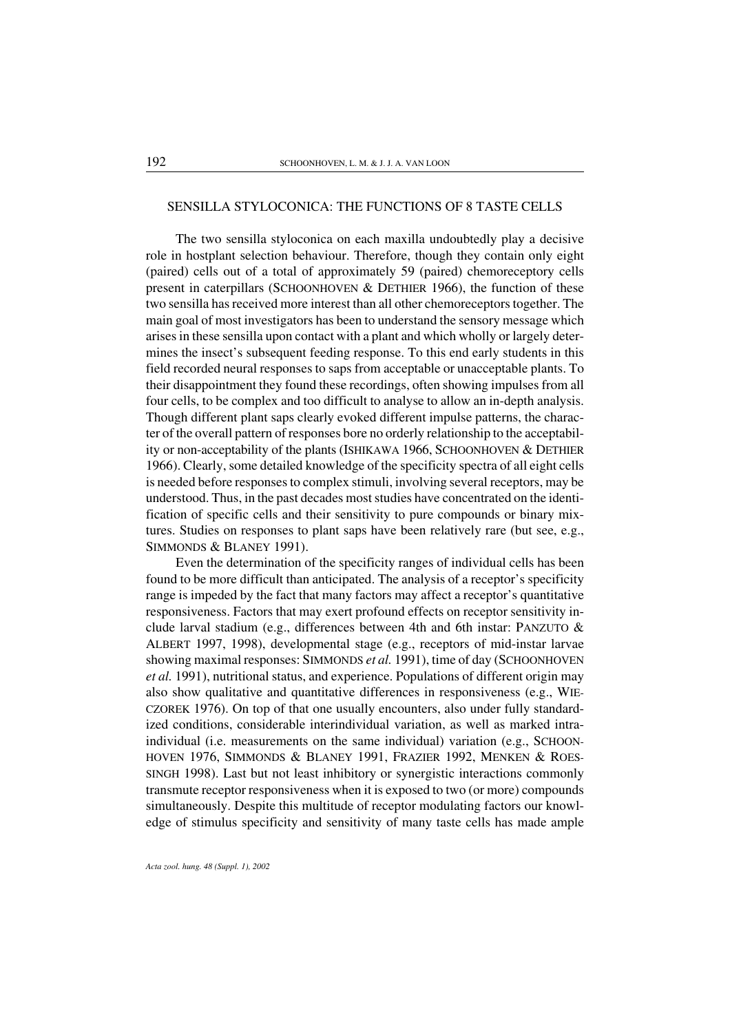## SENSILLA STYLOCONICA: THE FUNCTIONS OF 8 TASTE CELLS

The two sensilla styloconica on each maxilla undoubtedly play a decisive role in hostplant selection behaviour. Therefore, though they contain only eight (paired) cells out of a total of approximately 59 (paired) chemoreceptory cells present in caterpillars (SCHOONHOVEN & DETHIER 1966), the function of these two sensilla has received more interest than all other chemoreceptors together. The main goal of most investigators has been to understand the sensory message which arises in these sensilla upon contact with a plant and which wholly or largely determines the insect's subsequent feeding response. To this end early students in this field recorded neural responses to saps from acceptable or unacceptable plants. To their disappointment they found these recordings, often showing impulses from all four cells, to be complex and too difficult to analyse to allow an in-depth analysis. Though different plant saps clearly evoked different impulse patterns, the character of the overall pattern of responses bore no orderly relationship to the acceptability or non-acceptability of the plants (ISHIKAWA 1966, SCHOONHOVEN & DETHIER 1966). Clearly, some detailed knowledge of the specificity spectra of all eight cells is needed before responses to complex stimuli, involving several receptors, may be understood. Thus, in the past decades most studies have concentrated on the identification of specific cells and their sensitivity to pure compounds or binary mixtures. Studies on responses to plant saps have been relatively rare (but see, e.g., SIMMONDS & BLANEY 1991).

Even the determination of the specificity ranges of individual cells has been found to be more difficult than anticipated. The analysis of a receptor's specificity range is impeded by the fact that many factors may affect a receptor's quantitative responsiveness. Factors that may exert profound effects on receptor sensitivity include larval stadium (e.g., differences between 4th and 6th instar: PANZUTO & ALBERT 1997, 1998), developmental stage (e.g., receptors of mid-instar larvae showing maximal responses: SIMMONDS *et al.* 1991), time of day (SCHOONHOVEN *et al.* 1991), nutritional status, and experience. Populations of different origin may also show qualitative and quantitative differences in responsiveness (e.g., WIECZOREK 1976). On top of that one usually encounters, also under fully standardized conditions, considerable interindividual variation, as well as marked intra-individual (i.e. measurements on the same individual) variation (e.g., SCHOONHOVEN 1976, SIMMONDS & BLANEY 1991, FRAZIER 1992, MENKEN & ROESSINGH 1998). Last but not least inhibitory or synergistic interactions commonly transmute receptor responsiveness when it is exposed to two (or more) compounds simultaneously. Despite this multitude of receptor modulating factors our knowledge of stimulus specificity and sensitivity of many taste cells has made ample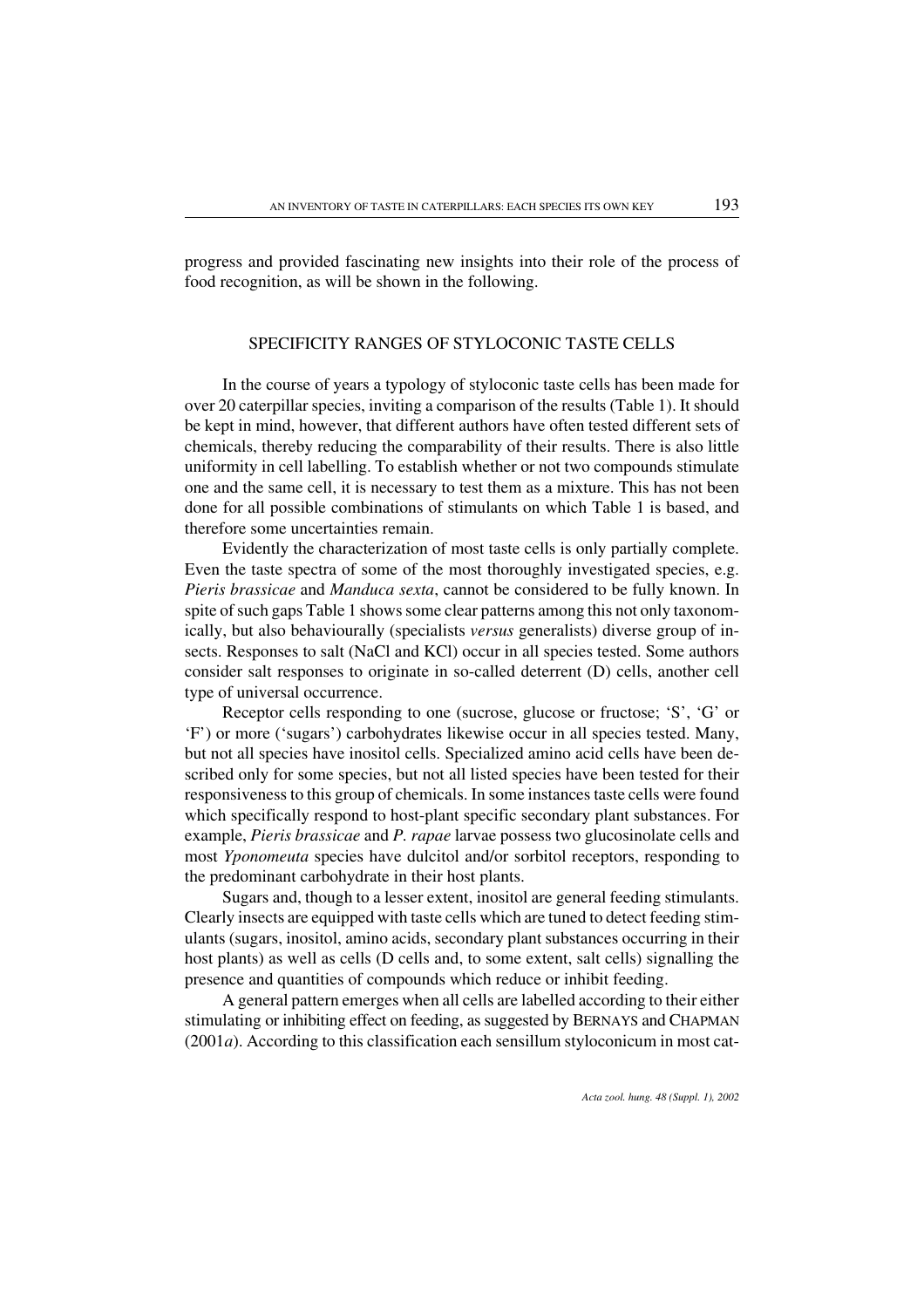progress and provided fascinating new insights into their role of the process of food recognition, as will be shown in the following.

## SPECIFICITY RANGES OF STYLOCONIC TASTE CELLS

In the course of years a typology of styloconic taste cells has been made for over 20 caterpillar species, inviting a comparison of the results (Table 1). It should be kept in mind, however, that different authors have often tested different sets of chemicals, thereby reducing the comparability of their results. There is also little uniformity in cell labelling. To establish whether or not two compounds stimulate one and the same cell, it is necessary to test them as a mixture. This has not been done for all possible combinations of stimulants on which Table 1 is based, and therefore some uncertainties remain.

Evidently the characterization of most taste cells is only partially complete. Even the taste spectra of some of the most thoroughly investigated species, e.g. *Pieris brassicae* and *Manduca sexta*, cannot be considered to be fully known. In spite of such gaps Table 1 shows some clear patterns among this not only taxonomically, but also behaviourally (specialists *versus* generalists) diverse group of insects. Responses to salt (NaCl and KCl) occur in all species tested. Some authors consider salt responses to originate in so-called deterrent (D) cells, another cell type of universal occurrence.

Receptor cells responding to one (sucrose, glucose or fructose; 'S', 'G' or 'F') or more ('sugars') carbohydrates likewise occur in all species tested. Many, but not all species have inositol cells. Specialized amino acid cells have been described only for some species, but not all listed species have been tested for their responsiveness to this group of chemicals. In some instances taste cells were found which specifically respond to host-plant specific secondary plant substances. For example, *Pieris brassicae* and *P. rapae* larvae possess two glucosinolate cells and most *Yponomeuta* species have dulcitol and/or sorbitol receptors, responding to the predominant carbohydrate in their host plants.

Sugars and, though to a lesser extent, inositol are general feeding stimulants. Clearly insects are equipped with taste cells which are tuned to detect feeding stimulants (sugars, inositol, amino acids, secondary plant substances occurring in their host plants) as well as cells (D cells and, to some extent, salt cells) signalling the presence and quantities of compounds which reduce or inhibit feeding.

A general pattern emerges when all cells are labelled according to their either stimulating or inhibiting effect on feeding, as suggested by BERNAYS and CHAPMAN (2001*a*). According to this classification each sensillum styloconicum in most cat-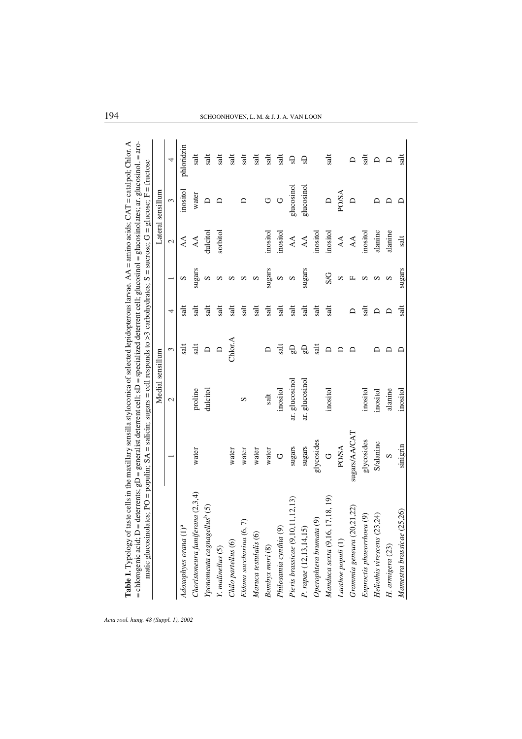**Table 1.** Typology of taste cells in the maxillary sensilla styloconica of selected lepidopterous larvae. AA = amino acids; CAT = catalpol; Chlor. A = chlorogenic acid; D = deterrents; gD = generalist deterrent cell; sD = specialized deterrent cell; glucosinol = glucosinolates; ar. glucosinol. = aromatic glucosinolates; PO = populin; SA = salicin; sugars = cell responds to >3 carbohydrates; S = sucrose; G = glucose; F = fructose

| | Medial sensillum | | | | Lateral sensillum | | | |
|---|---|---|---|---|---|---|---|---|
| | 1 | 2 | 3 | 4 | 1 | 2 | 3 | 4 |
| *Adoxophyes orana* (1)[a] | | | salt | salt | S | AA | inositol | phloridzin |
| *Choristoneura fumiferana* (2,3,4) | water | proline | salt | salt | sugars | AA | water | salt |
| *Yponomeuta cagnagellus*[b] (5) | | dulcitol | D | salt | S | dulcitol | D | salt |
| *Y. malinellus* (5) | | | D | salt | S | sorbitol | D | salt |
| *Chilo partellus* (6) | water | | Chlor.A | salt | S | | | salt |
| *Eldana saccharina* (6, 7) | water | S | | salt | S | | D | salt |
| *Maruca testulalis* (6) | water | | | salt | S | | | salt |
| *Bombyx mori* (8) | water | salt | D | salt | sugars | inositol | G | salt |
| *Philosamia cynthia* (9) | G | inositol | salt | salt | S | inositol | G | salt |
| *Pieris brassicae* (9,10,11,12,13) | sugars | ar. glucosinol | gD | salt | S | AA | glucosinol | sD |
| *P. rapae* (12,13,14,15) | sugars | ar. glucosinol | gD | salt | sugars | AA | glucosinol | sD |
| *Operophtera brumata* (9) | glycosides | | salt | salt | | inositol | | |
| *Manduca sexta* (9,16, 17,18, 19) | G | inositol | D | salt | S/G | inositol | D | salt |
| *Laothoe populi* (1) | PO/SA | | D | | S | AA | PO/SA | |
| *Grammia geneura* (20,21,22) | sugars/AA/CAT | | D | D | F | AA | D | D |
| *Euproctis phaeorrhoea* (9) | glycosides | inositol | | salt | S | inositol | | salt |
| *Heliothis virescens* (23,24) | S/alanine | inositol | D | D | S | alanine | D | D |
| *H. armigera* (23) | S | alanine | D | D | S | alanine | D | D |
| *Mamestra brassicae* (25,26) | sinigrin | inositol | D | salt | sugars | salt | D | salt |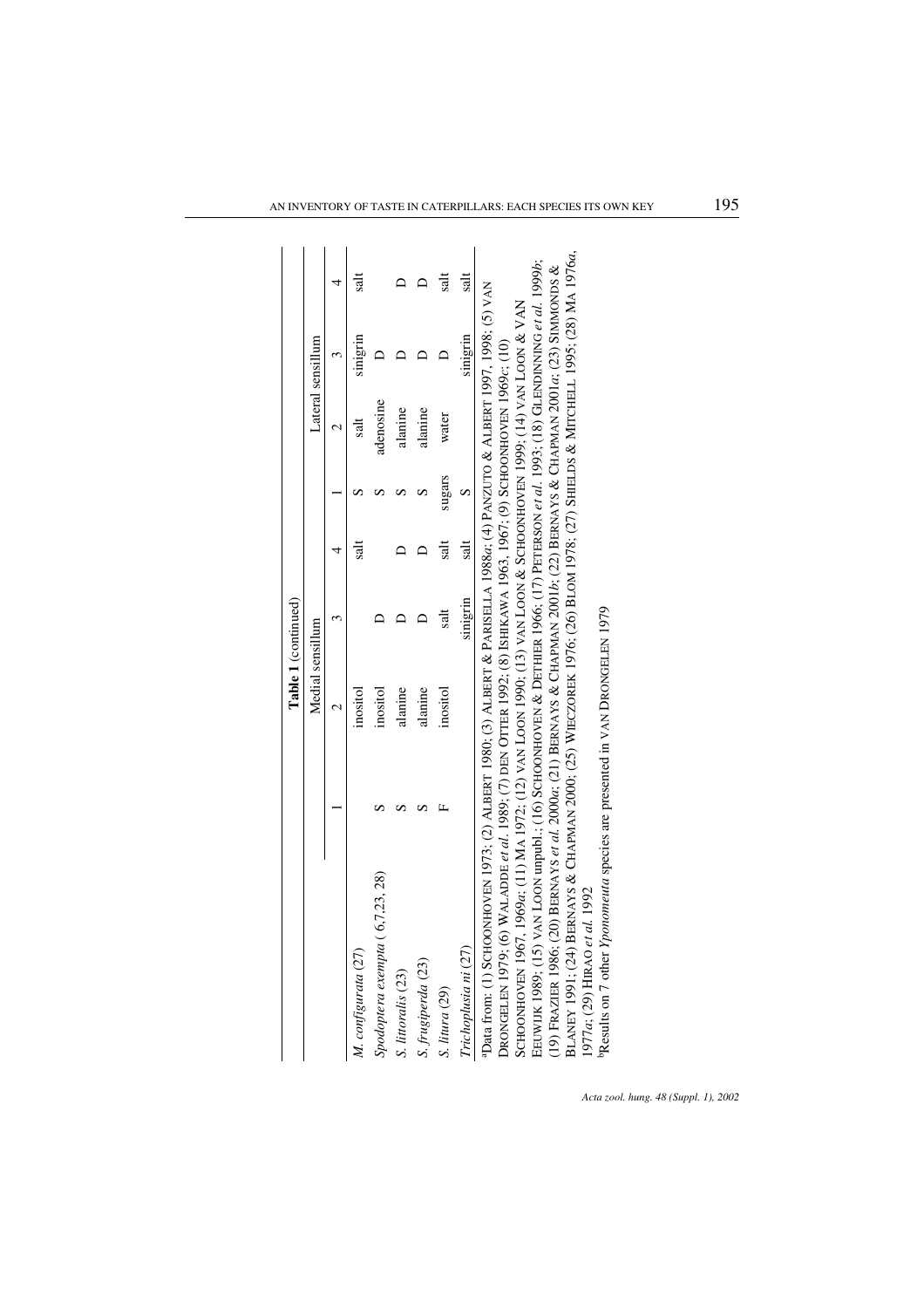**Table 1** (continued)

| | Medial sensillum | | | | Lateral sensillum | | | |
|---|---|---|---|---|---|---|---|---|
| | 1 | 2 | 3 | 4 | 1 | 2 | 3 | 4 |
| *M. configurata* (27) | | inositol | | salt | S | salt | sinigrin | salt |
| *Spodoptera exempta* ( 6,7,23, 28) | S | inositol | D | | S | adenosine | D | |
| *S. littoralis* (23) | S | alanine | D | D | S | alanine | D | D |
| *S. frugiperda* (23) | S | alanine | D | D | S | alanine | D | D |
| *S. litura* (29) | F | inositol | salt | salt | sugars | water | D | salt |
| *Trichoplusia ni* (27) | | | sinigrin | salt | S | | sinigrin | salt |

[a]Data from: (1) SCHOONHOVEN 1973; (2) ALBERT 1980; (3) ALBERT & PARISELLA 1988*a*; (4) PANZUTO & ALBERT 1997, 1998; (5) VAN DRONGELEN 1979; (6) WALADDE *et al.* 1989; (7) DEN OTTER 1992; (8) ISHIKAWA 1963, 1967; (9) SCHOONHOVEN 1969*c*; (10) SCHOONHOVEN 1967, 1969*a*; (11) MA 1972; (12) VAN LOON 1990; (13) VAN LOON & SCHOONHOVEN 1999; (14) VAN LOON & VAN EEUWIJK 1989; (15) VAN LOON unpubl.; (16) SCHOONHOVEN & DETHIER 1966; (17) PETERSON *et al.* 1993; (18) GLENDINNING *et al.* 1999*b*; (19) FRAZIER 1986; (20) BERNAYS *et al.* 2000*a*; (21) BERNAYS & CHAPMAN 2001*b*; (22) BERNAYS & CHAPMAN 2001*a*; (23) SIMMONDS & BLANEY 1991; (24) BERNAYS & CHAPMAN 2000; (25) WIECZOREK 1976; (26) BLOM 1978; (27) SHIELDS & MITCHELL 1995; (28) MA 1976*a*, 1977*a*; (29) HIRAO *et al.* 1992

[b]Results on 7 other *Yponomeuta* species are presented in VAN DRONGELEN 1979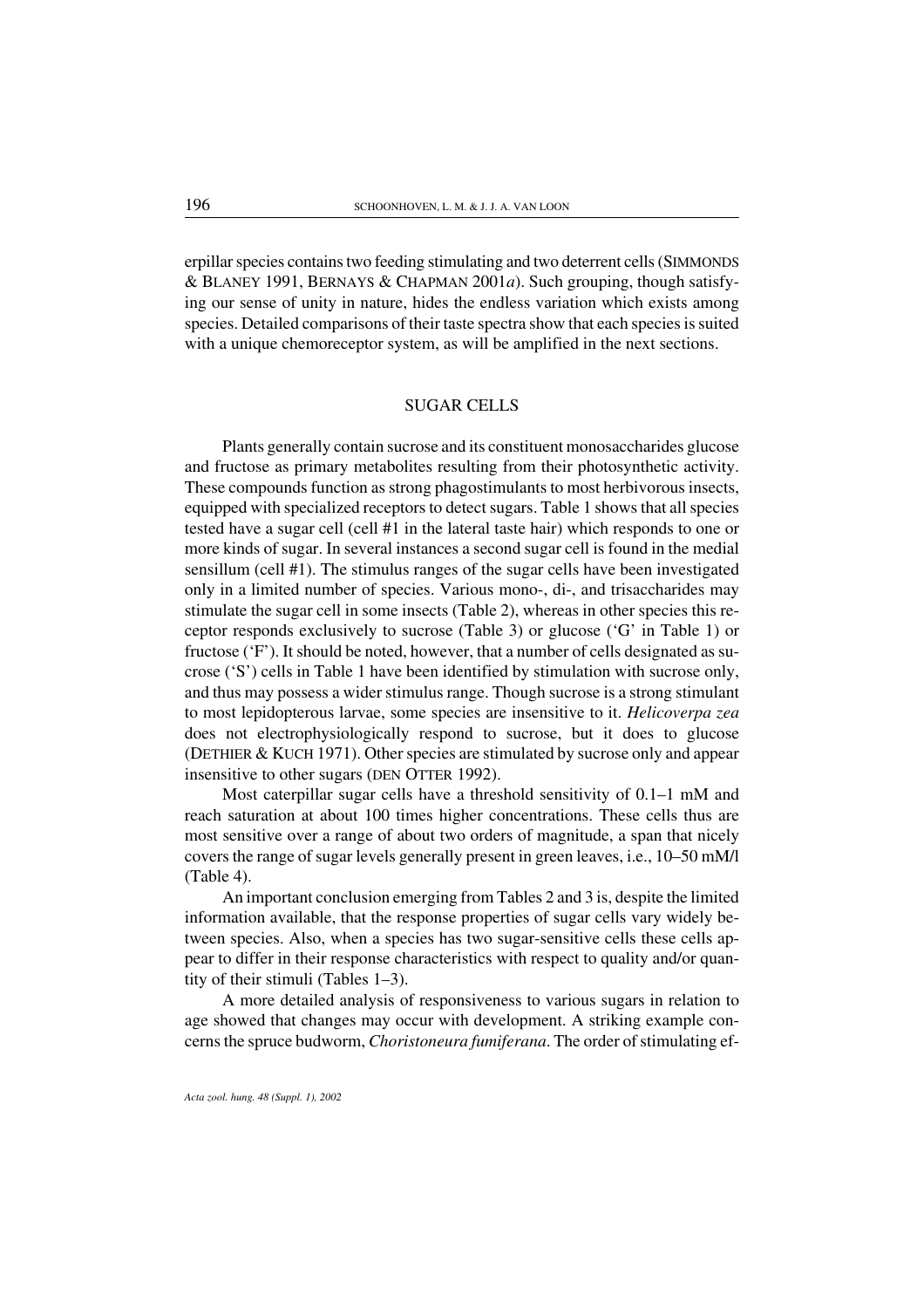erpillar species contains two feeding stimulating and two deterrent cells (SIMMONDS & BLANEY 1991, BERNAYS & CHAPMAN 2001*a*). Such grouping, though satisfying our sense of unity in nature, hides the endless variation which exists among species. Detailed comparisons of their taste spectra show that each species is suited with a unique chemoreceptor system, as will be amplified in the next sections.

## SUGAR CELLS

Plants generally contain sucrose and its constituent monosaccharides glucose and fructose as primary metabolites resulting from their photosynthetic activity. These compounds function as strong phagostimulants to most herbivorous insects, equipped with specialized receptors to detect sugars. Table 1 shows that all species tested have a sugar cell (cell #1 in the lateral taste hair) which responds to one or more kinds of sugar. In several instances a second sugar cell is found in the medial sensillum (cell #1). The stimulus ranges of the sugar cells have been investigated only in a limited number of species. Various mono-, di-, and trisaccharides may stimulate the sugar cell in some insects (Table 2), whereas in other species this receptor responds exclusively to sucrose (Table 3) or glucose ('G' in Table 1) or fructose ('F'). It should be noted, however, that a number of cells designated as sucrose ('S') cells in Table 1 have been identified by stimulation with sucrose only, and thus may possess a wider stimulus range. Though sucrose is a strong stimulant to most lepidopterous larvae, some species are insensitive to it. *Helicoverpa zea* does not electrophysiologically respond to sucrose, but it does to glucose (DETHIER & KUCH 1971). Other species are stimulated by sucrose only and appear insensitive to other sugars (DEN OTTER 1992).

Most caterpillar sugar cells have a threshold sensitivity of 0.1–1 mM and reach saturation at about 100 times higher concentrations. These cells thus are most sensitive over a range of about two orders of magnitude, a span that nicely covers the range of sugar levels generally present in green leaves, i.e., 10–50 mM/l (Table 4).

An important conclusion emerging from Tables 2 and 3 is, despite the limited information available, that the response properties of sugar cells vary widely between species. Also, when a species has two sugar-sensitive cells these cells appear to differ in their response characteristics with respect to quality and/or quantity of their stimuli (Tables 1–3).

A more detailed analysis of responsiveness to various sugars in relation to age showed that changes may occur with development. A striking example concerns the spruce budworm, *Choristoneura fumiferana*. The order of stimulating ef-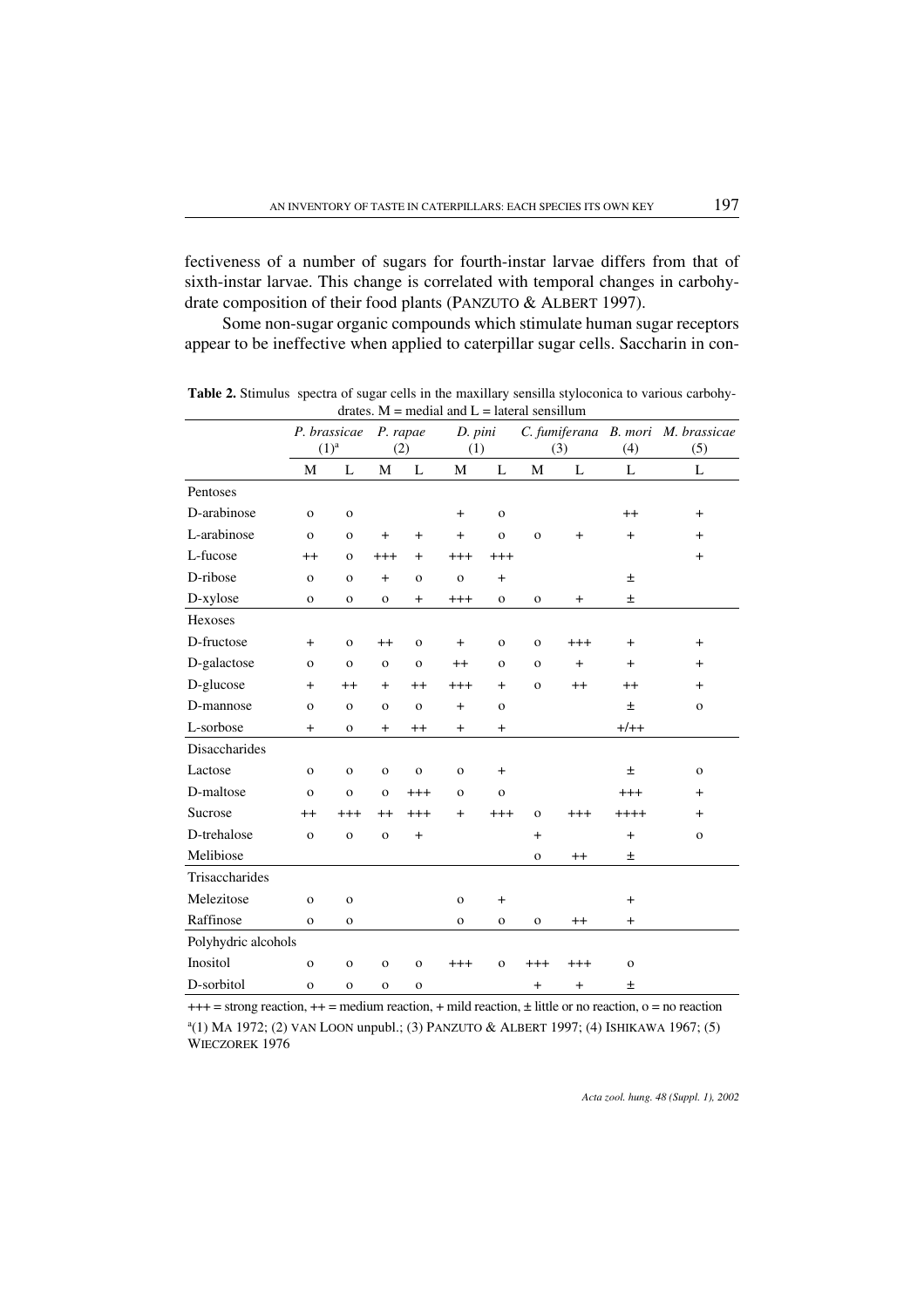fectiveness of a number of sugars for fourth-instar larvae differs from that of sixth-instar larvae. This change is correlated with temporal changes in carbohydrate composition of their food plants (PANZUTO & ALBERT 1997).

Some non-sugar organic compounds which stimulate human sugar receptors appear to be ineffective when applied to caterpillar sugar cells. Saccharin in con-

**Table 2.** Stimulus spectra of sugar cells in the maxillary sensilla styloconica to various carbohydrates. M = medial and L = lateral sensillum

| | *P. brassicae* (1)[a] | | *P. rapae* (2) | | *D. pini* (1) | | *C. fumiferana* (3) | | *B. mori* (4) | *M. brassicae* (5) |
|---|---|---|---|---|---|---|---|---|---|---|
| | M | L | M | L | M | L | M | L | L | L |
| Pentoses | | | | | | | | | | |
| D-arabinose | o | o | | | + | o | | | ++ | + |
| L-arabinose | o | o | + | + | + | o | o | + | + | + |
| L-fucose | ++ | o | +++ | + | +++ | +++ | | | | + |
| D-ribose | o | o | + | o | o | + | | | ± | |
| D-xylose | o | o | o | + | +++ | o | o | + | ± | |
| Hexoses | | | | | | | | | | |
| D-fructose | + | o | ++ | o | + | o | o | +++ | + | + |
| D-galactose | o | o | o | o | ++ | o | o | + | + | + |
| D-glucose | + | ++ | + | ++ | +++ | + | o | ++ | ++ | + |
| D-mannose | o | o | o | o | + | o | | | ± | o |
| L-sorbose | + | o | + | ++ | + | + | | | +/++ | |
| Disaccharides | | | | | | | | | | |
| Lactose | o | o | o | o | o | + | | | ± | o |
| D-maltose | o | o | o | +++ | o | o | | | +++ | + |
| Sucrose | ++ | +++ | ++ | +++ | + | +++ | o | +++ | ++++ | + |
| D-trehalose | o | o | o | + | | | + | | + | o |
| Melibiose | | | | | | | o | ++ | ± | |
| Trisaccharides | | | | | | | | | | |
| Melezitose | o | o | | | o | + | | | + | |
| Raffinose | o | o | | | o | o | o | ++ | + | |
| Polyhydric alcohols | | | | | | | | | | |
| Inositol | o | o | o | o | +++ | o | +++ | +++ | o | |
| D-sorbitol | o | o | o | o | | | + | + | ± | |

+++ = strong reaction, ++ = medium reaction, + mild reaction, ± little or no reaction, o = no reaction

[a](1) MA 1972; (2) VAN LOON unpubl.; (3) PANZUTO & ALBERT 1997; (4) ISHIKAWA 1967; (5) WIECZOREK 1976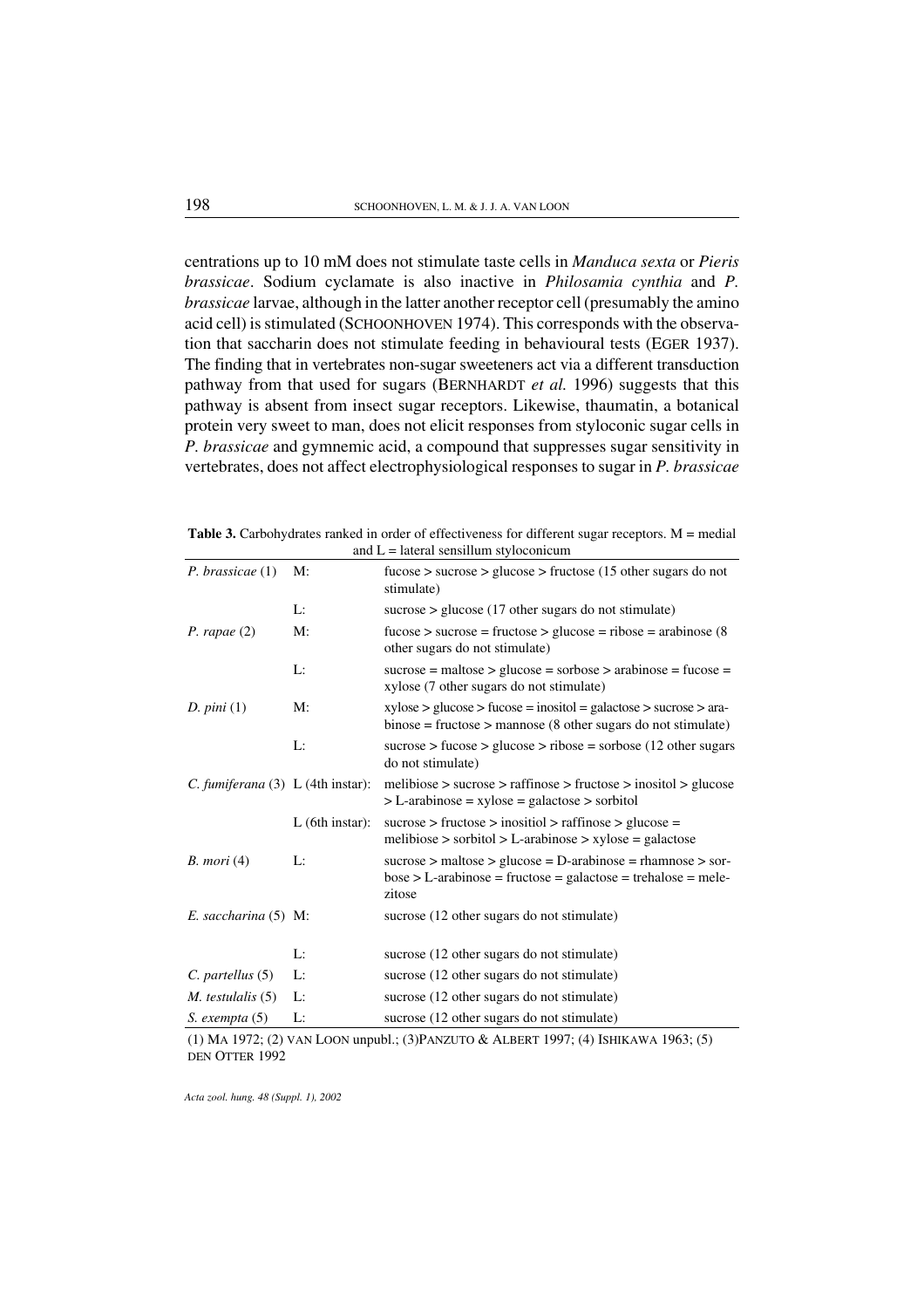centrations up to 10 mM does not stimulate taste cells in *Manduca sexta* or *Pieris brassicae*. Sodium cyclamate is also inactive in *Philosamia cynthia* and *P. brassicae* larvae, although in the latter another receptor cell (presumably the amino acid cell) is stimulated (SCHOONHOVEN 1974). This corresponds with the observation that saccharin does not stimulate feeding in behavioural tests (EGER 1937). The finding that in vertebrates non-sugar sweeteners act via a different transduction pathway from that used for sugars (BERNHARDT *et al.* 1996) suggests that this pathway is absent from insect sugar receptors. Likewise, thaumatin, a botanical protein very sweet to man, does not elicit responses from styloconic sugar cells in *P. brassicae* and gymnemic acid, a compound that suppresses sugar sensitivity in vertebrates, does not affect electrophysiological responses to sugar in *P. brassicae*

**Table 3.** Carbohydrates ranked in order of effectiveness for different sugar receptors. M = medial and L = lateral sensillum styloconicum

| | | |
|---|---|---|
| *P. brassicae* (1) | M: | fucose > sucrose > glucose > fructose (15 other sugars do not stimulate) |
| | L: | sucrose > glucose (17 other sugars do not stimulate) |
| *P. rapae* (2) | M: | fucose > sucrose = fructose > glucose = ribose = arabinose (8 other sugars do not stimulate) |
| | L: | sucrose = maltose > glucose = sorbose > arabinose = fucose = xylose (7 other sugars do not stimulate) |
| *D. pini* (1) | M: | xylose > glucose > fucose = inositol = galactose > sucrose > arabinose = fructose > mannose (8 other sugars do not stimulate) |
| | L: | sucrose > fucose > glucose > ribose = sorbose (12 other sugars do not stimulate) |
| *C. fumiferana* (3) | L (4th instar): | melibiose > sucrose > raffinose > fructose > inositol > glucose > L-arabinose = xylose = galactose > sorbitol |
| | L (6th instar): | sucrose > fructose > inositiol > raffinose > glucose = melibiose > sorbitol > L-arabinose > xylose = galactose |
| *B. mori* (4) | L: | sucrose > maltose > glucose = D-arabinose = rhamnose > sorbose > L-arabinose = fructose = galactose = trehalose = melezitose |
| *E. saccharina* (5) | M: | sucrose (12 other sugars do not stimulate) |
| | L: | sucrose (12 other sugars do not stimulate) |
| *C. partellus* (5) | L: | sucrose (12 other sugars do not stimulate) |
| *M. testulalis* (5) | L: | sucrose (12 other sugars do not stimulate) |
| *S. exempta* (5) | L: | sucrose (12 other sugars do not stimulate) |

(1) MA 1972; (2) VAN LOON unpubl.; (3)PANZUTO & ALBERT 1997; (4) ISHIKAWA 1963; (5) DEN OTTER 1992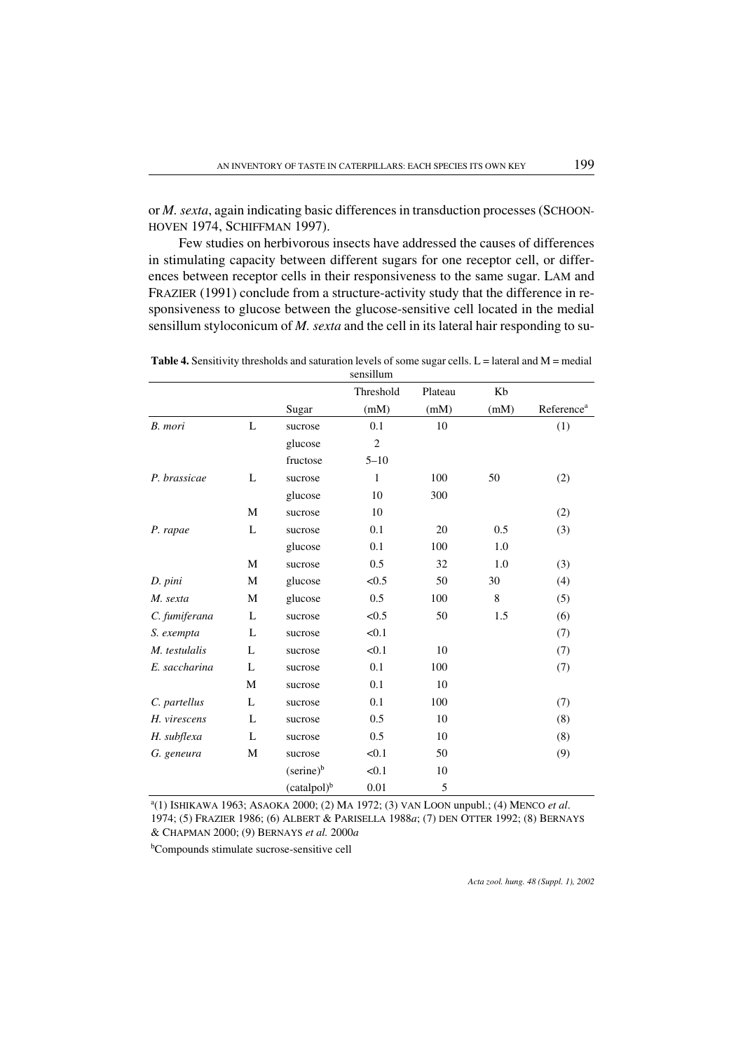or *M. sexta*, again indicating basic differences in transduction processes (SCHOONHOVEN 1974, SCHIFFMAN 1997).

Few studies on herbivorous insects have addressed the causes of differences in stimulating capacity between different sugars for one receptor cell, or differences between receptor cells in their responsiveness to the same sugar. LAM and FRAZIER (1991) conclude from a structure-activity study that the difference in responsiveness to glucose between the glucose-sensitive cell located in the medial sensillum styloconicum of *M. sexta* and the cell in its lateral hair responding to su-

**Table 4.** Sensitivity thresholds and saturation levels of some sugar cells. L = lateral and M = medial sensillum

| | | Sugar | Threshold (mM) | Plateau (mM) | Kb (mM) | Reference[a] |
|---|---|---|---|---|---|---|
| *B. mori* | L | sucrose | 0.1 | 10 | | (1) |
| | | glucose | 2 | | | |
| | | fructose | 5–10 | | | |
| *P. brassicae* | L | sucrose | 1 | 100 | 50 | (2) |
| | | glucose | 10 | 300 | | |
| | M | sucrose | 10 | | | (2) |
| *P. rapae* | L | sucrose | 0.1 | 20 | 0.5 | (3) |
| | | glucose | 0.1 | 100 | 1.0 | |
| | M | sucrose | 0.5 | 32 | 1.0 | (3) |
| *D. pini* | M | glucose | <0.5 | 50 | 30 | (4) |
| *M. sexta* | M | glucose | 0.5 | 100 | 8 | (5) |
| *C. fumiferana* | L | sucrose | <0.5 | 50 | 1.5 | (6) |
| *S. exempta* | L | sucrose | <0.1 | | | (7) |
| *M. testulalis* | L | sucrose | <0.1 | 10 | | (7) |
| *E. saccharina* | L | sucrose | 0.1 | 100 | | (7) |
| | M | sucrose | 0.1 | 10 | | |
| *C. partellus* | L | sucrose | 0.1 | 100 | | (7) |
| *H. virescens* | L | sucrose | 0.5 | 10 | | (8) |
| *H. subflexa* | L | sucrose | 0.5 | 10 | | (8) |
| *G. geneura* | M | sucrose | <0.1 | 50 | | (9) |
| | | (serine)[b] | <0.1 | 10 | | |
| | | (catalpol)[b] | 0.01 | 5 | | |

[a](1) ISHIKAWA 1963; ASAOKA 2000; (2) MA 1972; (3) VAN LOON unpubl.; (4) MENCO *et al.* 1974; (5) FRAZIER 1986; (6) ALBERT & PARISELLA 1988*a*; (7) DEN OTTER 1992; (8) BERNAYS & CHAPMAN 2000; (9) BERNAYS *et al.* 2000*a*

[b]Compounds stimulate sucrose-sensitive cell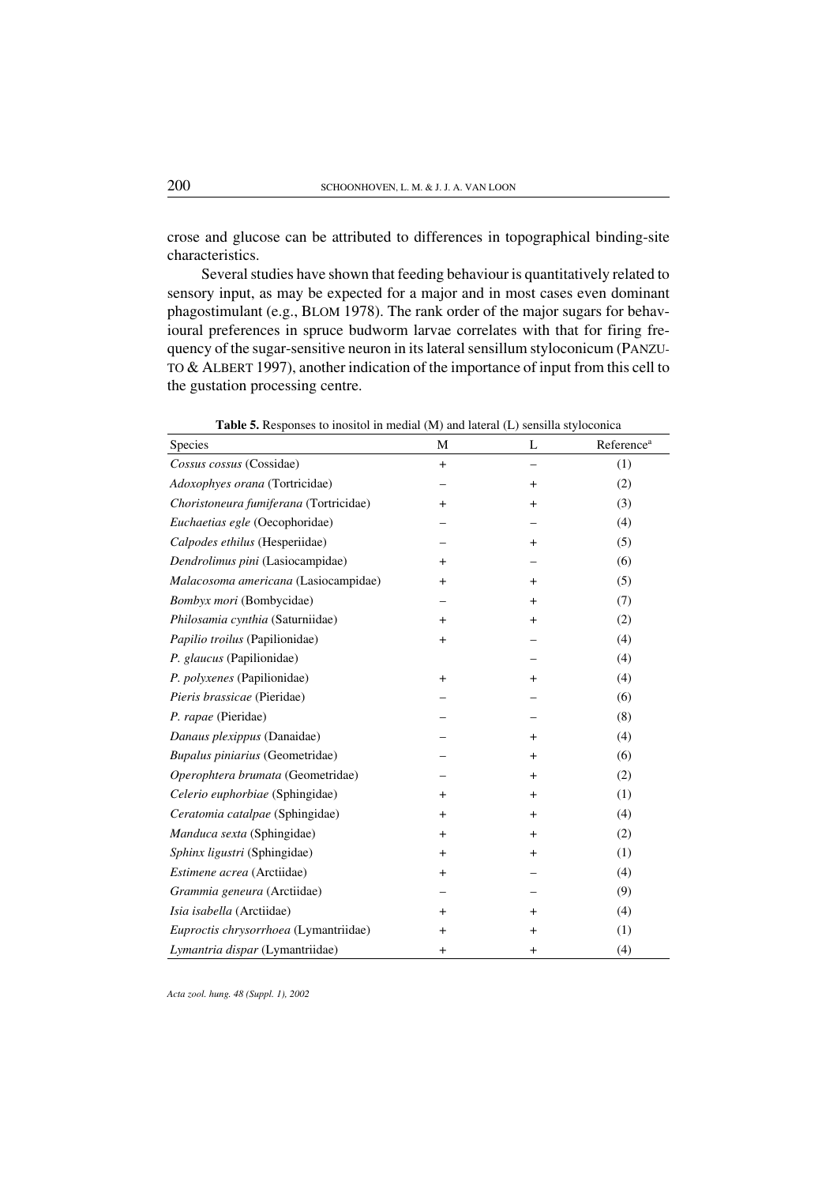crose and glucose can be attributed to differences in topographical binding-site characteristics.

Several studies have shown that feeding behaviour is quantitatively related to sensory input, as may be expected for a major and in most cases even dominant phagostimulant (e.g., BLOM 1978). The rank order of the major sugars for behavioural preferences in spruce budworm larvae correlates with that for firing frequency of the sugar-sensitive neuron in its lateral sensillum styloconicum (PANZUTO & ALBERT 1997), another indication of the importance of input from this cell to the gustation processing centre.

**Table 5.** Responses to inositol in medial (M) and lateral (L) sensilla styloconica

| Species | M | L | Reference[a] |
|---|---|---|---|
| *Cossus cossus* (Cossidae) | + | – | (1) |
| *Adoxophyes orana* (Tortricidae) | – | + | (2) |
| *Choristoneura fumiferana* (Tortricidae) | + | + | (3) |
| *Euchaetias egle* (Oecophoridae) | – | – | (4) |
| *Calpodes ethilus* (Hesperiidae) | – | + | (5) |
| *Dendrolimus pini* (Lasiocampidae) | + | – | (6) |
| *Malacosoma americana* (Lasiocampidae) | + | + | (5) |
| *Bombyx mori* (Bombycidae) | – | + | (7) |
| *Philosamia cynthia* (Saturniidae) | + | + | (2) |
| *Papilio troilus* (Papilionidae) | + | – | (4) |
| *P. glaucus* (Papilionidae) | | – | (4) |
| *P. polyxenes* (Papilionidae) | + | + | (4) |
| *Pieris brassicae* (Pieridae) | – | – | (6) |
| *P. rapae* (Pieridae) | – | – | (8) |
| *Danaus plexippus* (Danaidae) | – | + | (4) |
| *Bupalus piniarius* (Geometridae) | – | + | (6) |
| *Operophtera brumata* (Geometridae) | – | + | (2) |
| *Celerio euphorbiae* (Sphingidae) | + | + | (1) |
| *Ceratomia catalpae* (Sphingidae) | + | + | (4) |
| *Manduca sexta* (Sphingidae) | + | + | (2) |
| *Sphinx ligustri* (Sphingidae) | + | + | (1) |
| *Estimene acrea* (Arctiidae) | + | – | (4) |
| *Grammia geneura* (Arctiidae) | – | – | (9) |
| *Isia isabella* (Arctiidae) | + | + | (4) |
| *Euproctis chrysorrhoea* (Lymantriidae) | + | + | (1) |
| *Lymantria dispar* (Lymantriidae) | + | + | (4) |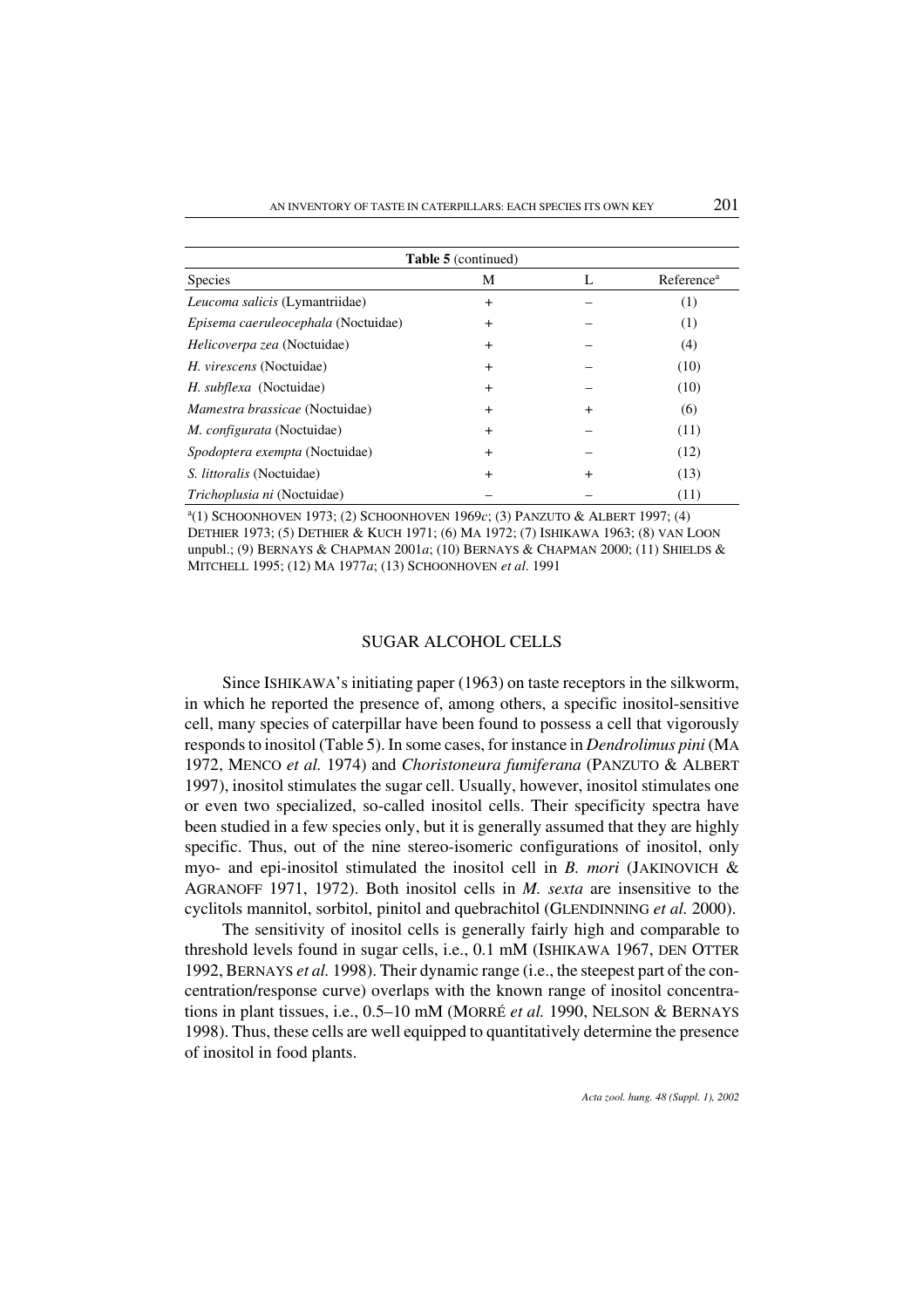**Table 5** (continued)

| Species | M | L | Reference[a] |
|---|---|---|---|
| *Leucoma salicis* (Lymantriidae) | + | – | (1) |
| *Episema caeruleocephala* (Noctuidae) | + | – | (1) |
| *Helicoverpa zea* (Noctuidae) | + | – | (4) |
| *H. virescens* (Noctuidae) | + | – | (10) |
| *H. subflexa* (Noctuidae) | + | – | (10) |
| *Mamestra brassicae* (Noctuidae) | + | + | (6) |
| *M. configurata* (Noctuidae) | + | – | (11) |
| *Spodoptera exempta* (Noctuidae) | + | – | (12) |
| *S. littoralis* (Noctuidae) | + | + | (13) |
| *Trichoplusia ni* (Noctuidae) | – | – | (11) |

[a](1) SCHOONHOVEN 1973; (2) SCHOONHOVEN 1969*c*; (3) PANZUTO & ALBERT 1997; (4) DETHIER 1973; (5) DETHIER & KUCH 1971; (6) MA 1972; (7) ISHIKAWA 1963; (8) VAN LOON unpubl.; (9) BERNAYS & CHAPMAN 2001*a*; (10) BERNAYS & CHAPMAN 2000; (11) SHIELDS & MITCHELL 1995; (12) MA 1977*a*; (13) SCHOONHOVEN *et al.* 1991

## SUGAR ALCOHOL CELLS

Since ISHIKAWA's initiating paper (1963) on taste receptors in the silkworm, in which he reported the presence of, among others, a specific inositol-sensitive cell, many species of caterpillar have been found to possess a cell that vigorously responds to inositol (Table 5). In some cases, for instance in *Dendrolimus pini* (MA 1972, MENCO *et al.* 1974) and *Choristoneura fumiferana* (PANZUTO & ALBERT 1997), inositol stimulates the sugar cell. Usually, however, inositol stimulates one or even two specialized, so-called inositol cells. Their specificity spectra have been studied in a few species only, but it is generally assumed that they are highly specific. Thus, out of the nine stereo-isomeric configurations of inositol, only myo- and epi-inositol stimulated the inositol cell in *B. mori* (JAKINOVICH & AGRANOFF 1971, 1972). Both inositol cells in *M. sexta* are insensitive to the cyclitols mannitol, sorbitol, pinitol and quebrachitol (GLENDINNING *et al.* 2000).

The sensitivity of inositol cells is generally fairly high and comparable to threshold levels found in sugar cells, i.e., 0.1 mM (ISHIKAWA 1967, DEN OTTER 1992, BERNAYS *et al.* 1998). Their dynamic range (i.e., the steepest part of the concentration/response curve) overlaps with the known range of inositol concentrations in plant tissues, i.e., 0.5–10 mM (MORRÉ *et al.* 1990, NELSON & BERNAYS 1998). Thus, these cells are well equipped to quantitatively determine the presence of inositol in food plants.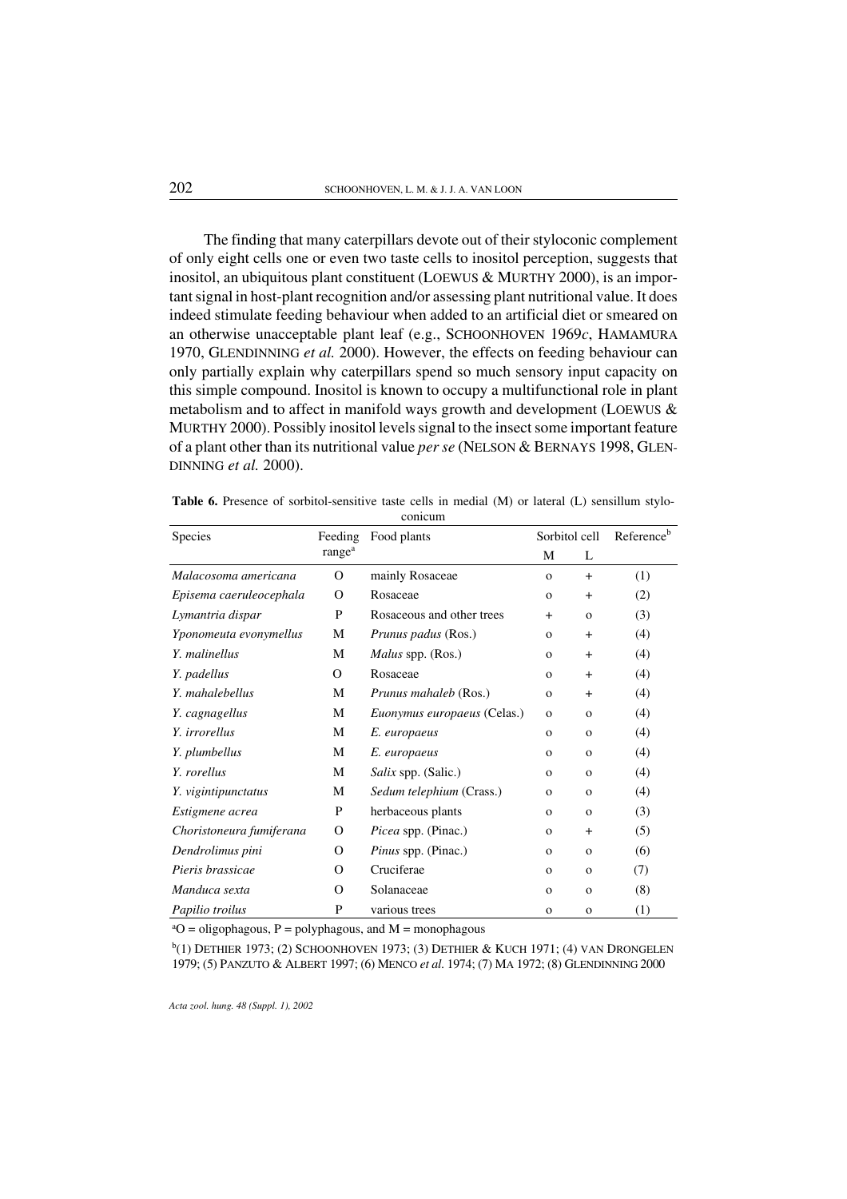The finding that many caterpillars devote out of their styloconic complement of only eight cells one or even two taste cells to inositol perception, suggests that inositol, an ubiquitous plant constituent (LOEWUS & MURTHY 2000), is an important signal in host-plant recognition and/or assessing plant nutritional value. It does indeed stimulate feeding behaviour when added to an artificial diet or smeared on an otherwise unacceptable plant leaf (e.g., SCHOONHOVEN 1969*c*, HAMAMURA 1970, GLENDINNING *et al.* 2000). However, the effects on feeding behaviour can only partially explain why caterpillars spend so much sensory input capacity on this simple compound. Inositol is known to occupy a multifunctional role in plant metabolism and to affect in manifold ways growth and development (LOEWUS & MURTHY 2000). Possibly inositol levels signal to the insect some important feature of a plant other than its nutritional value *per se* (NELSON & BERNAYS 1998, GLENDINNING *et al.* 2000).

**Table 6.** Presence of sorbitol-sensitive taste cells in medial (M) or lateral (L) sensillum styloconicum

| Species | Feeding range[a] | Food plants | Sorbitol cell M | Sorbitol cell L | Reference[b] |
|---|---|---|---|---|---|
| *Malacosoma americana* | O | mainly Rosaceae | o | + | (1) |
| *Episema caeruleocephala* | O | Rosaceae | o | + | (2) |
| *Lymantria dispar* | P | Rosaceous and other trees | + | o | (3) |
| *Yponomeuta evonymellus* | M | *Prunus padus* (Ros.) | o | + | (4) |
| *Y. malinellus* | M | *Malus* spp. (Ros.) | o | + | (4) |
| *Y. padellus* | O | Rosaceae | o | + | (4) |
| *Y. mahalebellus* | M | *Prunus mahaleb* (Ros.) | o | + | (4) |
| *Y. cagnagellus* | M | *Euonymus europaeus* (Celas.) | o | o | (4) |
| *Y. irrorellus* | M | *E. europaeus* | o | o | (4) |
| *Y. plumbellus* | M | *E. europaeus* | o | o | (4) |
| *Y. rorellus* | M | *Salix* spp. (Salic.) | o | o | (4) |
| *Y. vigintipunctatus* | M | *Sedum telephium* (Crass.) | o | o | (4) |
| *Estigmene acrea* | P | herbaceous plants | o | o | (3) |
| *Choristoneura fumiferana* | O | *Picea* spp. (Pinac.) | o | + | (5) |
| *Dendrolimus pini* | O | *Pinus* spp. (Pinac.) | o | o | (6) |
| *Pieris brassicae* | O | Cruciferae | o | o | (7) |
| *Manduca sexta* | O | Solanaceae | o | o | (8) |
| *Papilio troilus* | P | various trees | o | o | (1) |

[a]O = oligophagous, P = polyphagous, and M = monophagous

[b](1) DETHIER 1973; (2) SCHOONHOVEN 1973; (3) DETHIER & KUCH 1971; (4) VAN DRONGELEN 1979; (5) PANZUTO & ALBERT 1997; (6) MENCO *et al.* 1974; (7) MA 1972; (8) GLENDINNING 2000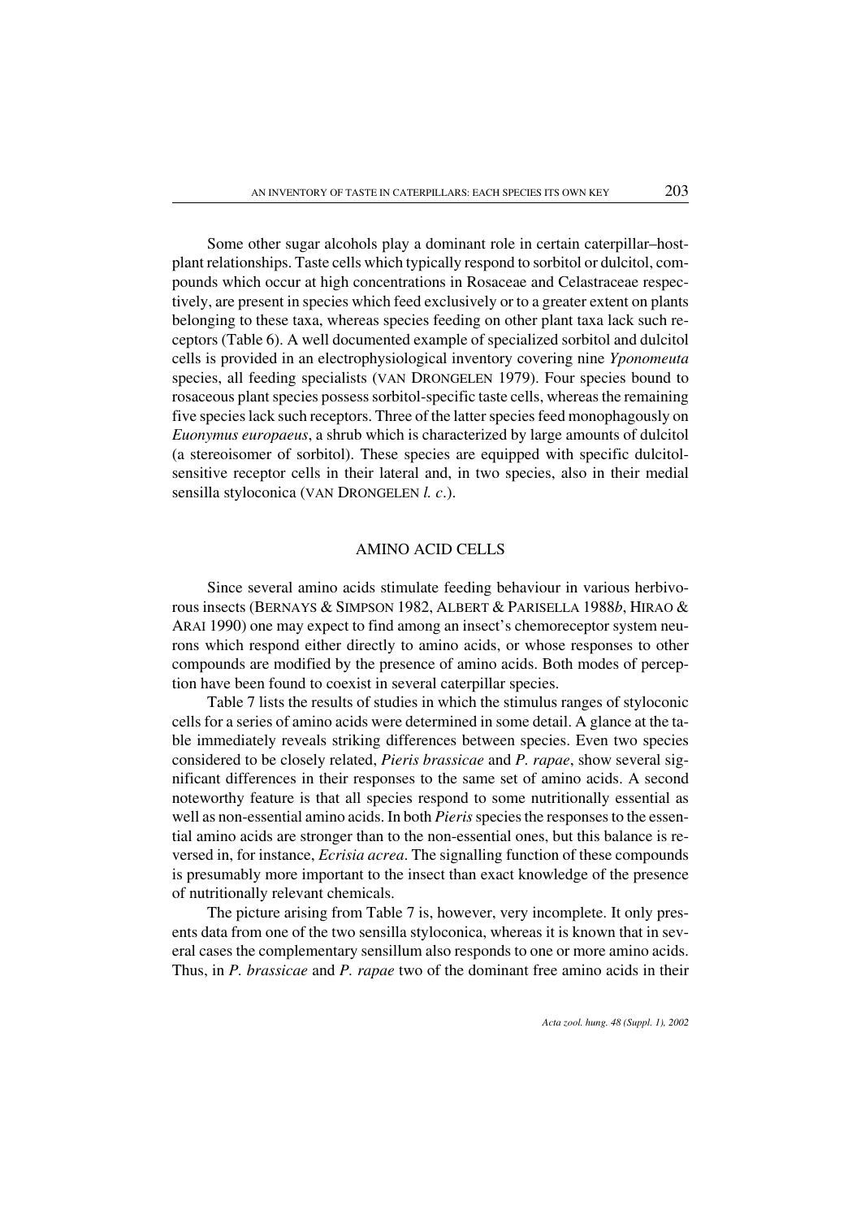Some other sugar alcohols play a dominant role in certain caterpillar–host-plant relationships. Taste cells which typically respond to sorbitol or dulcitol, compounds which occur at high concentrations in Rosaceae and Celastraceae respectively, are present in species which feed exclusively or to a greater extent on plants belonging to these taxa, whereas species feeding on other plant taxa lack such receptors (Table 6). A well documented example of specialized sorbitol and dulcitol cells is provided in an electrophysiological inventory covering nine *Yponomeuta* species, all feeding specialists (VAN DRONGELEN 1979). Four species bound to rosaceous plant species possess sorbitol-specific taste cells, whereas the remaining five species lack such receptors. Three of the latter species feed monophagously on *Euonymus europaeus*, a shrub which is characterized by large amounts of dulcitol (a stereoisomer of sorbitol). These species are equipped with specific dulcitol-sensitive receptor cells in their lateral and, in two species, also in their medial sensilla styloconica (VAN DRONGELEN *l. c.*).

## AMINO ACID CELLS

Since several amino acids stimulate feeding behaviour in various herbivorous insects (BERNAYS & SIMPSON 1982, ALBERT & PARISELLA 1988*b*, HIRAO & ARAI 1990) one may expect to find among an insect's chemoreceptor system neurons which respond either directly to amino acids, or whose responses to other compounds are modified by the presence of amino acids. Both modes of perception have been found to coexist in several caterpillar species.

Table 7 lists the results of studies in which the stimulus ranges of styloconic cells for a series of amino acids were determined in some detail. A glance at the table immediately reveals striking differences between species. Even two species considered to be closely related, *Pieris brassicae* and *P. rapae*, show several significant differences in their responses to the same set of amino acids. A second noteworthy feature is that all species respond to some nutritionally essential as well as non-essential amino acids. In both *Pieris* species the responses to the essential amino acids are stronger than to the non-essential ones, but this balance is reversed in, for instance, *Ecrisia acrea*. The signalling function of these compounds is presumably more important to the insect than exact knowledge of the presence of nutritionally relevant chemicals.

The picture arising from Table 7 is, however, very incomplete. It only presents data from one of the two sensilla styloconica, whereas it is known that in several cases the complementary sensillum also responds to one or more amino acids. Thus, in *P. brassicae* and *P. rapae* two of the dominant free amino acids in their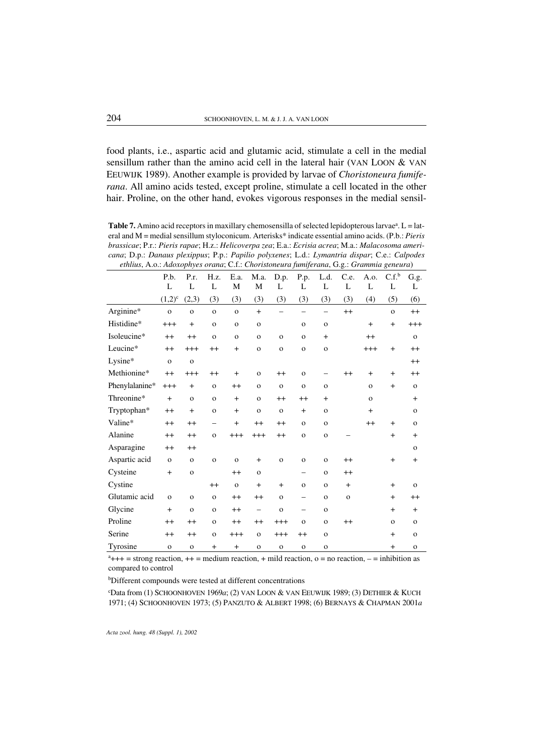food plants, i.e., aspartic acid and glutamic acid, stimulate a cell in the medial sensillum rather than the amino acid cell in the lateral hair (VAN LOON & VAN EEUWIJK 1989). Another example is provided by larvae of *Choristoneura fumiferana*. All amino acids tested, except proline, stimulate a cell located in the other hair. Proline, on the other hand, evokes vigorous responses in the medial sensil-

**Table 7.** Amino acid receptors in maxillary chemosensilla of selected lepidopterous larvae[a]. L = lateral and M = medial sensillum styloconicum. Arterisks* indicate essential amino acids. (P.b.: *Pieris brassicae*; P.r.: *Pieris rapae*; H.z.: *Helicoverpa zea*; E.a.: *Ecrisia acrea*; M.a.: *Malacosoma americana*; D.p.: *Danaus plexippus*; P.p.: *Papilio polyxenes*; L.d.: *Lymantria dispar*; C.e.: *Calpodes ethlius*, A.o.: *Adoxophyes orana*; C.f.: *Choristoneura fumiferana*, G.g.: *Grammia geneura*)

| | P.b. | P.r. | H.z. | E.a. | M.a. | D.p. | P.p. | L.d. | C.e. | A.o. | C.f.[b] | G.g. |
|---|---|---|---|---|---|---|---|---|---|---|---|---|
| | L | L | L | M | M | L | L | L | L | L | L | L |
| | (1,2)[c] | (2,3) | (3) | (3) | (3) | (3) | (3) | (3) | (3) | (4) | (5) | (6) |
| Arginine* | o | o | o | o | + | – | – | – | ++ | | o | ++ |
| Histidine* | +++ | + | o | o | o | | o | o | | + | + | +++ |
| Isoleucine* | ++ | ++ | o | o | o | o | o | + | | ++ | | o |
| Leucine* | ++ | +++ | ++ | + | o | o | o | o | | +++ | + | ++ |
| Lysine* | o | o | | | | | | | | | | ++ |
| Methionine* | ++ | +++ | ++ | + | o | ++ | o | – | ++ | + | + | ++ |
| Phenylalanine* | +++ | + | o | ++ | o | o | o | o | | o | + | o |
| Threonine* | + | o | o | + | o | ++ | ++ | + | | o | | + |
| Tryptophan* | ++ | + | o | + | o | o | + | o | | + | | o |
| Valine* | ++ | ++ | – | + | ++ | ++ | o | o | | ++ | + | o |
| Alanine | ++ | ++ | o | +++ | +++ | ++ | o | o | – | | + | + |
| Asparagine | ++ | ++ | | | | | | | | | | o |
| Aspartic acid | o | o | o | o | + | o | o | o | ++ | | + | + |
| Cysteine | + | o | | ++ | o | | – | o | ++ | | | |
| Cystine | | | ++ | o | + | + | o | o | + | | + | o |
| Glutamic acid | o | o | o | ++ | ++ | o | – | o | o | | + | ++ |
| Glycine | + | o | o | ++ | – | o | – | o | | | + | + |
| Proline | ++ | ++ | o | ++ | ++ | +++ | o | o | ++ | | o | o |
| Serine | ++ | ++ | o | +++ | o | +++ | ++ | o | | | + | o |
| Tyrosine | o | o | + | + | o | o | o | o | | | + | o |

[a]+++ = strong reaction, ++ = medium reaction, + mild reaction, o = no reaction, – = inhibition as compared to control

[b]Different compounds were tested at different concentrations

[c]Data from (1) SCHOONHOVEN 1969*a*; (2) VAN LOON & VAN EEUWIJK 1989; (3) DETHIER & KUCH 1971; (4) SCHOONHOVEN 1973; (5) PANZUTO & ALBERT 1998; (6) BERNAYS & CHAPMAN 2001*a*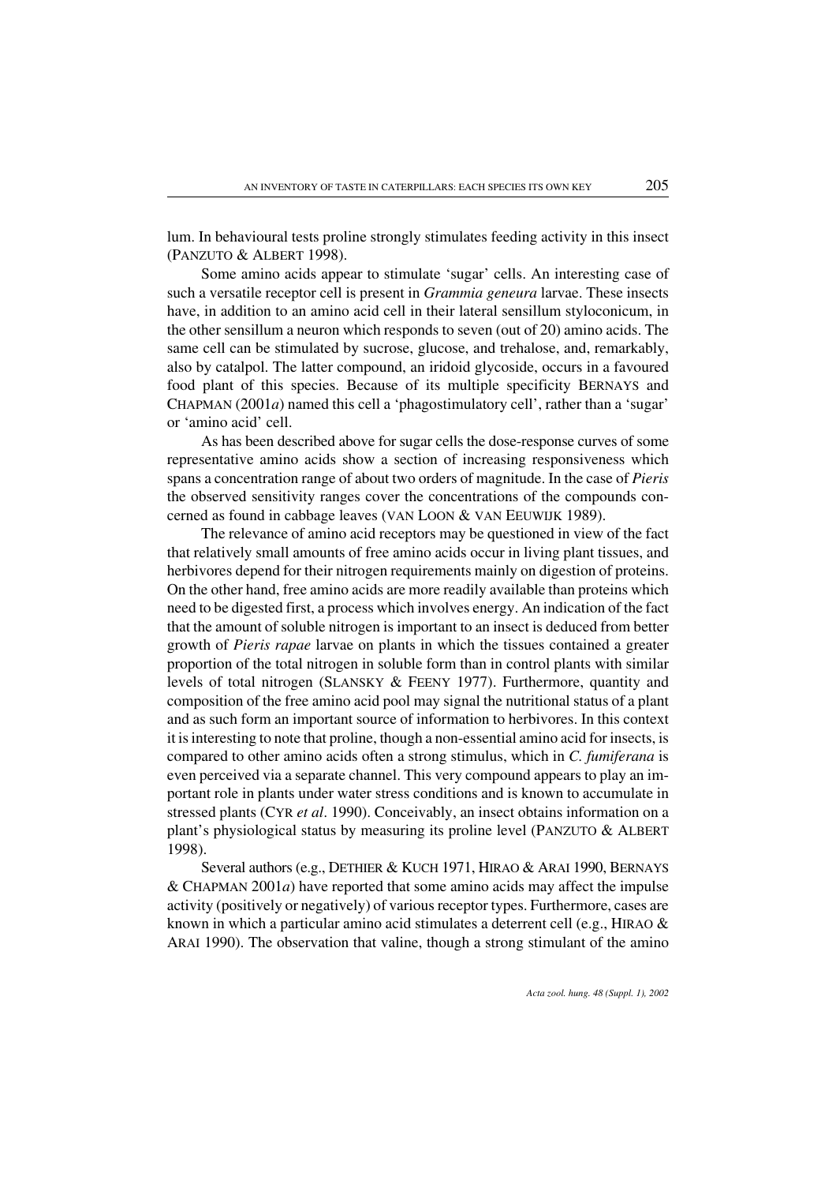lum. In behavioural tests proline strongly stimulates feeding activity in this insect (PANZUTO & ALBERT 1998).

Some amino acids appear to stimulate 'sugar' cells. An interesting case of such a versatile receptor cell is present in *Grammia geneura* larvae. These insects have, in addition to an amino acid cell in their lateral sensillum styloconicum, in the other sensillum a neuron which responds to seven (out of 20) amino acids. The same cell can be stimulated by sucrose, glucose, and trehalose, and, remarkably, also by catalpol. The latter compound, an iridoid glycoside, occurs in a favoured food plant of this species. Because of its multiple specificity BERNAYS and CHAPMAN (2001*a*) named this cell a 'phagostimulatory cell', rather than a 'sugar' or 'amino acid' cell.

As has been described above for sugar cells the dose-response curves of some representative amino acids show a section of increasing responsiveness which spans a concentration range of about two orders of magnitude. In the case of *Pieris* the observed sensitivity ranges cover the concentrations of the compounds concerned as found in cabbage leaves (VAN LOON & VAN EEUWIJK 1989).

The relevance of amino acid receptors may be questioned in view of the fact that relatively small amounts of free amino acids occur in living plant tissues, and herbivores depend for their nitrogen requirements mainly on digestion of proteins. On the other hand, free amino acids are more readily available than proteins which need to be digested first, a process which involves energy. An indication of the fact that the amount of soluble nitrogen is important to an insect is deduced from better growth of *Pieris rapae* larvae on plants in which the tissues contained a greater proportion of the total nitrogen in soluble form than in control plants with similar levels of total nitrogen (SLANSKY & FEENY 1977). Furthermore, quantity and composition of the free amino acid pool may signal the nutritional status of a plant and as such form an important source of information to herbivores. In this context it is interesting to note that proline, though a non-essential amino acid for insects, is compared to other amino acids often a strong stimulus, which in *C. fumiferana* is even perceived via a separate channel. This very compound appears to play an important role in plants under water stress conditions and is known to accumulate in stressed plants (CYR *et al*. 1990). Conceivably, an insect obtains information on a plant's physiological status by measuring its proline level (PANZUTO & ALBERT 1998).

Several authors (e.g., DETHIER & KUCH 1971, HIRAO & ARAI 1990, BERNAYS & CHAPMAN 2001*a*) have reported that some amino acids may affect the impulse activity (positively or negatively) of various receptor types. Furthermore, cases are known in which a particular amino acid stimulates a deterrent cell (e.g., HIRAO & ARAI 1990). The observation that valine, though a strong stimulant of the amino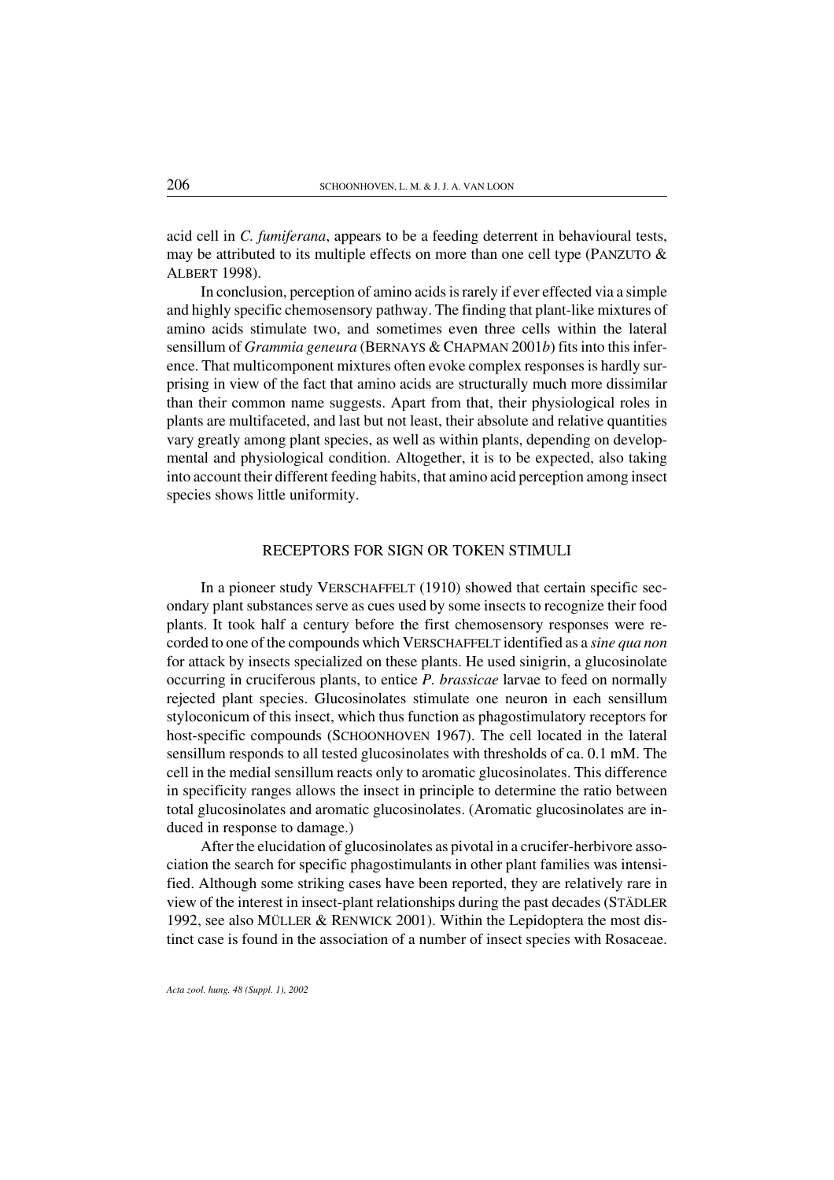acid cell in *C. fumiferana*, appears to be a feeding deterrent in behavioural tests, may be attributed to its multiple effects on more than one cell type (PANZUTO & ALBERT 1998).

In conclusion, perception of amino acids is rarely if ever effected via a simple and highly specific chemosensory pathway. The finding that plant-like mixtures of amino acids stimulate two, and sometimes even three cells within the lateral sensillum of *Grammia geneura* (BERNAYS & CHAPMAN 2001*b*) fits into this inference. That multicomponent mixtures often evoke complex responses is hardly surprising in view of the fact that amino acids are structurally much more dissimilar than their common name suggests. Apart from that, their physiological roles in plants are multifaceted, and last but not least, their absolute and relative quantities vary greatly among plant species, as well as within plants, depending on developmental and physiological condition. Altogether, it is to be expected, also taking into account their different feeding habits, that amino acid perception among insect species shows little uniformity.

## RECEPTORS FOR SIGN OR TOKEN STIMULI

In a pioneer study VERSCHAFFELT (1910) showed that certain specific secondary plant substances serve as cues used by some insects to recognize their food plants. It took half a century before the first chemosensory responses were recorded to one of the compounds which VERSCHAFFELT identified as a *sine qua non* for attack by insects specialized on these plants. He used sinigrin, a glucosinolate occurring in cruciferous plants, to entice *P. brassicae* larvae to feed on normally rejected plant species. Glucosinolates stimulate one neuron in each sensillum styloconicum of this insect, which thus function as phagostimulatory receptors for host-specific compounds (SCHOONHOVEN 1967). The cell located in the lateral sensillum responds to all tested glucosinolates with thresholds of ca. 0.1 mM. The cell in the medial sensillum reacts only to aromatic glucosinolates. This difference in specificity ranges allows the insect in principle to determine the ratio between total glucosinolates and aromatic glucosinolates. (Aromatic glucosinolates are induced in response to damage.)

After the elucidation of glucosinolates as pivotal in a crucifer-herbivore association the search for specific phagostimulants in other plant families was intensified. Although some striking cases have been reported, they are relatively rare in view of the interest in insect-plant relationships during the past decades (STÄDLER 1992, see also MÜLLER & RENWICK 2001). Within the Lepidoptera the most distinct case is found in the association of a number of insect species with Rosaceae.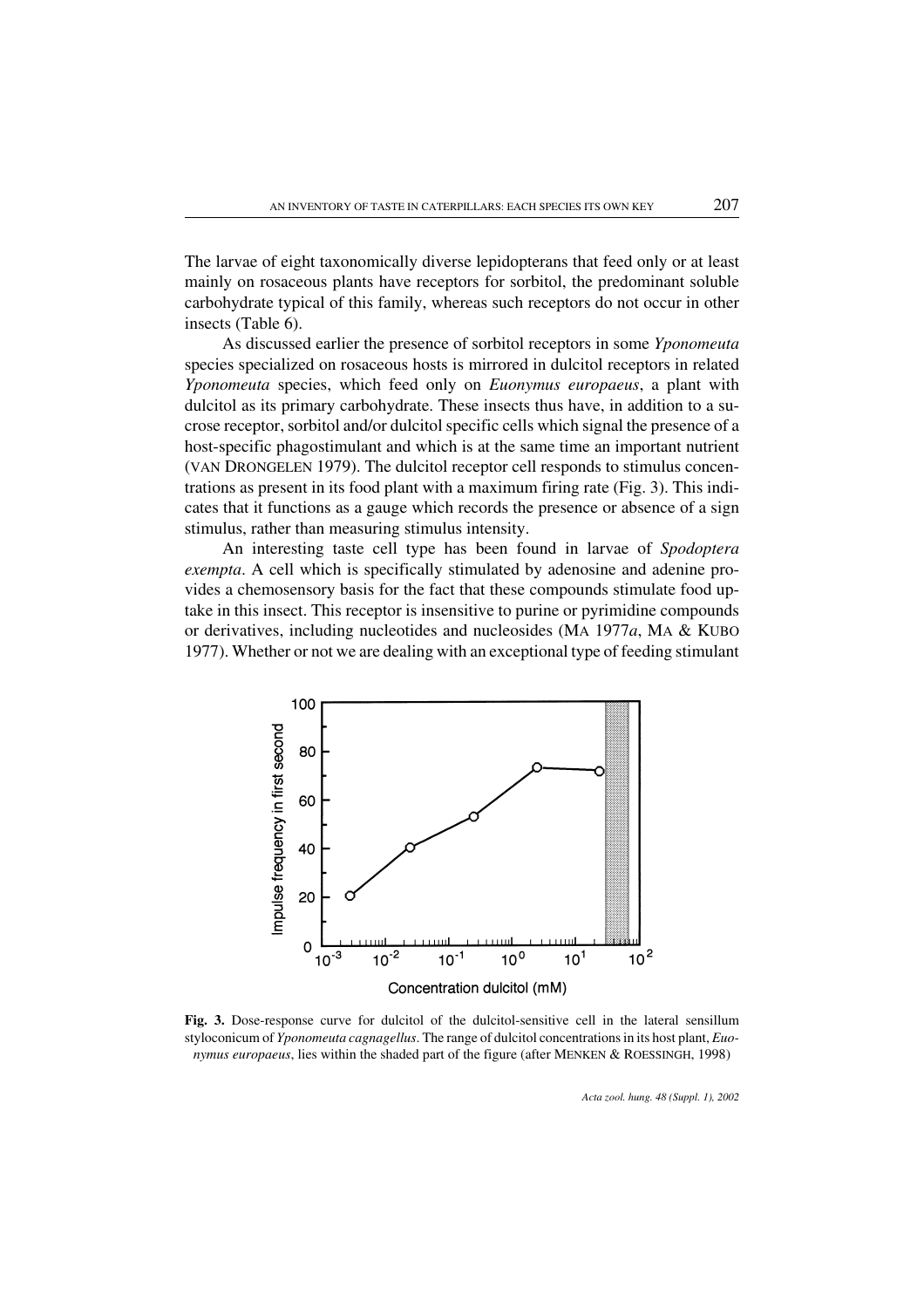The larvae of eight taxonomically diverse lepidopterans that feed only or at least mainly on rosaceous plants have receptors for sorbitol, the predominant soluble carbohydrate typical of this family, whereas such receptors do not occur in other insects (Table 6).

As discussed earlier the presence of sorbitol receptors in some *Yponomeuta* species specialized on rosaceous hosts is mirrored in dulcitol receptors in related *Yponomeuta* species, which feed only on *Euonymus europaeus*, a plant with dulcitol as its primary carbohydrate. These insects thus have, in addition to a sucrose receptor, sorbitol and/or dulcitol specific cells which signal the presence of a host-specific phagostimulant and which is at the same time an important nutrient (VAN DRONGELEN 1979). The dulcitol receptor cell responds to stimulus concentrations as present in its food plant with a maximum firing rate (Fig. 3). This indicates that it functions as a gauge which records the presence or absence of a sign stimulus, rather than measuring stimulus intensity.

An interesting taste cell type has been found in larvae of *Spodoptera exempta*. A cell which is specifically stimulated by adenosine and adenine provides a chemosensory basis for the fact that these compounds stimulate food uptake in this insect. This receptor is insensitive to purine or pyrimidine compounds or derivatives, including nucleotides and nucleosides (MA 1977*a*, MA & KUBO 1977). Whether or not we are dealing with an exceptional type of feeding stimulant

**Fig. 3.** Dose-response curve for dulcitol of the dulcitol-sensitive cell in the lateral sensillum styloconicum of *Yponomeuta cagnagellus*. The range of dulcitol concentrations in its host plant, *Euonymus europaeus*, lies within the shaded part of the figure (after MENKEN & ROESSINGH, 1998)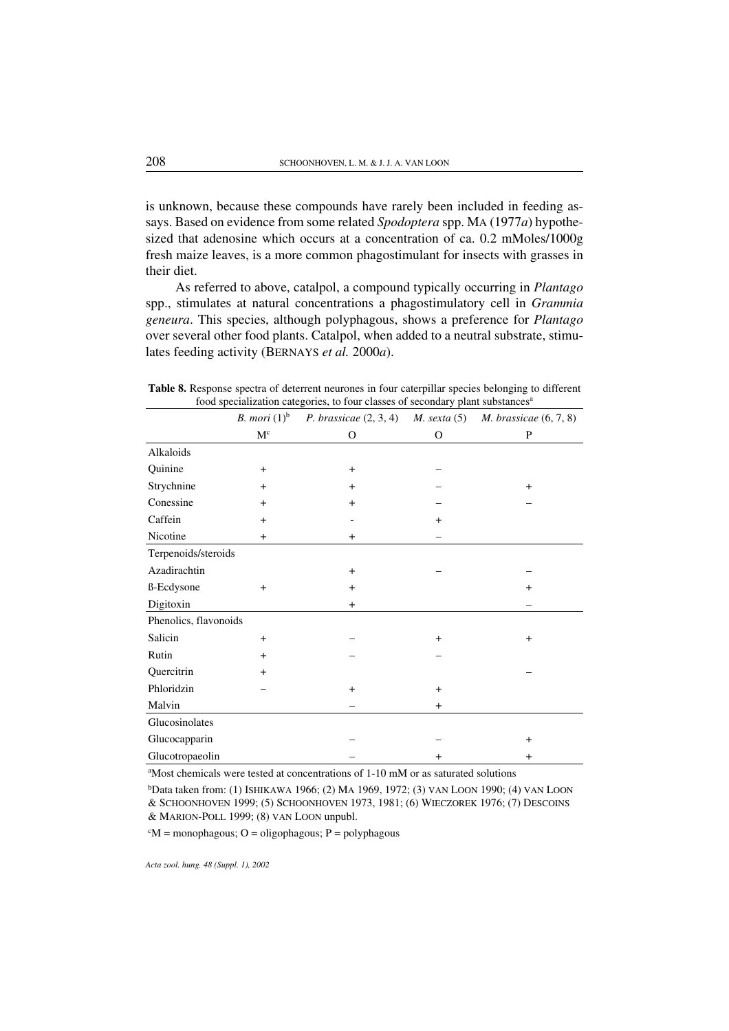is unknown, because these compounds have rarely been included in feeding assays. Based on evidence from some related *Spodoptera* spp. MA (1977*a*) hypothesized that adenosine which occurs at a concentration of ca. 0.2 mMoles/1000g fresh maize leaves, is a more common phagostimulant for insects with grasses in their diet.

As referred to above, catalpol, a compound typically occurring in *Plantago* spp., stimulates at natural concentrations a phagostimulatory cell in *Grammia geneura*. This species, although polyphagous, shows a preference for *Plantago* over several other food plants. Catalpol, when added to a neutral substrate, stimulates feeding activity (BERNAYS *et al.* 2000*a*).

**Table 8.** Response spectra of deterrent neurones in four caterpillar species belonging to different food specialization categories, to four classes of secondary plant substances[a]

| | *B. mori* (1)[b] | *P. brassicae* (2, 3, 4) | *M. sexta* (5) | *M. brassicae* (6, 7, 8) |
|---|---|---|---|---|
| | M[c] | O | O | P |
| Alkaloids | | | | |
| Quinine | + | + | – | |
| Strychnine | + | + | – | + |
| Conessine | + | + | – | – |
| Caffein | + | - | + | |
| Nicotine | + | + | – | |
| Terpenoids/steroids | | | | |
| Azadirachtin | | + | – | – |
| ß-Ecdysone | + | + | | + |
| Digitoxin | | + | | – |
| Phenolics, flavonoids | | | | |
| Salicin | + | – | + | + |
| Rutin | + | – | – | |
| Quercitrin | + | | | – |
| Phloridzin | – | + | + | |
| Malvin | | – | + | |
| Glucosinolates | | | | |
| Glucocapparin | | – | – | + |
| Glucotropaeolin | | – | + | + |

[a]Most chemicals were tested at concentrations of 1-10 mM or as saturated solutions

[b]Data taken from: (1) ISHIKAWA 1966; (2) MA 1969, 1972; (3) VAN LOON 1990; (4) VAN LOON & SCHOONHOVEN 1999; (5) SCHOONHOVEN 1973, 1981; (6) WIECZOREK 1976; (7) DESCOINS & MARION-POLL 1999; (8) VAN LOON unpubl.

[c]M = monophagous; O = oligophagous; P = polyphagous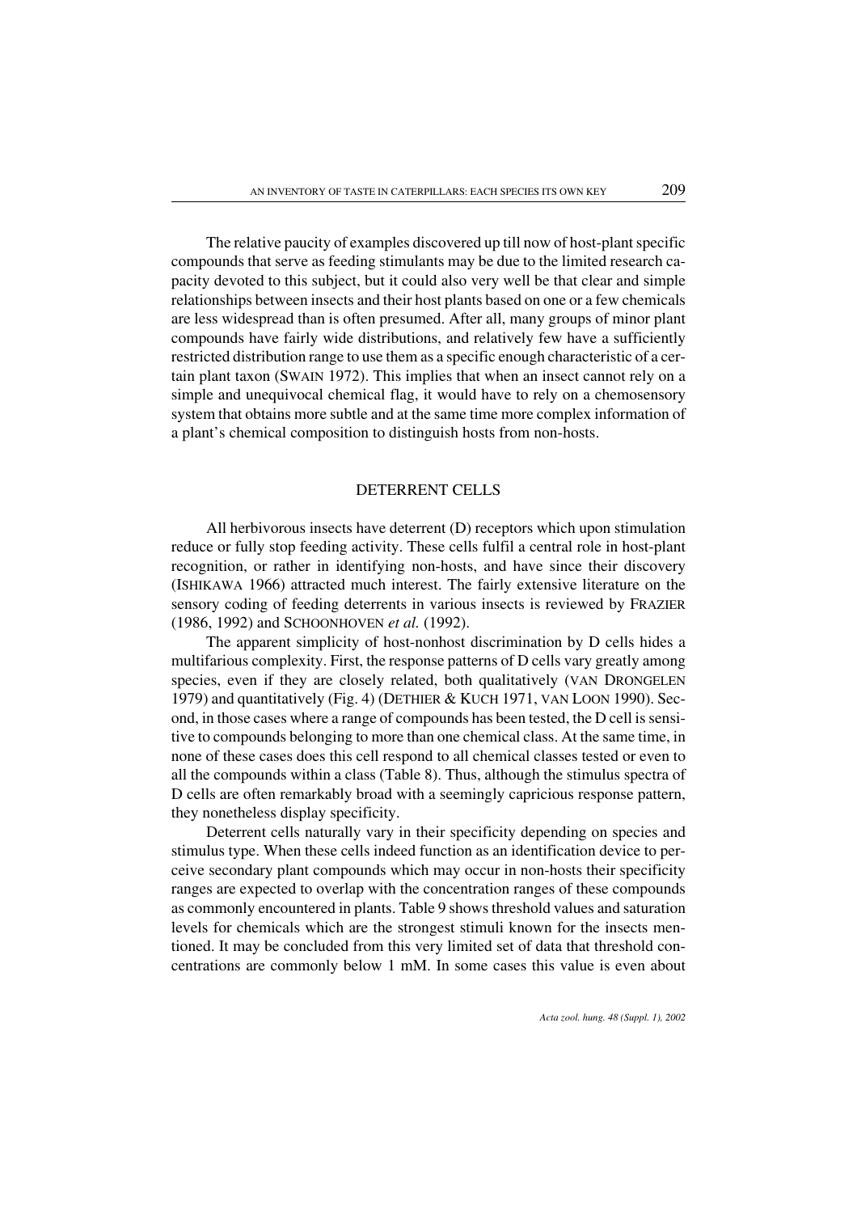The relative paucity of examples discovered up till now of host-plant specific compounds that serve as feeding stimulants may be due to the limited research capacity devoted to this subject, but it could also very well be that clear and simple relationships between insects and their host plants based on one or a few chemicals are less widespread than is often presumed. After all, many groups of minor plant compounds have fairly wide distributions, and relatively few have a sufficiently restricted distribution range to use them as a specific enough characteristic of a certain plant taxon (SWAIN 1972). This implies that when an insect cannot rely on a simple and unequivocal chemical flag, it would have to rely on a chemosensory system that obtains more subtle and at the same time more complex information of a plant's chemical composition to distinguish hosts from non-hosts.

## DETERRENT CELLS

All herbivorous insects have deterrent (D) receptors which upon stimulation reduce or fully stop feeding activity. These cells fulfil a central role in host-plant recognition, or rather in identifying non-hosts, and have since their discovery (ISHIKAWA 1966) attracted much interest. The fairly extensive literature on the sensory coding of feeding deterrents in various insects is reviewed by FRAZIER (1986, 1992) and SCHOONHOVEN *et al.* (1992).

The apparent simplicity of host-nonhost discrimination by D cells hides a multifarious complexity. First, the response patterns of D cells vary greatly among species, even if they are closely related, both qualitatively (VAN DRONGELEN 1979) and quantitatively (Fig. 4) (DETHIER & KUCH 1971, VAN LOON 1990). Second, in those cases where a range of compounds has been tested, the D cell is sensitive to compounds belonging to more than one chemical class. At the same time, in none of these cases does this cell respond to all chemical classes tested or even to all the compounds within a class (Table 8). Thus, although the stimulus spectra of D cells are often remarkably broad with a seemingly capricious response pattern, they nonetheless display specificity.

Deterrent cells naturally vary in their specificity depending on species and stimulus type. When these cells indeed function as an identification device to perceive secondary plant compounds which may occur in non-hosts their specificity ranges are expected to overlap with the concentration ranges of these compounds as commonly encountered in plants. Table 9 shows threshold values and saturation levels for chemicals which are the strongest stimuli known for the insects mentioned. It may be concluded from this very limited set of data that threshold concentrations are commonly below 1 mM. In some cases this value is even about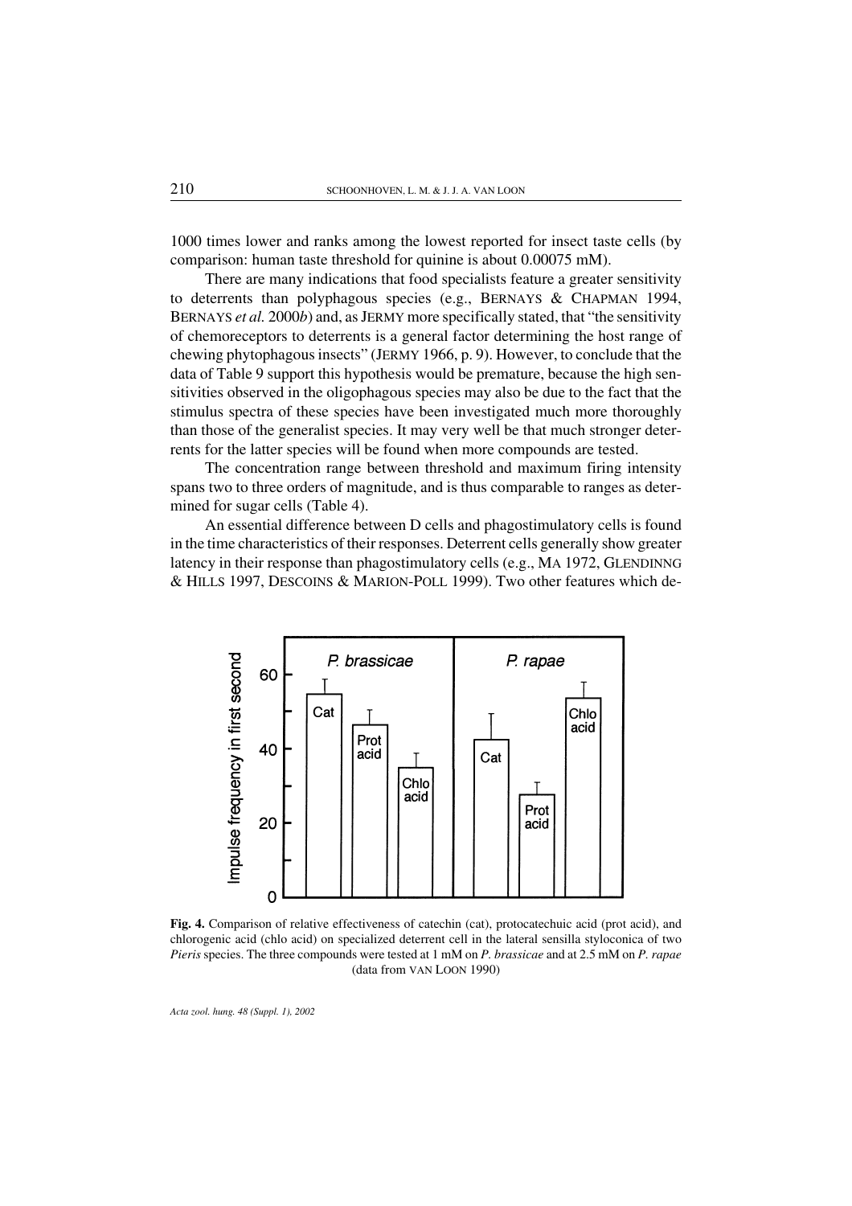1000 times lower and ranks among the lowest reported for insect taste cells (by comparison: human taste threshold for quinine is about 0.00075 mM).

There are many indications that food specialists feature a greater sensitivity to deterrents than polyphagous species (e.g., BERNAYS & CHAPMAN 1994, BERNAYS *et al.* 2000*b*) and, as JERMY more specifically stated, that "the sensitivity of chemoreceptors to deterrents is a general factor determining the host range of chewing phytophagous insects" (JERMY 1966, p. 9). However, to conclude that the data of Table 9 support this hypothesis would be premature, because the high sensitivities observed in the oligophagous species may also be due to the fact that the stimulus spectra of these species have been investigated much more thoroughly than those of the generalist species. It may very well be that much stronger deterrents for the latter species will be found when more compounds are tested.

The concentration range between threshold and maximum firing intensity spans two to three orders of magnitude, and is thus comparable to ranges as determined for sugar cells (Table 4).

An essential difference between D cells and phagostimulatory cells is found in the time characteristics of their responses. Deterrent cells generally show greater latency in their response than phagostimulatory cells (e.g., MA 1972, GLENDINNG & HILLS 1997, DESCOINS & MARION-POLL 1999). Two other features which de-

**Fig. 4.** Comparison of relative effectiveness of catechin (cat), protocatechuic acid (prot acid), and chlorogenic acid (chlo acid) on specialized deterrent cell in the lateral sensilla styloconica of two *Pieris* species. The three compounds were tested at 1 mM on *P. brassicae* and at 2.5 mM on *P. rapae* (data from VAN LOON 1990)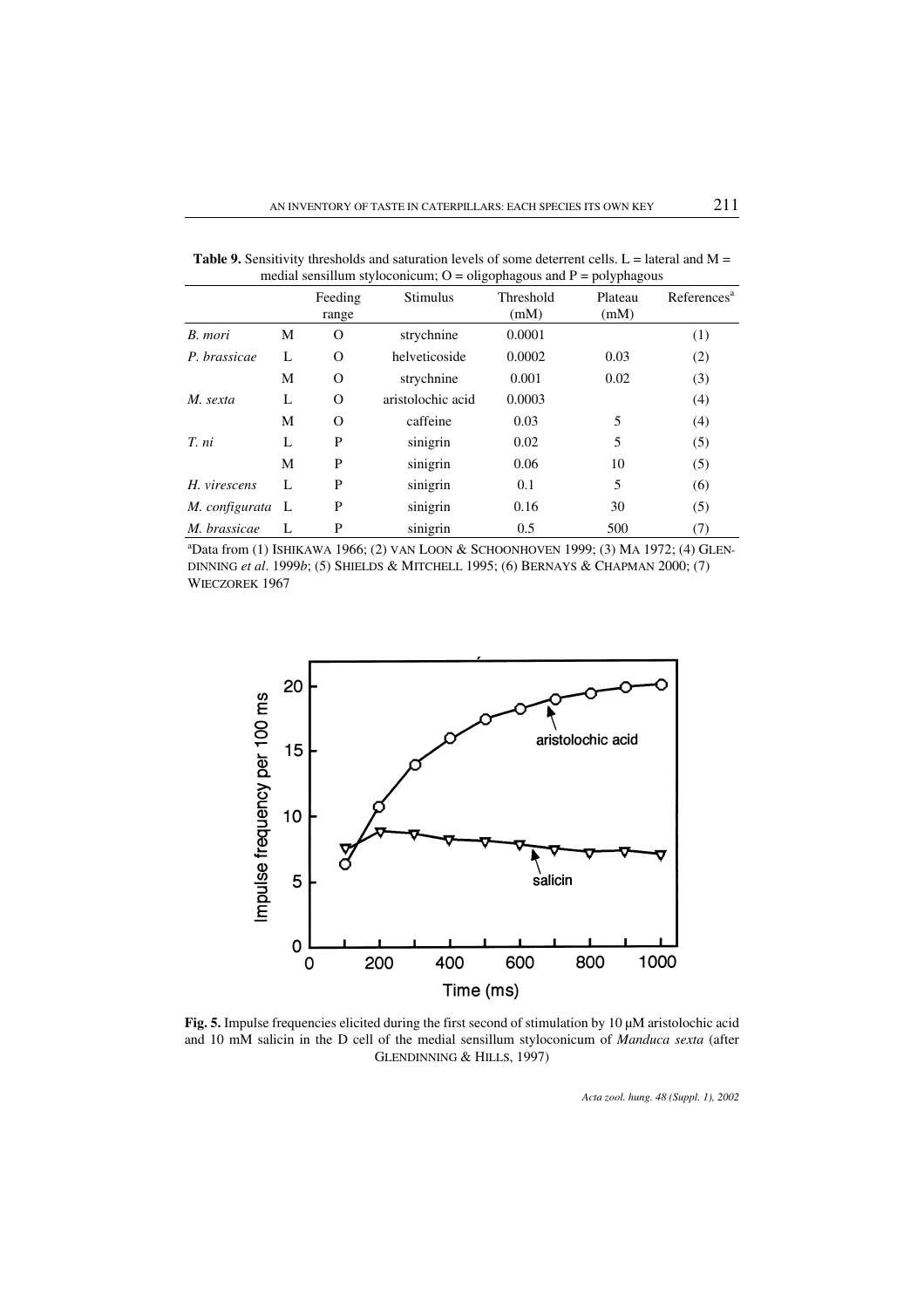**Table 9.** Sensitivity thresholds and saturation levels of some deterrent cells. L = lateral and M = medial sensillum styloconicum; O = oligophagous and P = polyphagous

| | | Feeding range | Stimulus | Threshold (mM) | Plateau (mM) | References[a] |
|---|---|---|---|---|---|---|
| *B. mori* | M | O | strychnine | 0.0001 | | (1) |
| *P. brassicae* | L | O | helveticoside | 0.0002 | 0.03 | (2) |
| | M | O | strychnine | 0.001 | 0.02 | (3) |
| *M. sexta* | L | O | aristolochic acid | 0.0003 | | (4) |
| | M | O | caffeine | 0.03 | 5 | (4) |
| *T. ni* | L | P | sinigrin | 0.02 | 5 | (5) |
| | M | P | sinigrin | 0.06 | 10 | (5) |
| *H. virescens* | L | P | sinigrin | 0.1 | 5 | (6) |
| *M. configurata* | L | P | sinigrin | 0.16 | 30 | (5) |
| *M. brassicae* | L | P | sinigrin | 0.5 | 500 | (7) |

[a]Data from (1) ISHIKAWA 1966; (2) VAN LOON & SCHOONHOVEN 1999; (3) MA 1972; (4) GLENDINNING *et al*. 1999*b*; (5) SHIELDS & MITCHELL 1995; (6) BERNAYS & CHAPMAN 2000; (7) WIECZOREK 1967

**Fig. 5.** Impulse frequencies elicited during the first second of stimulation by 10 µM aristolochic acid and 10 mM salicin in the D cell of the medial sensillum styloconicum of *Manduca sexta* (after GLENDINNING & HILLS, 1997)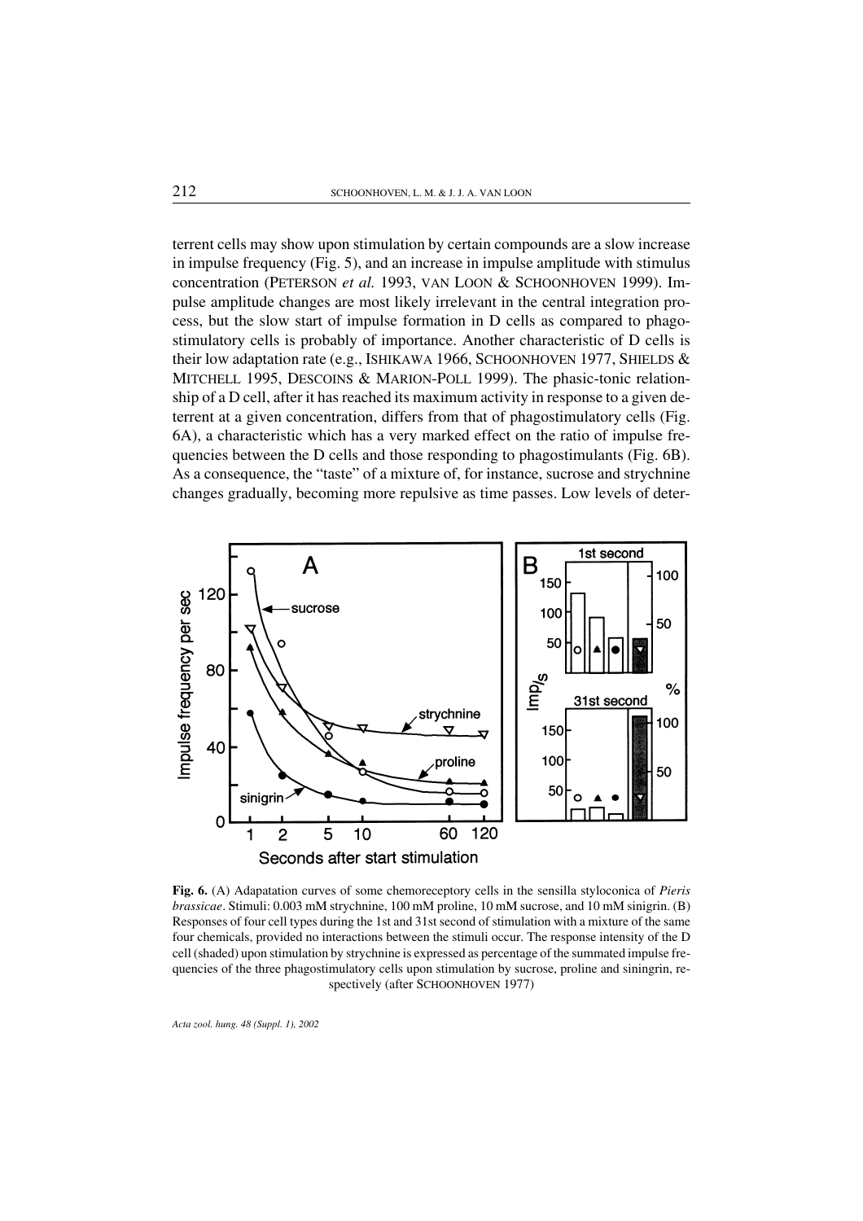terrent cells may show upon stimulation by certain compounds are a slow increase in impulse frequency (Fig. 5), and an increase in impulse amplitude with stimulus concentration (PETERSON *et al.* 1993, VAN LOON & SCHOONHOVEN 1999). Impulse amplitude changes are most likely irrelevant in the central integration process, but the slow start of impulse formation in D cells as compared to phagostimulatory cells is probably of importance. Another characteristic of D cells is their low adaptation rate (e.g., ISHIKAWA 1966, SCHOONHOVEN 1977, SHIELDS & MITCHELL 1995, DESCOINS & MARION-POLL 1999). The phasic-tonic relationship of a D cell, after it has reached its maximum activity in response to a given deterrent at a given concentration, differs from that of phagostimulatory cells (Fig. 6A), a characteristic which has a very marked effect on the ratio of impulse frequencies between the D cells and those responding to phagostimulants (Fig. 6B). As a consequence, the "taste" of a mixture of, for instance, sucrose and strychnine changes gradually, becoming more repulsive as time passes. Low levels of deter-

**Fig. 6.** (A) Adapatation curves of some chemoreceptory cells in the sensilla styloconica of *Pieris brassicae*. Stimuli: 0.003 mM strychnine, 100 mM proline, 10 mM sucrose, and 10 mM sinigrin. (B) Responses of four cell types during the 1st and 31st second of stimulation with a mixture of the same four chemicals, provided no interactions between the stimuli occur. The response intensity of the D cell (shaded) upon stimulation by strychnine is expressed as percentage of the summated impulse frequencies of the three phagostimulatory cells upon stimulation by sucrose, proline and siningrin, respectively (after SCHOONHOVEN 1977)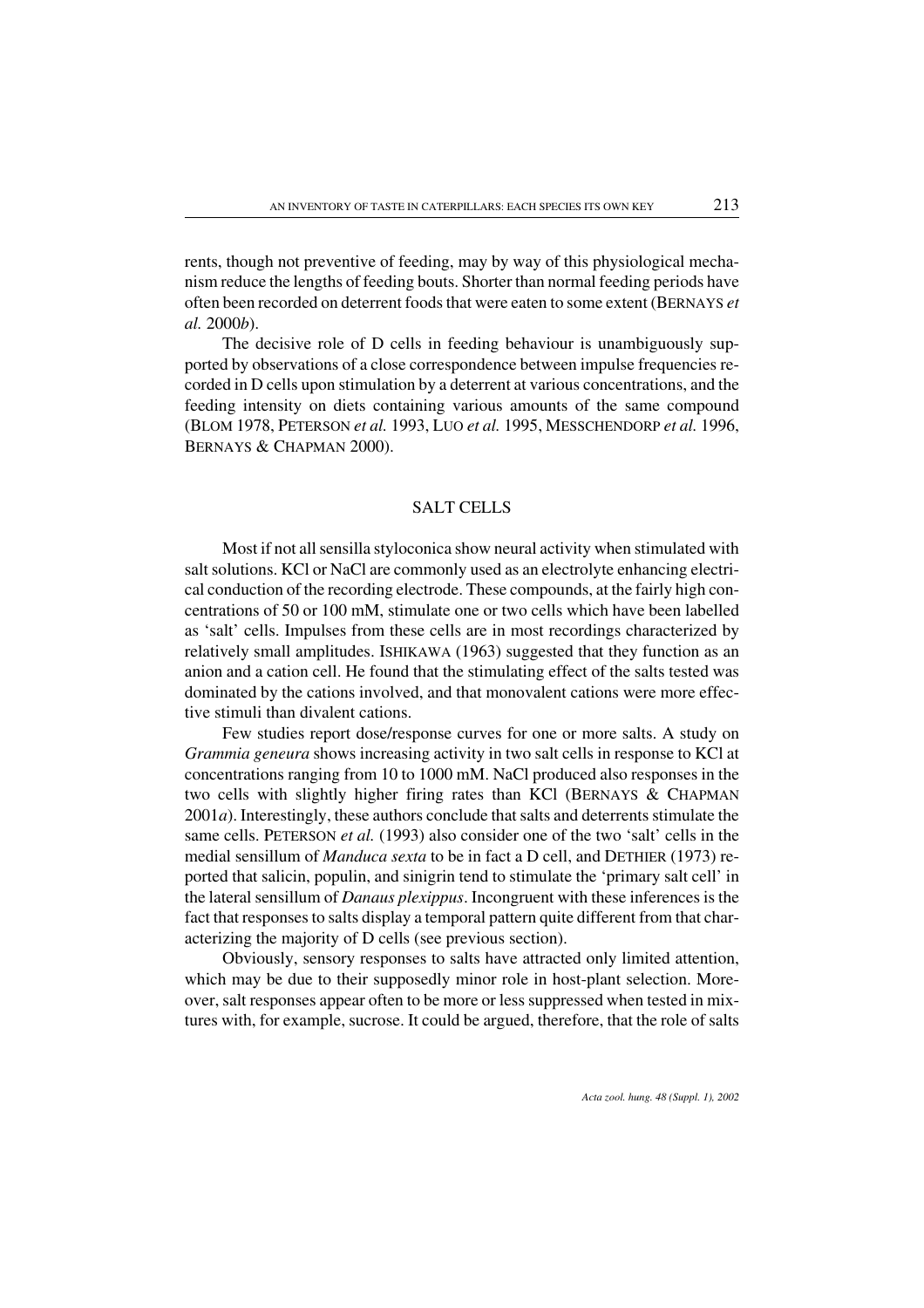rents, though not preventive of feeding, may by way of this physiological mechanism reduce the lengths of feeding bouts. Shorter than normal feeding periods have often been recorded on deterrent foods that were eaten to some extent (BERNAYS *et al.* 2000*b*).

The decisive role of D cells in feeding behaviour is unambiguously supported by observations of a close correspondence between impulse frequencies recorded in D cells upon stimulation by a deterrent at various concentrations, and the feeding intensity on diets containing various amounts of the same compound (BLOM 1978, PETERSON *et al.* 1993, LUO *et al.* 1995, MESSCHENDORP *et al.* 1996, BERNAYS & CHAPMAN 2000).

## SALT CELLS

Most if not all sensilla styloconica show neural activity when stimulated with salt solutions. KCl or NaCl are commonly used as an electrolyte enhancing electrical conduction of the recording electrode. These compounds, at the fairly high concentrations of 50 or 100 mM, stimulate one or two cells which have been labelled as 'salt' cells. Impulses from these cells are in most recordings characterized by relatively small amplitudes. ISHIKAWA (1963) suggested that they function as an anion and a cation cell. He found that the stimulating effect of the salts tested was dominated by the cations involved, and that monovalent cations were more effective stimuli than divalent cations.

Few studies report dose/response curves for one or more salts. A study on *Grammia geneura* shows increasing activity in two salt cells in response to KCl at concentrations ranging from 10 to 1000 mM. NaCl produced also responses in the two cells with slightly higher firing rates than KCl (BERNAYS & CHAPMAN 2001*a*). Interestingly, these authors conclude that salts and deterrents stimulate the same cells. PETERSON *et al.* (1993) also consider one of the two 'salt' cells in the medial sensillum of *Manduca sexta* to be in fact a D cell, and DETHIER (1973) reported that salicin, populin, and sinigrin tend to stimulate the 'primary salt cell' in the lateral sensillum of *Danaus plexippus*. Incongruent with these inferences is the fact that responses to salts display a temporal pattern quite different from that characterizing the majority of D cells (see previous section).

Obviously, sensory responses to salts have attracted only limited attention, which may be due to their supposedly minor role in host-plant selection. Moreover, salt responses appear often to be more or less suppressed when tested in mixtures with, for example, sucrose. It could be argued, therefore, that the role of salts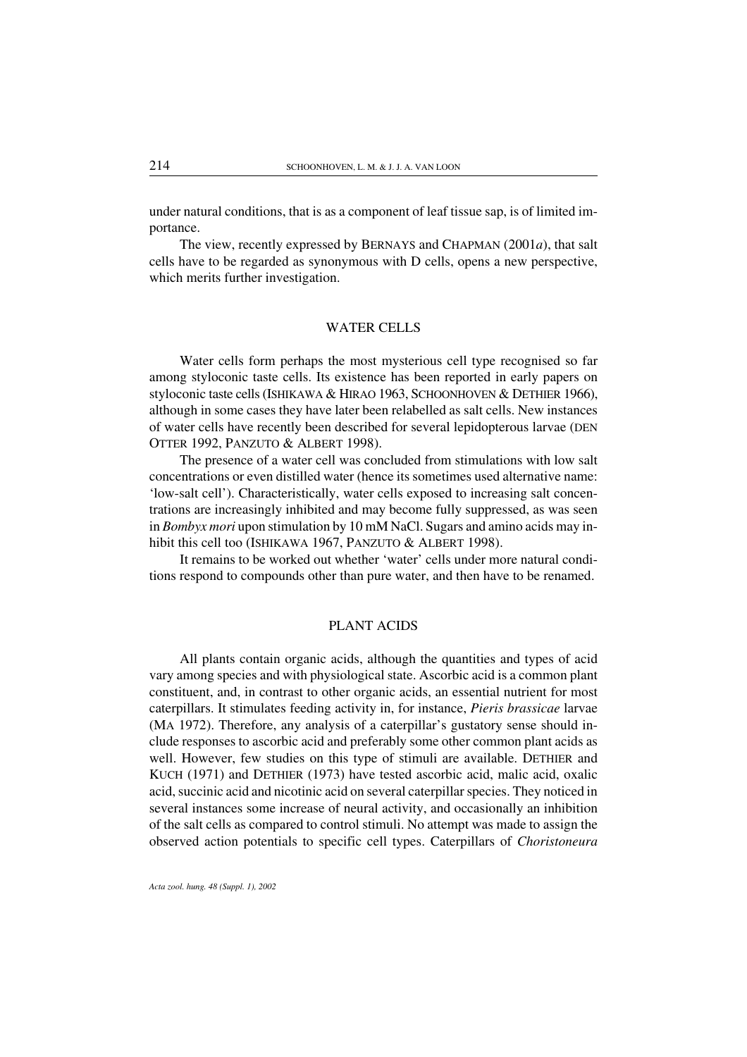under natural conditions, that is as a component of leaf tissue sap, is of limited importance.

The view, recently expressed by BERNAYS and CHAPMAN (2001*a*), that salt cells have to be regarded as synonymous with D cells, opens a new perspective, which merits further investigation.

## WATER CELLS

Water cells form perhaps the most mysterious cell type recognised so far among styloconic taste cells. Its existence has been reported in early papers on styloconic taste cells (ISHIKAWA & HIRAO 1963, SCHOONHOVEN & DETHIER 1966), although in some cases they have later been relabelled as salt cells. New instances of water cells have recently been described for several lepidopterous larvae (DEN OTTER 1992, PANZUTO & ALBERT 1998).

The presence of a water cell was concluded from stimulations with low salt concentrations or even distilled water (hence its sometimes used alternative name: 'low-salt cell'). Characteristically, water cells exposed to increasing salt concentrations are increasingly inhibited and may become fully suppressed, as was seen in *Bombyx mori* upon stimulation by 10 mM NaCl. Sugars and amino acids may inhibit this cell too (ISHIKAWA 1967, PANZUTO & ALBERT 1998).

It remains to be worked out whether 'water' cells under more natural conditions respond to compounds other than pure water, and then have to be renamed.

## PLANT ACIDS

All plants contain organic acids, although the quantities and types of acid vary among species and with physiological state. Ascorbic acid is a common plant constituent, and, in contrast to other organic acids, an essential nutrient for most caterpillars. It stimulates feeding activity in, for instance, *Pieris brassicae* larvae (MA 1972). Therefore, any analysis of a caterpillar's gustatory sense should include responses to ascorbic acid and preferably some other common plant acids as well. However, few studies on this type of stimuli are available. DETHIER and KUCH (1971) and DETHIER (1973) have tested ascorbic acid, malic acid, oxalic acid, succinic acid and nicotinic acid on several caterpillar species. They noticed in several instances some increase of neural activity, and occasionally an inhibition of the salt cells as compared to control stimuli. No attempt was made to assign the observed action potentials to specific cell types. Caterpillars of *Choristoneura*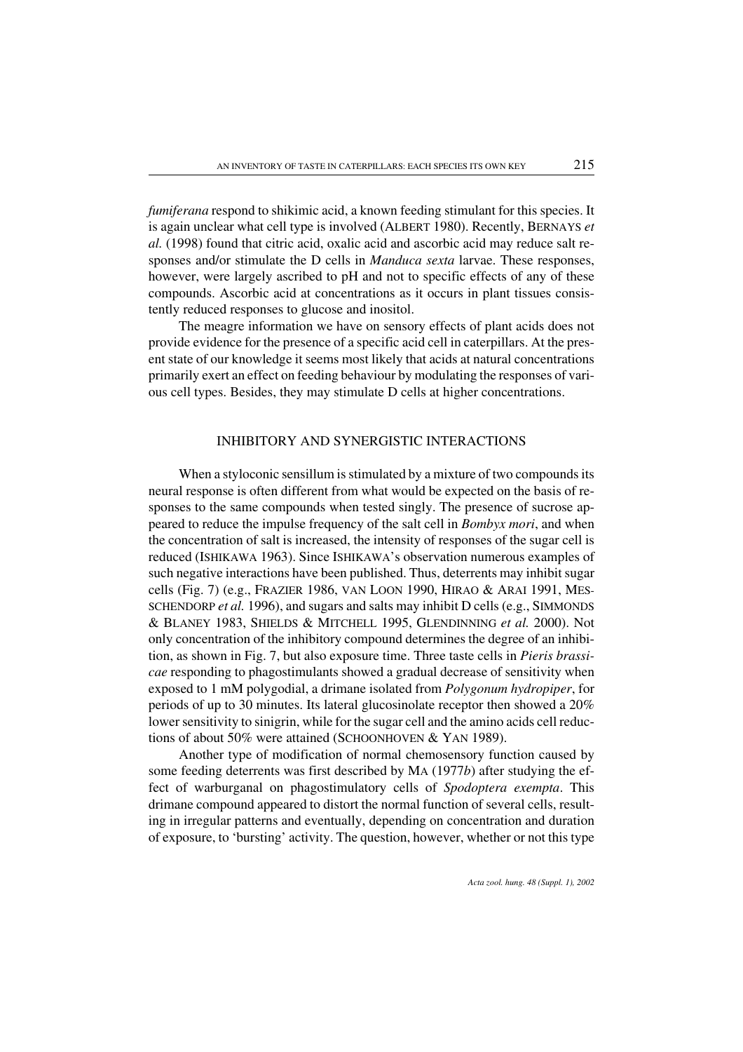*fumiferana* respond to shikimic acid, a known feeding stimulant for this species. It is again unclear what cell type is involved (ALBERT 1980). Recently, BERNAYS *et al.* (1998) found that citric acid, oxalic acid and ascorbic acid may reduce salt responses and/or stimulate the D cells in *Manduca sexta* larvae. These responses, however, were largely ascribed to pH and not to specific effects of any of these compounds. Ascorbic acid at concentrations as it occurs in plant tissues consistently reduced responses to glucose and inositol.

The meagre information we have on sensory effects of plant acids does not provide evidence for the presence of a specific acid cell in caterpillars. At the present state of our knowledge it seems most likely that acids at natural concentrations primarily exert an effect on feeding behaviour by modulating the responses of various cell types. Besides, they may stimulate D cells at higher concentrations.

## INHIBITORY AND SYNERGISTIC INTERACTIONS

When a styloconic sensillum is stimulated by a mixture of two compounds its neural response is often different from what would be expected on the basis of responses to the same compounds when tested singly. The presence of sucrose appeared to reduce the impulse frequency of the salt cell in *Bombyx mori*, and when the concentration of salt is increased, the intensity of responses of the sugar cell is reduced (ISHIKAWA 1963). Since ISHIKAWA's observation numerous examples of such negative interactions have been published. Thus, deterrents may inhibit sugar cells (Fig. 7) (e.g., FRAZIER 1986, VAN LOON 1990, HIRAO & ARAI 1991, MESSCHENDORP *et al.* 1996), and sugars and salts may inhibit D cells (e.g., SIMMONDS & BLANEY 1983, SHIELDS & MITCHELL 1995, GLENDINNING *et al.* 2000). Not only concentration of the inhibitory compound determines the degree of an inhibition, as shown in Fig. 7, but also exposure time. Three taste cells in *Pieris brassicae* responding to phagostimulants showed a gradual decrease of sensitivity when exposed to 1 mM polygodial, a drimane isolated from *Polygonum hydropiper*, for periods of up to 30 minutes. Its lateral glucosinolate receptor then showed a 20% lower sensitivity to sinigrin, while for the sugar cell and the amino acids cell reductions of about 50% were attained (SCHOONHOVEN & YAN 1989).

Another type of modification of normal chemosensory function caused by some feeding deterrents was first described by MA (1977*b*) after studying the effect of warburganal on phagostimulatory cells of *Spodoptera exempta*. This drimane compound appeared to distort the normal function of several cells, resulting in irregular patterns and eventually, depending on concentration and duration of exposure, to 'bursting' activity. The question, however, whether or not this type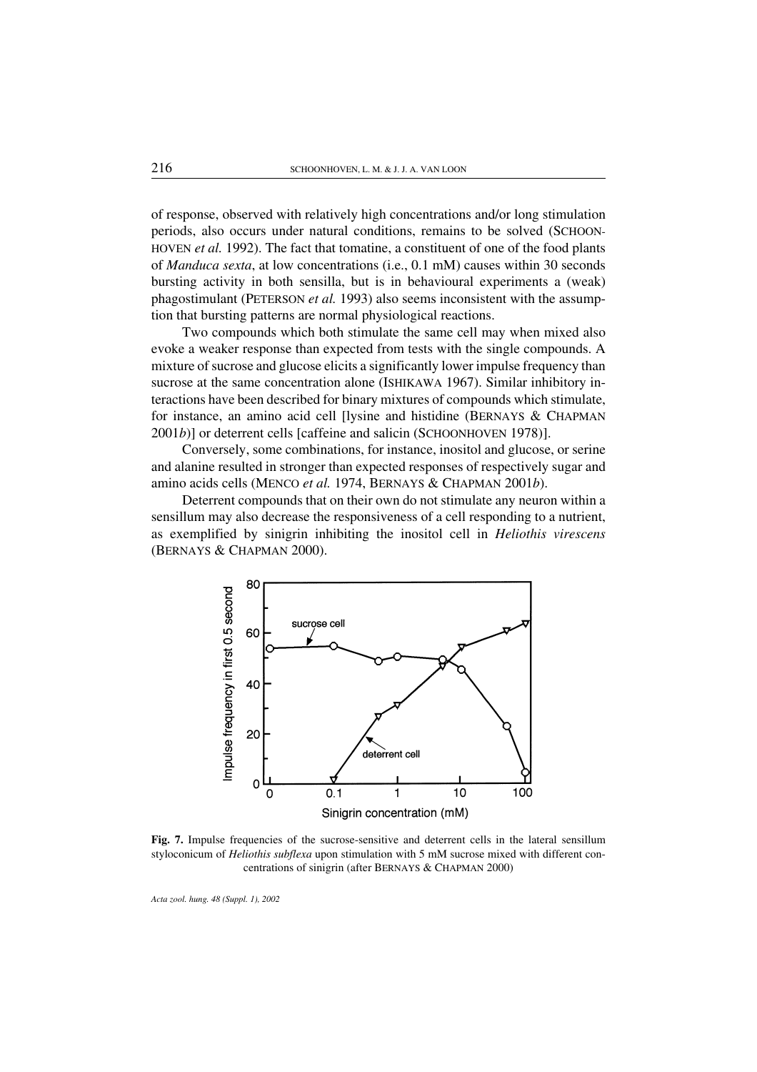of response, observed with relatively high concentrations and/or long stimulation periods, also occurs under natural conditions, remains to be solved (SCHOONHOVEN *et al.* 1992). The fact that tomatine, a constituent of one of the food plants of *Manduca sexta*, at low concentrations (i.e., 0.1 mM) causes within 30 seconds bursting activity in both sensilla, but is in behavioural experiments a (weak) phagostimulant (PETERSON *et al.* 1993) also seems inconsistent with the assumption that bursting patterns are normal physiological reactions.

Two compounds which both stimulate the same cell may when mixed also evoke a weaker response than expected from tests with the single compounds. A mixture of sucrose and glucose elicits a significantly lower impulse frequency than sucrose at the same concentration alone (ISHIKAWA 1967). Similar inhibitory interactions have been described for binary mixtures of compounds which stimulate, for instance, an amino acid cell [lysine and histidine (BERNAYS & CHAPMAN 2001*b*)] or deterrent cells [caffeine and salicin (SCHOONHOVEN 1978)].

Conversely, some combinations, for instance, inositol and glucose, or serine and alanine resulted in stronger than expected responses of respectively sugar and amino acids cells (MENCO *et al.* 1974, BERNAYS & CHAPMAN 2001*b*).

Deterrent compounds that on their own do not stimulate any neuron within a sensillum may also decrease the responsiveness of a cell responding to a nutrient, as exemplified by sinigrin inhibiting the inositol cell in *Heliothis virescens* (BERNAYS & CHAPMAN 2000).

**Fig. 7.** Impulse frequencies of the sucrose-sensitive and deterrent cells in the lateral sensillum styloconicum of *Heliothis subflexa* upon stimulation with 5 mM sucrose mixed with different concentrations of sinigrin (after BERNAYS & CHAPMAN 2000)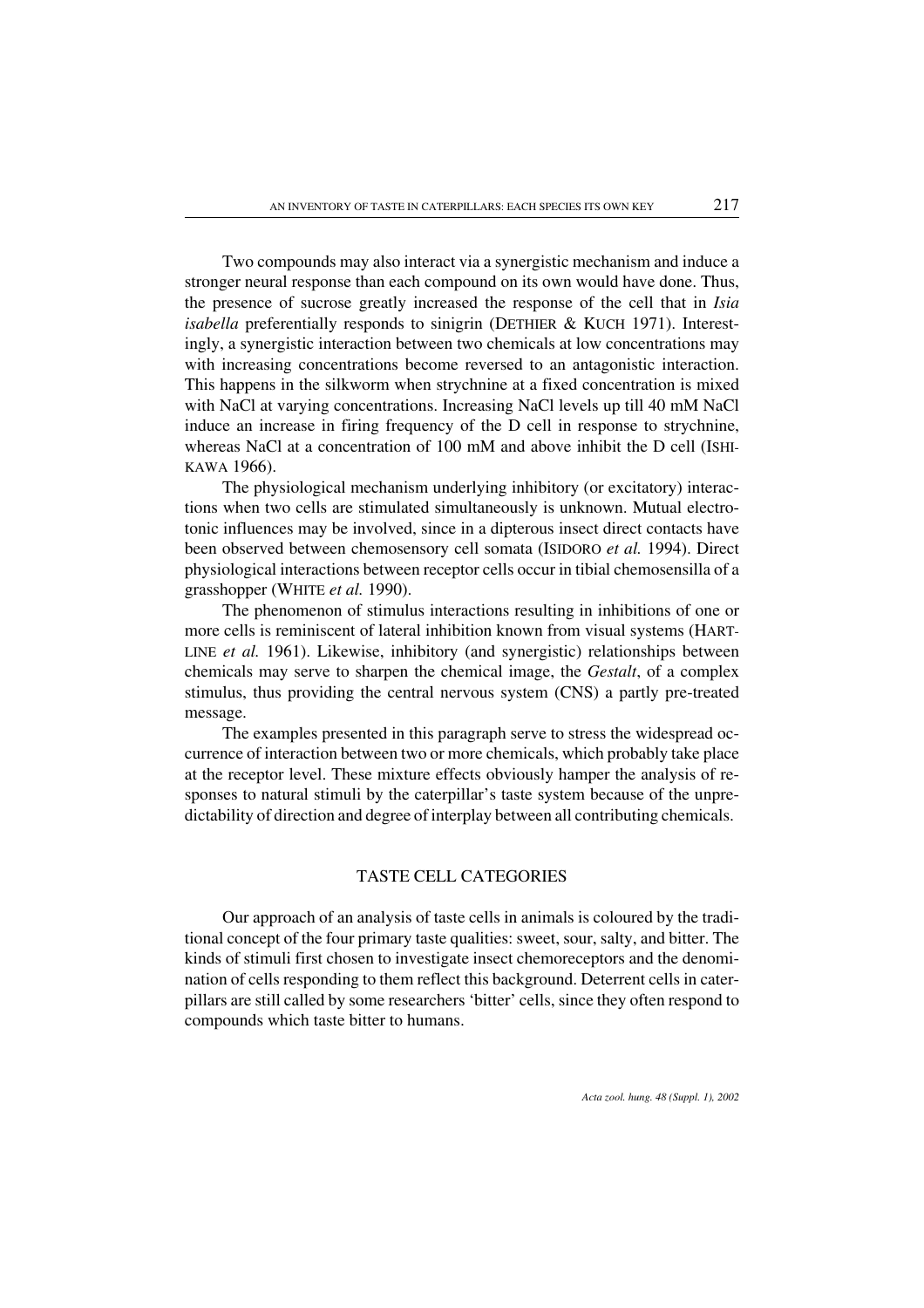Two compounds may also interact via a synergistic mechanism and induce a stronger neural response than each compound on its own would have done. Thus, the presence of sucrose greatly increased the response of the cell that in *Isia isabella* preferentially responds to sinigrin (DETHIER & KUCH 1971). Interestingly, a synergistic interaction between two chemicals at low concentrations may with increasing concentrations become reversed to an antagonistic interaction. This happens in the silkworm when strychnine at a fixed concentration is mixed with NaCl at varying concentrations. Increasing NaCl levels up till 40 mM NaCl induce an increase in firing frequency of the D cell in response to strychnine, whereas NaCl at a concentration of 100 mM and above inhibit the D cell (ISHIKAWA 1966).

The physiological mechanism underlying inhibitory (or excitatory) interactions when two cells are stimulated simultaneously is unknown. Mutual electrotonic influences may be involved, since in a dipterous insect direct contacts have been observed between chemosensory cell somata (ISIDORO *et al.* 1994). Direct physiological interactions between receptor cells occur in tibial chemosensilla of a grasshopper (WHITE *et al.* 1990).

The phenomenon of stimulus interactions resulting in inhibitions of one or more cells is reminiscent of lateral inhibition known from visual systems (HARTLINE *et al.* 1961). Likewise, inhibitory (and synergistic) relationships between chemicals may serve to sharpen the chemical image, the *Gestalt*, of a complex stimulus, thus providing the central nervous system (CNS) a partly pre-treated message.

The examples presented in this paragraph serve to stress the widespread occurrence of interaction between two or more chemicals, which probably take place at the receptor level. These mixture effects obviously hamper the analysis of responses to natural stimuli by the caterpillar's taste system because of the unpredictability of direction and degree of interplay between all contributing chemicals.

## TASTE CELL CATEGORIES

Our approach of an analysis of taste cells in animals is coloured by the traditional concept of the four primary taste qualities: sweet, sour, salty, and bitter. The kinds of stimuli first chosen to investigate insect chemoreceptors and the denomination of cells responding to them reflect this background. Deterrent cells in caterpillars are still called by some researchers 'bitter' cells, since they often respond to compounds which taste bitter to humans.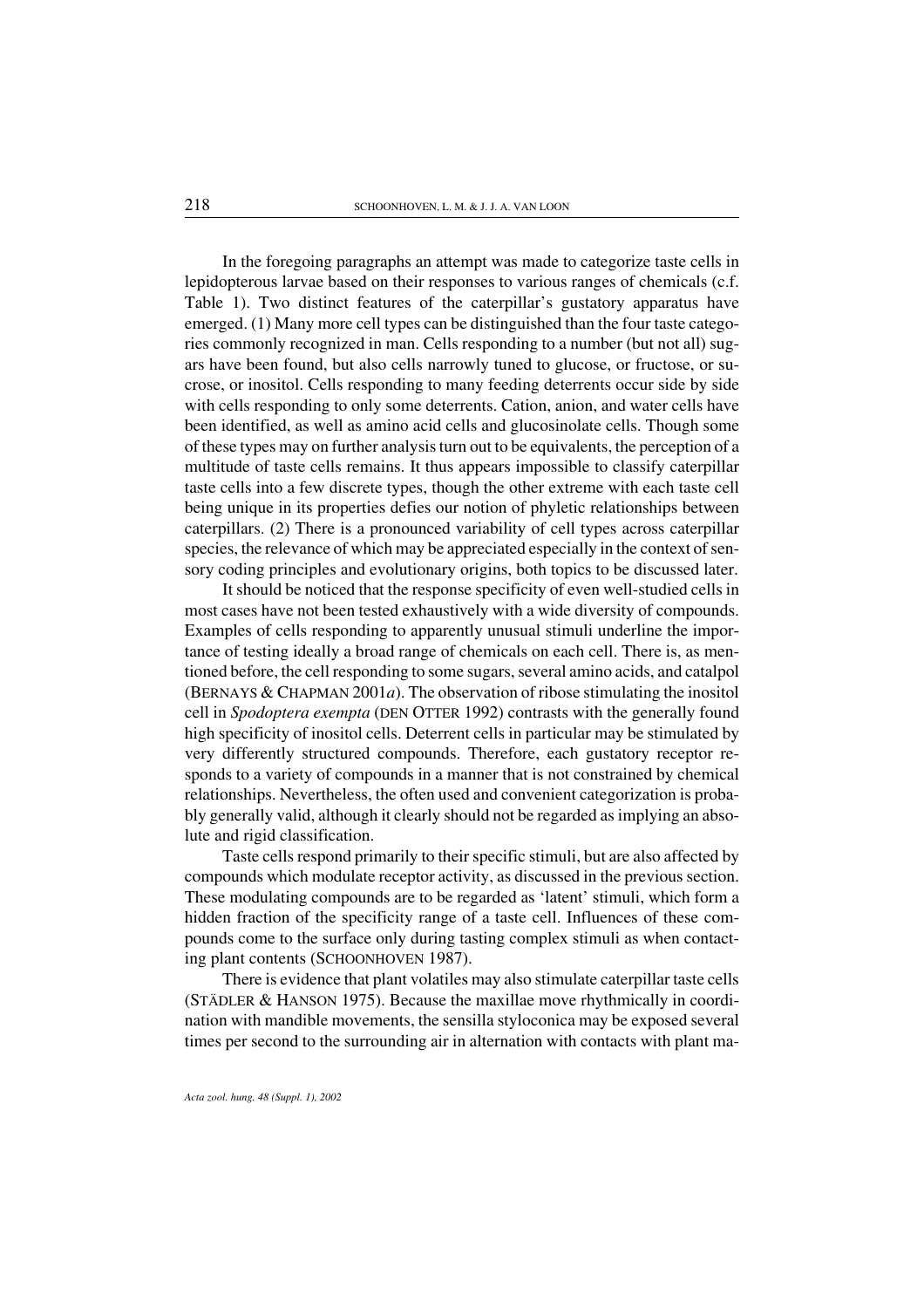In the foregoing paragraphs an attempt was made to categorize taste cells in lepidopterous larvae based on their responses to various ranges of chemicals (c.f. Table 1). Two distinct features of the caterpillar's gustatory apparatus have emerged. (1) Many more cell types can be distinguished than the four taste categories commonly recognized in man. Cells responding to a number (but not all) sugars have been found, but also cells narrowly tuned to glucose, or fructose, or sucrose, or inositol. Cells responding to many feeding deterrents occur side by side with cells responding to only some deterrents. Cation, anion, and water cells have been identified, as well as amino acid cells and glucosinolate cells. Though some of these types may on further analysis turn out to be equivalents, the perception of a multitude of taste cells remains. It thus appears impossible to classify caterpillar taste cells into a few discrete types, though the other extreme with each taste cell being unique in its properties defies our notion of phyletic relationships between caterpillars. (2) There is a pronounced variability of cell types across caterpillar species, the relevance of which may be appreciated especially in the context of sensory coding principles and evolutionary origins, both topics to be discussed later.

It should be noticed that the response specificity of even well-studied cells in most cases have not been tested exhaustively with a wide diversity of compounds. Examples of cells responding to apparently unusual stimuli underline the importance of testing ideally a broad range of chemicals on each cell. There is, as mentioned before, the cell responding to some sugars, several amino acids, and catalpol (BERNAYS & CHAPMAN 2001*a*). The observation of ribose stimulating the inositol cell in *Spodoptera exempta* (DEN OTTER 1992) contrasts with the generally found high specificity of inositol cells. Deterrent cells in particular may be stimulated by very differently structured compounds. Therefore, each gustatory receptor responds to a variety of compounds in a manner that is not constrained by chemical relationships. Nevertheless, the often used and convenient categorization is probably generally valid, although it clearly should not be regarded as implying an absolute and rigid classification.

Taste cells respond primarily to their specific stimuli, but are also affected by compounds which modulate receptor activity, as discussed in the previous section. These modulating compounds are to be regarded as 'latent' stimuli, which form a hidden fraction of the specificity range of a taste cell. Influences of these compounds come to the surface only during tasting complex stimuli as when contacting plant contents (SCHOONHOVEN 1987).

There is evidence that plant volatiles may also stimulate caterpillar taste cells (STÄDLER & HANSON 1975). Because the maxillae move rhythmically in coordination with mandible movements, the sensilla styloconica may be exposed several times per second to the surrounding air in alternation with contacts with plant ma-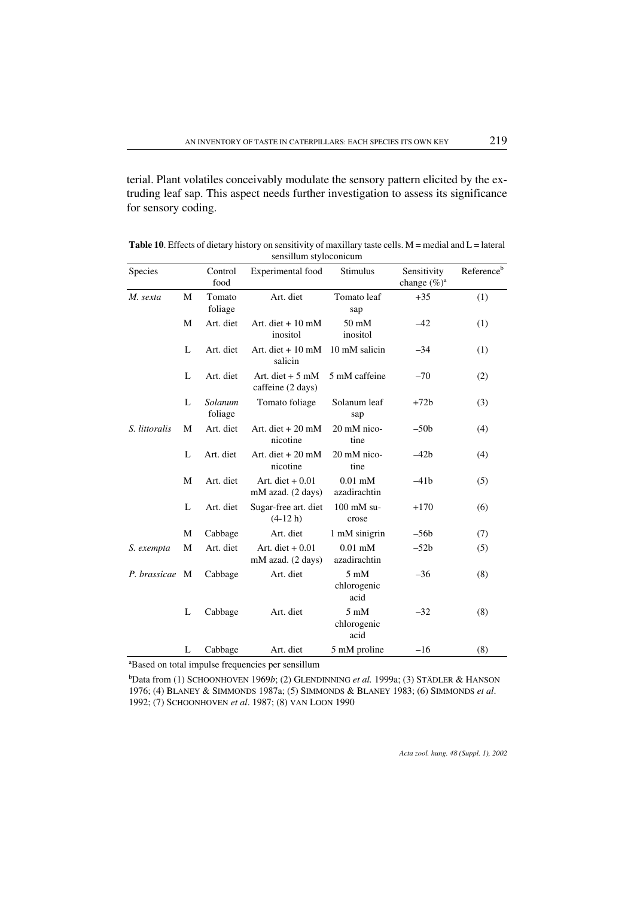terial. Plant volatiles conceivably modulate the sensory pattern elicited by the extruding leaf sap. This aspect needs further investigation to assess its significance for sensory coding.

**Table 10**. Effects of dietary history on sensitivity of maxillary taste cells. M = medial and L = lateral sensillum styloconicum

| Species | | Control food | Experimental food | Stimulus | Sensitivity change (%)[a] | Reference[b] |
|---|---|---|---|---|---|---|
| *M. sexta* | M | Tomato foliage | Art. diet | Tomato leaf sap | +35 | (1) |
| | M | Art. diet | Art. diet + 10 mM inositol | 50 mM inositol | –42 | (1) |
| | L | Art. diet | Art. diet + 10 mM salicin | 10 mM salicin | –34 | (1) |
| | L | Art. diet | Art. diet + 5 mM caffeine (2 days) | 5 mM caffeine | –70 | (2) |
| | L | *Solanum* foliage | Tomato foliage | Solanum leaf sap | +72b | (3) |
| *S. littoralis* | M | Art. diet | Art. diet + 20 mM nicotine | 20 mM nicotine | –50b | (4) |
| | L | Art. diet | Art. diet + 20 mM nicotine | 20 mM nicotine | –42b | (4) |
| | M | Art. diet | Art. diet + 0.01 mM azad. (2 days) | 0.01 mM azadirachtin | –41b | (5) |
| | L | Art. diet | Sugar-free art. diet (4-12 h) | 100 mM sucrose | +170 | (6) |
| | M | Cabbage | Art. diet | 1 mM sinigrin | –56b | (7) |
| *S. exempta* | M | Art. diet | Art. diet + 0.01 mM azad. (2 days) | 0.01 mM azadirachtin | –52b | (5) |
| *P. brassicae* | M | Cabbage | Art. diet | 5 mM chlorogenic acid | –36 | (8) |
| | L | Cabbage | Art. diet | 5 mM chlorogenic acid | –32 | (8) |
| | L | Cabbage | Art. diet | 5 mM proline | –16 | (8) |

[a]Based on total impulse frequencies per sensillum

[b]Data from (1) SCHOONHOVEN 1969*b*; (2) GLENDINNING *et al.* 1999a; (3) STÄDLER & HANSON 1976; (4) BLANEY & SIMMONDS 1987a; (5) SIMMONDS & BLANEY 1983; (6) SIMMONDS *et al*. 1992; (7) SCHOONHOVEN *et al*. 1987; (8) VAN LOON 1990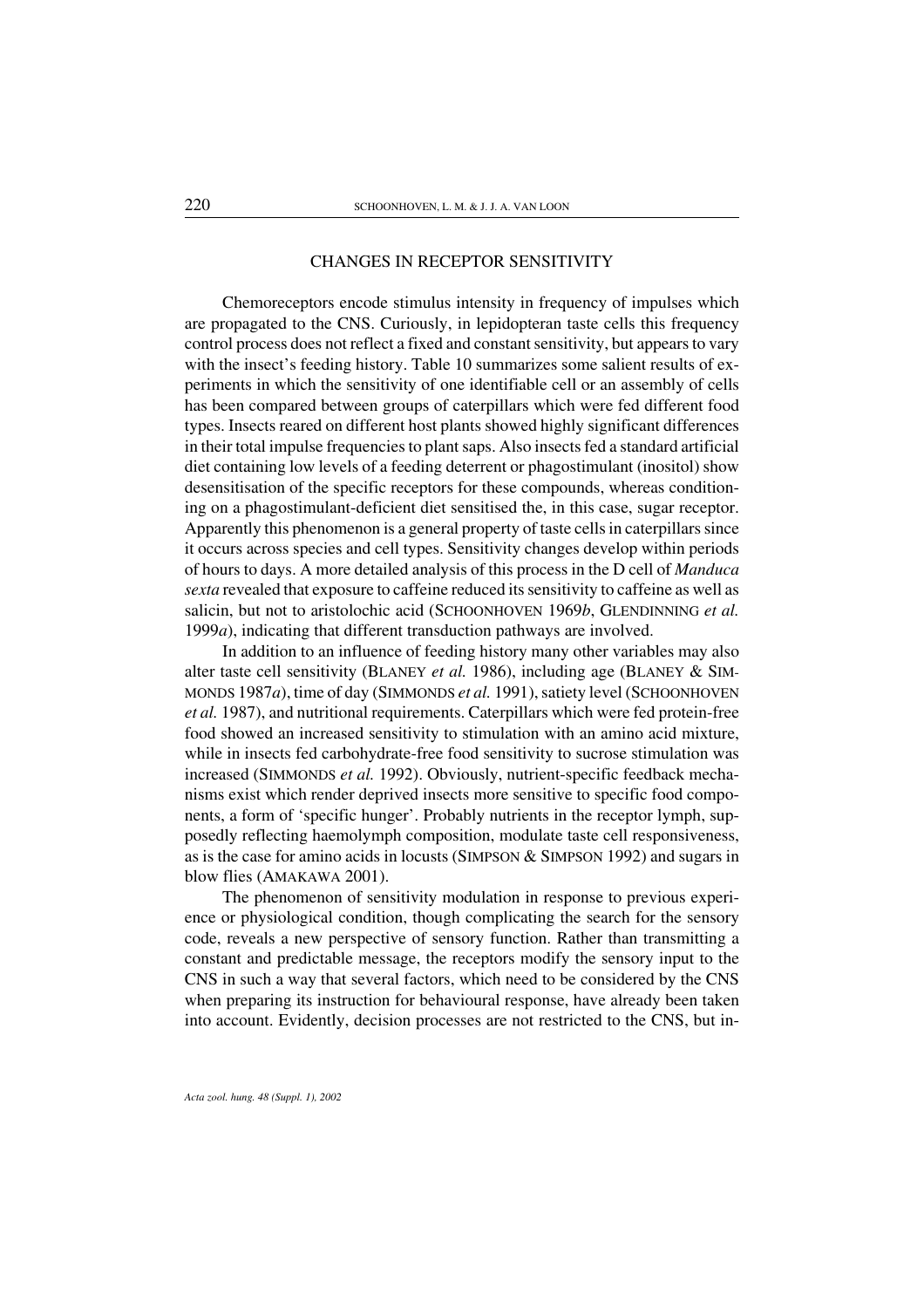## CHANGES IN RECEPTOR SENSITIVITY

Chemoreceptors encode stimulus intensity in frequency of impulses which are propagated to the CNS. Curiously, in lepidopteran taste cells this frequency control process does not reflect a fixed and constant sensitivity, but appears to vary with the insect's feeding history. Table 10 summarizes some salient results of experiments in which the sensitivity of one identifiable cell or an assembly of cells has been compared between groups of caterpillars which were fed different food types. Insects reared on different host plants showed highly significant differences in their total impulse frequencies to plant saps. Also insects fed a standard artificial diet containing low levels of a feeding deterrent or phagostimulant (inositol) show desensitisation of the specific receptors for these compounds, whereas conditioning on a phagostimulant-deficient diet sensitised the, in this case, sugar receptor. Apparently this phenomenon is a general property of taste cells in caterpillars since it occurs across species and cell types. Sensitivity changes develop within periods of hours to days. A more detailed analysis of this process in the D cell of *Manduca sexta* revealed that exposure to caffeine reduced its sensitivity to caffeine as well as salicin, but not to aristolochic acid (SCHOONHOVEN 1969*b*, GLENDINNING *et al.* 1999*a*), indicating that different transduction pathways are involved.

In addition to an influence of feeding history many other variables may also alter taste cell sensitivity (BLANEY *et al.* 1986), including age (BLANEY & SIMMONDS 1987*a*), time of day (SIMMONDS *et al.* 1991), satiety level (SCHOONHOVEN *et al.* 1987), and nutritional requirements. Caterpillars which were fed protein-free food showed an increased sensitivity to stimulation with an amino acid mixture, while in insects fed carbohydrate-free food sensitivity to sucrose stimulation was increased (SIMMONDS *et al.* 1992). Obviously, nutrient-specific feedback mechanisms exist which render deprived insects more sensitive to specific food components, a form of 'specific hunger'. Probably nutrients in the receptor lymph, supposedly reflecting haemolymph composition, modulate taste cell responsiveness, as is the case for amino acids in locusts (SIMPSON & SIMPSON 1992) and sugars in blow flies (AMAKAWA 2001).

The phenomenon of sensitivity modulation in response to previous experience or physiological condition, though complicating the search for the sensory code, reveals a new perspective of sensory function. Rather than transmitting a constant and predictable message, the receptors modify the sensory input to the CNS in such a way that several factors, which need to be considered by the CNS when preparing its instruction for behavioural response, have already been taken into account. Evidently, decision processes are not restricted to the CNS, but in-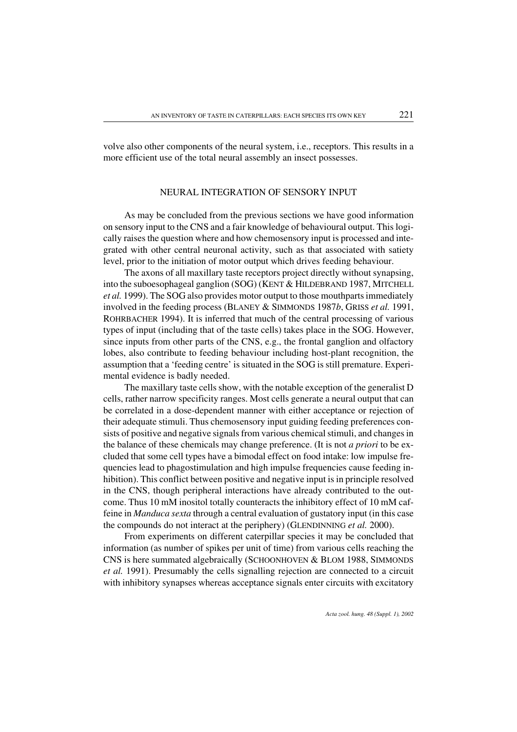volve also other components of the neural system, i.e., receptors. This results in a more efficient use of the total neural assembly an insect possesses.

## NEURAL INTEGRATION OF SENSORY INPUT

As may be concluded from the previous sections we have good information on sensory input to the CNS and a fair knowledge of behavioural output. This logically raises the question where and how chemosensory input is processed and integrated with other central neuronal activity, such as that associated with satiety level, prior to the initiation of motor output which drives feeding behaviour.

The axons of all maxillary taste receptors project directly without synapsing, into the suboesophageal ganglion (SOG) (KENT & HILDEBRAND 1987, MITCHELL *et al.* 1999). The SOG also provides motor output to those mouthparts immediately involved in the feeding process (BLANEY & SIMMONDS 1987*b*, GRISS *et al.* 1991, ROHRBACHER 1994). It is inferred that much of the central processing of various types of input (including that of the taste cells) takes place in the SOG. However, since inputs from other parts of the CNS, e.g., the frontal ganglion and olfactory lobes, also contribute to feeding behaviour including host-plant recognition, the assumption that a 'feeding centre' is situated in the SOG is still premature. Experimental evidence is badly needed.

The maxillary taste cells show, with the notable exception of the generalist D cells, rather narrow specificity ranges. Most cells generate a neural output that can be correlated in a dose-dependent manner with either acceptance or rejection of their adequate stimuli. Thus chemosensory input guiding feeding preferences consists of positive and negative signals from various chemical stimuli, and changes in the balance of these chemicals may change preference. (It is not *a priori* to be excluded that some cell types have a bimodal effect on food intake: low impulse frequencies lead to phagostimulation and high impulse frequencies cause feeding inhibition). This conflict between positive and negative input is in principle resolved in the CNS, though peripheral interactions have already contributed to the outcome. Thus 10 mM inositol totally counteracts the inhibitory effect of 10 mM caffeine in *Manduca sexta* through a central evaluation of gustatory input (in this case the compounds do not interact at the periphery) (GLENDINNING *et al.* 2000).

From experiments on different caterpillar species it may be concluded that information (as number of spikes per unit of time) from various cells reaching the CNS is here summated algebraically (SCHOONHOVEN & BLOM 1988, SIMMONDS *et al.* 1991). Presumably the cells signalling rejection are connected to a circuit with inhibitory synapses whereas acceptance signals enter circuits with excitatory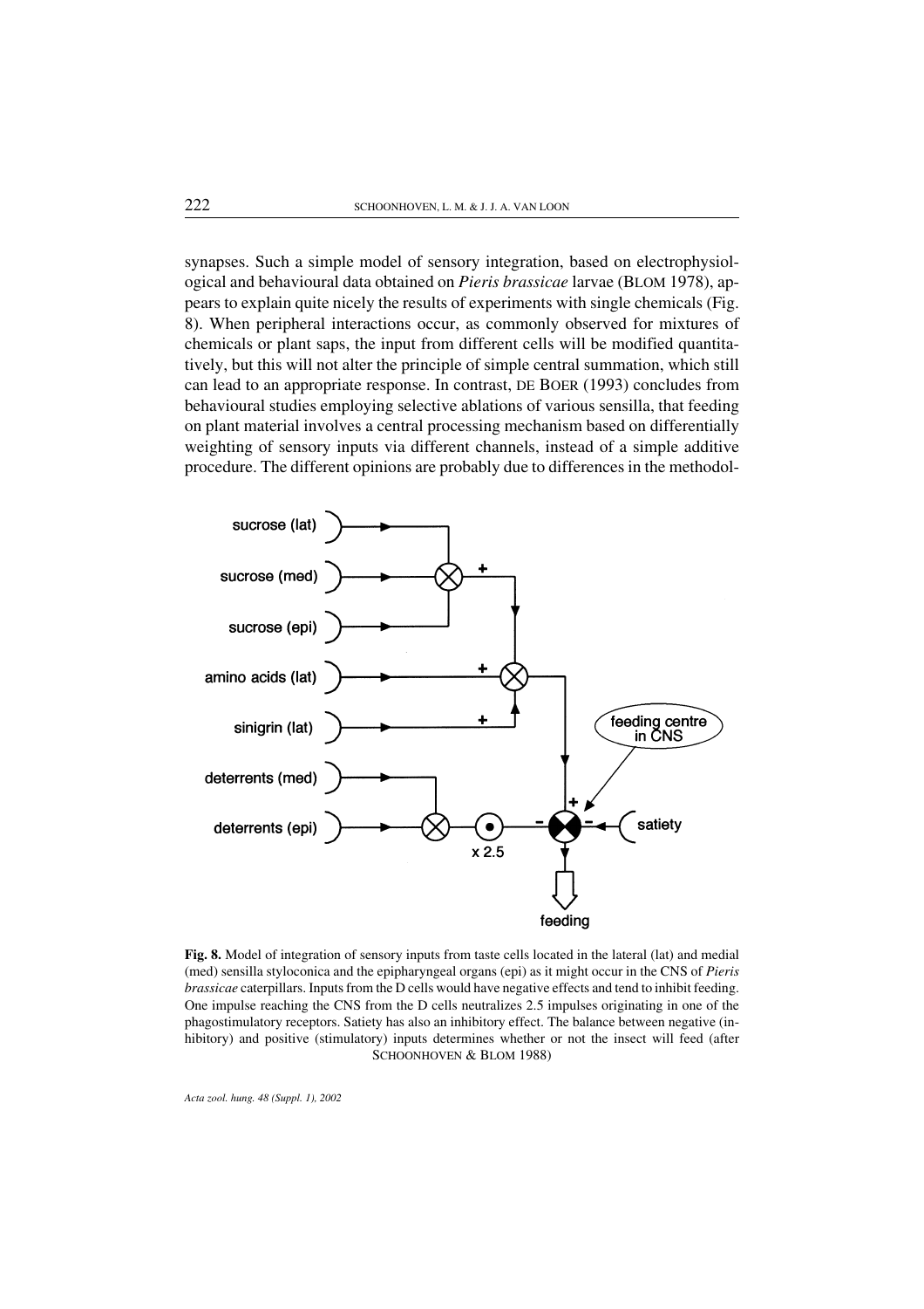synapses. Such a simple model of sensory integration, based on electrophysiological and behavioural data obtained on *Pieris brassicae* larvae (BLOM 1978), appears to explain quite nicely the results of experiments with single chemicals (Fig. 8). When peripheral interactions occur, as commonly observed for mixtures of chemicals or plant saps, the input from different cells will be modified quantitatively, but this will not alter the principle of simple central summation, which still can lead to an appropriate response. In contrast, DE BOER (1993) concludes from behavioural studies employing selective ablations of various sensilla, that feeding on plant material involves a central processing mechanism based on differentially weighting of sensory inputs via different channels, instead of a simple additive procedure. The different opinions are probably due to differences in the methodol-

**Fig. 8.** Model of integration of sensory inputs from taste cells located in the lateral (lat) and medial (med) sensilla styloconica and the epipharyngeal organs (epi) as it might occur in the CNS of *Pieris brassicae* caterpillars. Inputs from the D cells would have negative effects and tend to inhibit feeding. One impulse reaching the CNS from the D cells neutralizes 2.5 impulses originating in one of the phagostimulatory receptors. Satiety has also an inhibitory effect. The balance between negative (inhibitory) and positive (stimulatory) inputs determines whether or not the insect will feed (after SCHOONHOVEN & BLOM 1988)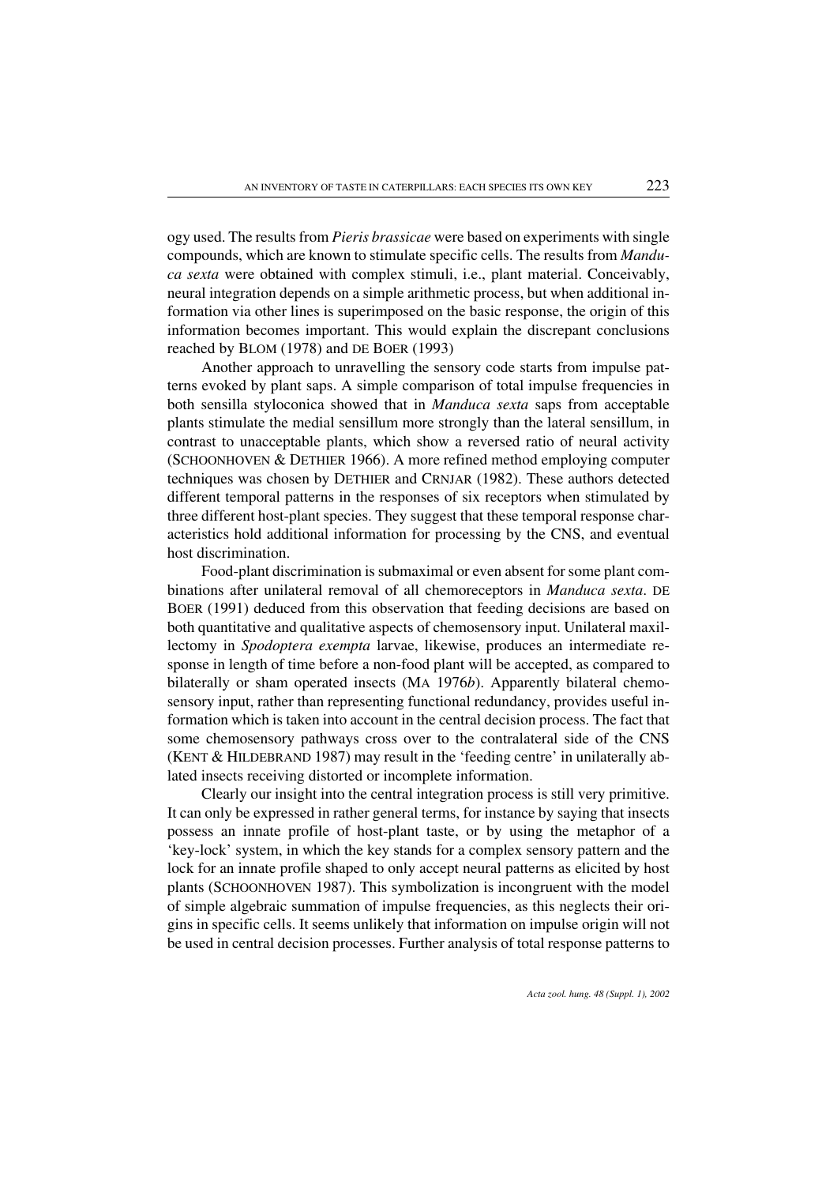ogy used. The results from *Pieris brassicae* were based on experiments with single compounds, which are known to stimulate specific cells. The results from *Manduca sexta* were obtained with complex stimuli, i.e., plant material. Conceivably, neural integration depends on a simple arithmetic process, but when additional information via other lines is superimposed on the basic response, the origin of this information becomes important. This would explain the discrepant conclusions reached by BLOM (1978) and DE BOER (1993)

Another approach to unravelling the sensory code starts from impulse patterns evoked by plant saps. A simple comparison of total impulse frequencies in both sensilla styloconica showed that in *Manduca sexta* saps from acceptable plants stimulate the medial sensillum more strongly than the lateral sensillum, in contrast to unacceptable plants, which show a reversed ratio of neural activity (SCHOONHOVEN & DETHIER 1966). A more refined method employing computer techniques was chosen by DETHIER and CRNJAR (1982). These authors detected different temporal patterns in the responses of six receptors when stimulated by three different host-plant species. They suggest that these temporal response characteristics hold additional information for processing by the CNS, and eventual host discrimination.

Food-plant discrimination is submaximal or even absent for some plant combinations after unilateral removal of all chemoreceptors in *Manduca sexta*. DE BOER (1991) deduced from this observation that feeding decisions are based on both quantitative and qualitative aspects of chemosensory input. Unilateral maxillectomy in *Spodoptera exempta* larvae, likewise, produces an intermediate response in length of time before a non-food plant will be accepted, as compared to bilaterally or sham operated insects (MA 1976*b*). Apparently bilateral chemosensory input, rather than representing functional redundancy, provides useful information which is taken into account in the central decision process. The fact that some chemosensory pathways cross over to the contralateral side of the CNS (KENT & HILDEBRAND 1987) may result in the 'feeding centre' in unilaterally ablated insects receiving distorted or incomplete information.

Clearly our insight into the central integration process is still very primitive. It can only be expressed in rather general terms, for instance by saying that insects possess an innate profile of host-plant taste, or by using the metaphor of a 'key-lock' system, in which the key stands for a complex sensory pattern and the lock for an innate profile shaped to only accept neural patterns as elicited by host plants (SCHOONHOVEN 1987). This symbolization is incongruent with the model of simple algebraic summation of impulse frequencies, as this neglects their origins in specific cells. It seems unlikely that information on impulse origin will not be used in central decision processes. Further analysis of total response patterns to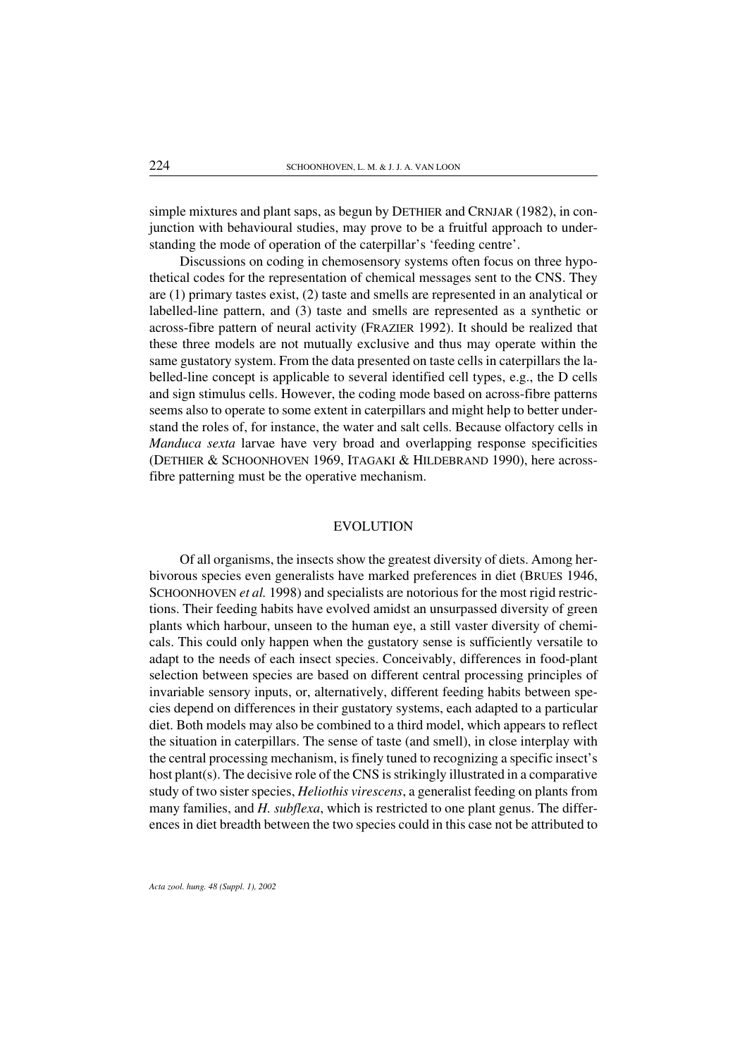simple mixtures and plant saps, as begun by DETHIER and CRNJAR (1982), in conjunction with behavioural studies, may prove to be a fruitful approach to understanding the mode of operation of the caterpillar's 'feeding centre'.

Discussions on coding in chemosensory systems often focus on three hypothetical codes for the representation of chemical messages sent to the CNS. They are (1) primary tastes exist, (2) taste and smells are represented in an analytical or labelled-line pattern, and (3) taste and smells are represented as a synthetic or across-fibre pattern of neural activity (FRAZIER 1992). It should be realized that these three models are not mutually exclusive and thus may operate within the same gustatory system. From the data presented on taste cells in caterpillars the labelled-line concept is applicable to several identified cell types, e.g., the D cells and sign stimulus cells. However, the coding mode based on across-fibre patterns seems also to operate to some extent in caterpillars and might help to better understand the roles of, for instance, the water and salt cells. Because olfactory cells in *Manduca sexta* larvae have very broad and overlapping response specificities (DETHIER & SCHOONHOVEN 1969, ITAGAKI & HILDEBRAND 1990), here across-fibre patterning must be the operative mechanism.

## EVOLUTION

Of all organisms, the insects show the greatest diversity of diets. Among herbivorous species even generalists have marked preferences in diet (BRUES 1946, SCHOONHOVEN *et al.* 1998) and specialists are notorious for the most rigid restrictions. Their feeding habits have evolved amidst an unsurpassed diversity of green plants which harbour, unseen to the human eye, a still vaster diversity of chemicals. This could only happen when the gustatory sense is sufficiently versatile to adapt to the needs of each insect species. Conceivably, differences in food-plant selection between species are based on different central processing principles of invariable sensory inputs, or, alternatively, different feeding habits between species depend on differences in their gustatory systems, each adapted to a particular diet. Both models may also be combined to a third model, which appears to reflect the situation in caterpillars. The sense of taste (and smell), in close interplay with the central processing mechanism, is finely tuned to recognizing a specific insect's host plant(s). The decisive role of the CNS is strikingly illustrated in a comparative study of two sister species, *Heliothis virescens*, a generalist feeding on plants from many families, and *H. subflexa*, which is restricted to one plant genus. The differences in diet breadth between the two species could in this case not be attributed to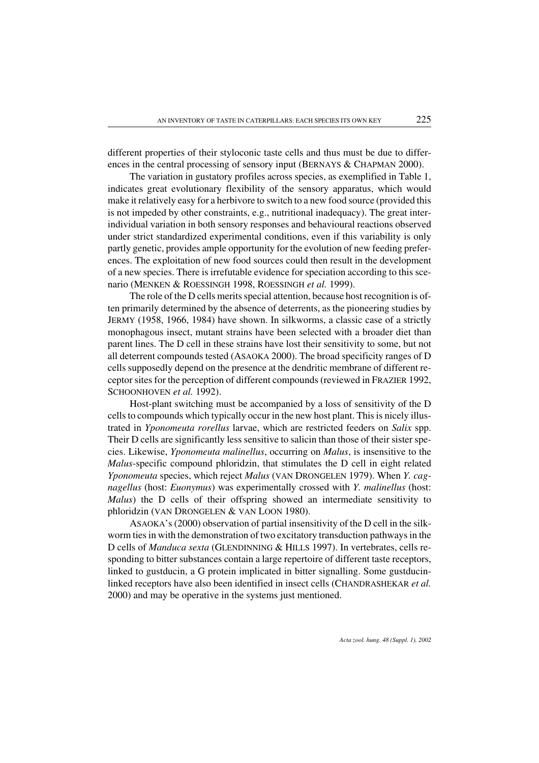different properties of their styloconic taste cells and thus must be due to differences in the central processing of sensory input (BERNAYS & CHAPMAN 2000).

The variation in gustatory profiles across species, as exemplified in Table 1, indicates great evolutionary flexibility of the sensory apparatus, which would make it relatively easy for a herbivore to switch to a new food source (provided this is not impeded by other constraints, e.g., nutritional inadequacy). The great inter-individual variation in both sensory responses and behavioural reactions observed under strict standardized experimental conditions, even if this variability is only partly genetic, provides ample opportunity for the evolution of new feeding preferences. The exploitation of new food sources could then result in the development of a new species. There is irrefutable evidence for speciation according to this scenario (MENKEN & ROESSINGH 1998, ROESSINGH *et al.* 1999).

The role of the D cells merits special attention, because host recognition is often primarily determined by the absence of deterrents, as the pioneering studies by JERMY (1958, 1966, 1984) have shown. In silkworms, a classic case of a strictly monophagous insect, mutant strains have been selected with a broader diet than parent lines. The D cell in these strains have lost their sensitivity to some, but not all deterrent compounds tested (ASAOKA 2000). The broad specificity ranges of D cells supposedly depend on the presence at the dendritic membrane of different receptor sites for the perception of different compounds (reviewed in FRAZIER 1992, SCHOONHOVEN *et al.* 1992).

Host-plant switching must be accompanied by a loss of sensitivity of the D cells to compounds which typically occur in the new host plant. This is nicely illustrated in *Yponomeuta rorellus* larvae, which are restricted feeders on *Salix* spp. Their D cells are significantly less sensitive to salicin than those of their sister species. Likewise, *Yponomeuta malinellus*, occurring on *Malus*, is insensitive to the *Malus*-specific compound phloridzin, that stimulates the D cell in eight related *Yponomeuta* species, which reject *Malus* (VAN DRONGELEN 1979). When *Y. cagnagellus* (host: *Euonymus*) was experimentally crossed with *Y. malinellus* (host: *Malus*) the D cells of their offspring showed an intermediate sensitivity to phloridzin (VAN DRONGELEN & VAN LOON 1980).

ASAOKA's (2000) observation of partial insensitivity of the D cell in the silkworm ties in with the demonstration of two excitatory transduction pathways in the D cells of *Manduca sexta* (GLENDINNING & HILLS 1997). In vertebrates, cells responding to bitter substances contain a large repertoire of different taste receptors, linked to gustducin, a G protein implicated in bitter signalling. Some gustducin-linked receptors have also been identified in insect cells (CHANDRASHEKAR *et al.* 2000) and may be operative in the systems just mentioned.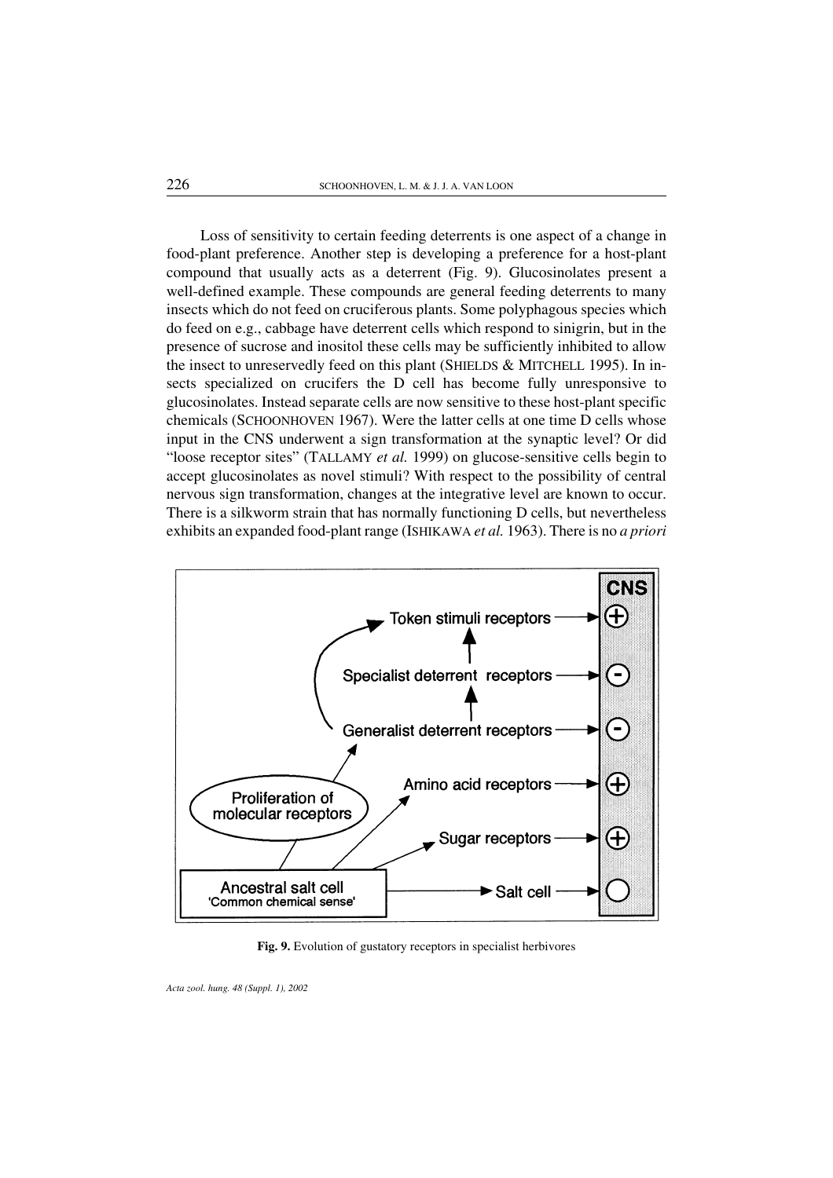Loss of sensitivity to certain feeding deterrents is one aspect of a change in food-plant preference. Another step is developing a preference for a host-plant compound that usually acts as a deterrent (Fig. 9). Glucosinolates present a well-defined example. These compounds are general feeding deterrents to many insects which do not feed on cruciferous plants. Some polyphagous species which do feed on e.g., cabbage have deterrent cells which respond to sinigrin, but in the presence of sucrose and inositol these cells may be sufficiently inhibited to allow the insect to unreservedly feed on this plant (SHIELDS & MITCHELL 1995). In insects specialized on crucifers the D cell has become fully unresponsive to glucosinolates. Instead separate cells are now sensitive to these host-plant specific chemicals (SCHOONHOVEN 1967). Were the latter cells at one time D cells whose input in the CNS underwent a sign transformation at the synaptic level? Or did "loose receptor sites" (TALLAMY *et al.* 1999) on glucose-sensitive cells begin to accept glucosinolates as novel stimuli? With respect to the possibility of central nervous sign transformation, changes at the integrative level are known to occur. There is a silkworm strain that has normally functioning D cells, but nevertheless exhibits an expanded food-plant range (ISHIKAWA *et al.* 1963). There is no *a priori*

**Fig. 9.** Evolution of gustatory receptors in specialist herbivores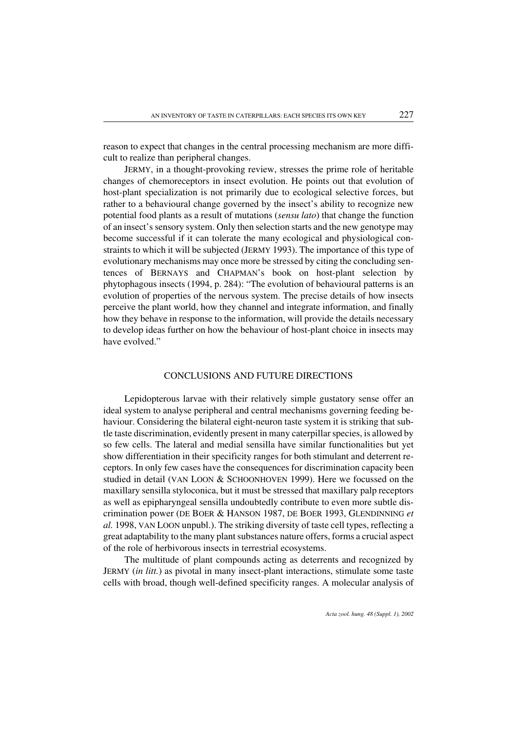reason to expect that changes in the central processing mechanism are more difficult to realize than peripheral changes.

JERMY, in a thought-provoking review, stresses the prime role of heritable changes of chemoreceptors in insect evolution. He points out that evolution of host-plant specialization is not primarily due to ecological selective forces, but rather to a behavioural change governed by the insect's ability to recognize new potential food plants as a result of mutations (*sensu lato*) that change the function of an insect's sensory system. Only then selection starts and the new genotype may become successful if it can tolerate the many ecological and physiological constraints to which it will be subjected (JERMY 1993). The importance of this type of evolutionary mechanisms may once more be stressed by citing the concluding sentences of BERNAYS and CHAPMAN's book on host-plant selection by phytophagous insects (1994, p. 284): "The evolution of behavioural patterns is an evolution of properties of the nervous system. The precise details of how insects perceive the plant world, how they channel and integrate information, and finally how they behave in response to the information, will provide the details necessary to develop ideas further on how the behaviour of host-plant choice in insects may have evolved."

## CONCLUSIONS AND FUTURE DIRECTIONS

Lepidopterous larvae with their relatively simple gustatory sense offer an ideal system to analyse peripheral and central mechanisms governing feeding behaviour. Considering the bilateral eight-neuron taste system it is striking that subtle taste discrimination, evidently present in many caterpillar species, is allowed by so few cells. The lateral and medial sensilla have similar functionalities but yet show differentiation in their specificity ranges for both stimulant and deterrent receptors. In only few cases have the consequences for discrimination capacity been studied in detail (VAN LOON & SCHOONHOVEN 1999). Here we focussed on the maxillary sensilla styloconica, but it must be stressed that maxillary palp receptors as well as epipharyngeal sensilla undoubtedly contribute to even more subtle discrimination power (DE BOER & HANSON 1987, DE BOER 1993, GLENDINNING *et al.* 1998, VAN LOON unpubl.). The striking diversity of taste cell types, reflecting a great adaptability to the many plant substances nature offers, forms a crucial aspect of the role of herbivorous insects in terrestrial ecosystems.

The multitude of plant compounds acting as deterrents and recognized by JERMY (*in litt.*) as pivotal in many insect-plant interactions, stimulate some taste cells with broad, though well-defined specificity ranges. A molecular analysis of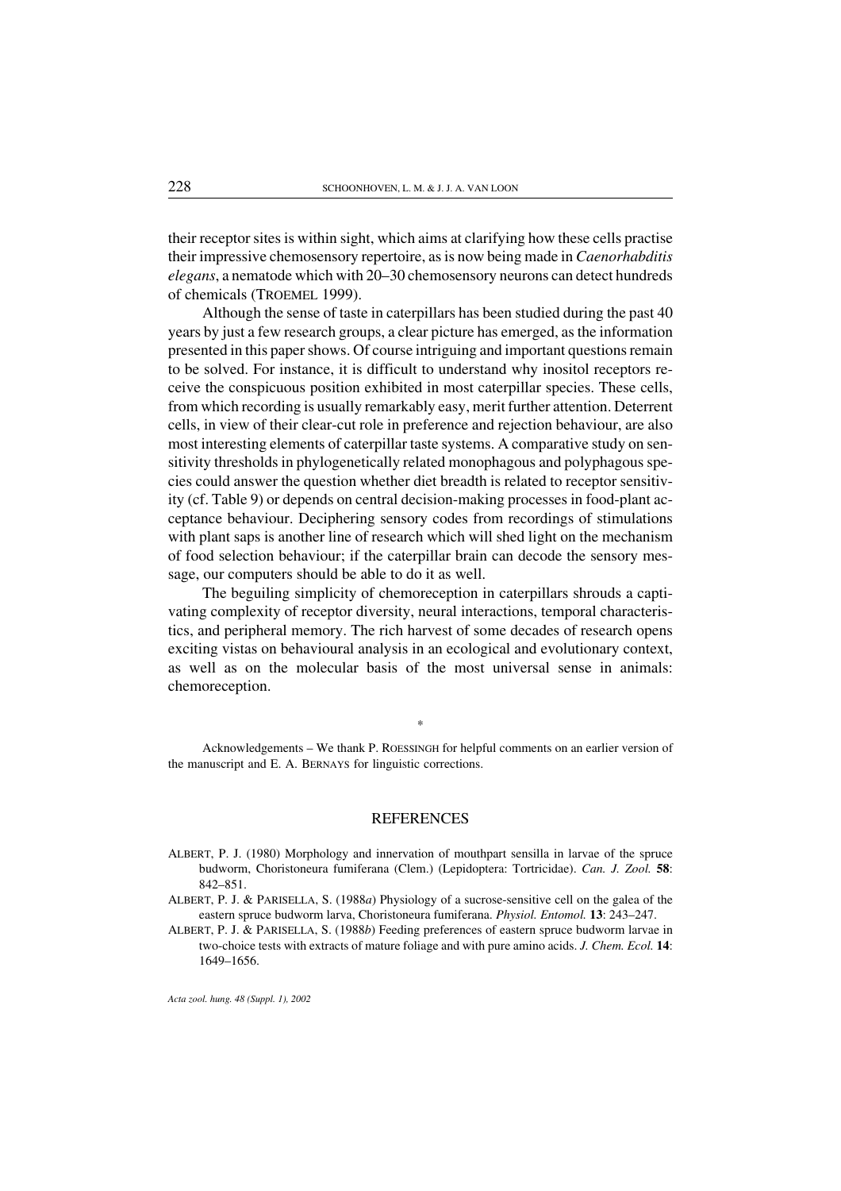their receptor sites is within sight, which aims at clarifying how these cells practise their impressive chemosensory repertoire, as is now being made in *Caenorhabditis elegans*, a nematode which with 20–30 chemosensory neurons can detect hundreds of chemicals (TROEMEL 1999).

Although the sense of taste in caterpillars has been studied during the past 40 years by just a few research groups, a clear picture has emerged, as the information presented in this paper shows. Of course intriguing and important questions remain to be solved. For instance, it is difficult to understand why inositol receptors receive the conspicuous position exhibited in most caterpillar species. These cells, from which recording is usually remarkably easy, merit further attention. Deterrent cells, in view of their clear-cut role in preference and rejection behaviour, are also most interesting elements of caterpillar taste systems. A comparative study on sensitivity thresholds in phylogenetically related monophagous and polyphagous species could answer the question whether diet breadth is related to receptor sensitivity (cf. Table 9) or depends on central decision-making processes in food-plant acceptance behaviour. Deciphering sensory codes from recordings of stimulations with plant saps is another line of research which will shed light on the mechanism of food selection behaviour; if the caterpillar brain can decode the sensory message, our computers should be able to do it as well.

The beguiling simplicity of chemoreception in caterpillars shrouds a captivating complexity of receptor diversity, neural interactions, temporal characteristics, and peripheral memory. The rich harvest of some decades of research opens exciting vistas on behavioural analysis in an ecological and evolutionary context, as well as on the molecular basis of the most universal sense in animals: chemoreception.

*

Acknowledgements – We thank P. ROESSINGH for helpful comments on an earlier version of the manuscript and E. A. BERNAYS for linguistic corrections.

## REFERENCES

ALBERT, P. J. (1980) Morphology and innervation of mouthpart sensilla in larvae of the spruce budworm, Choristoneura fumiferana (Clem.) (Lepidoptera: Tortricidae). *Can. J. Zool.* **58**: 842–851.

ALBERT, P. J. & PARISELLA, S. (1988*a*) Physiology of a sucrose-sensitive cell on the galea of the eastern spruce budworm larva, Choristoneura fumiferana. *Physiol. Entomol.* **13**: 243–247.

ALBERT, P. J. & PARISELLA, S. (1988*b*) Feeding preferences of eastern spruce budworm larvae in two-choice tests with extracts of mature foliage and with pure amino acids. *J. Chem. Ecol.* **14**: 1649–1656.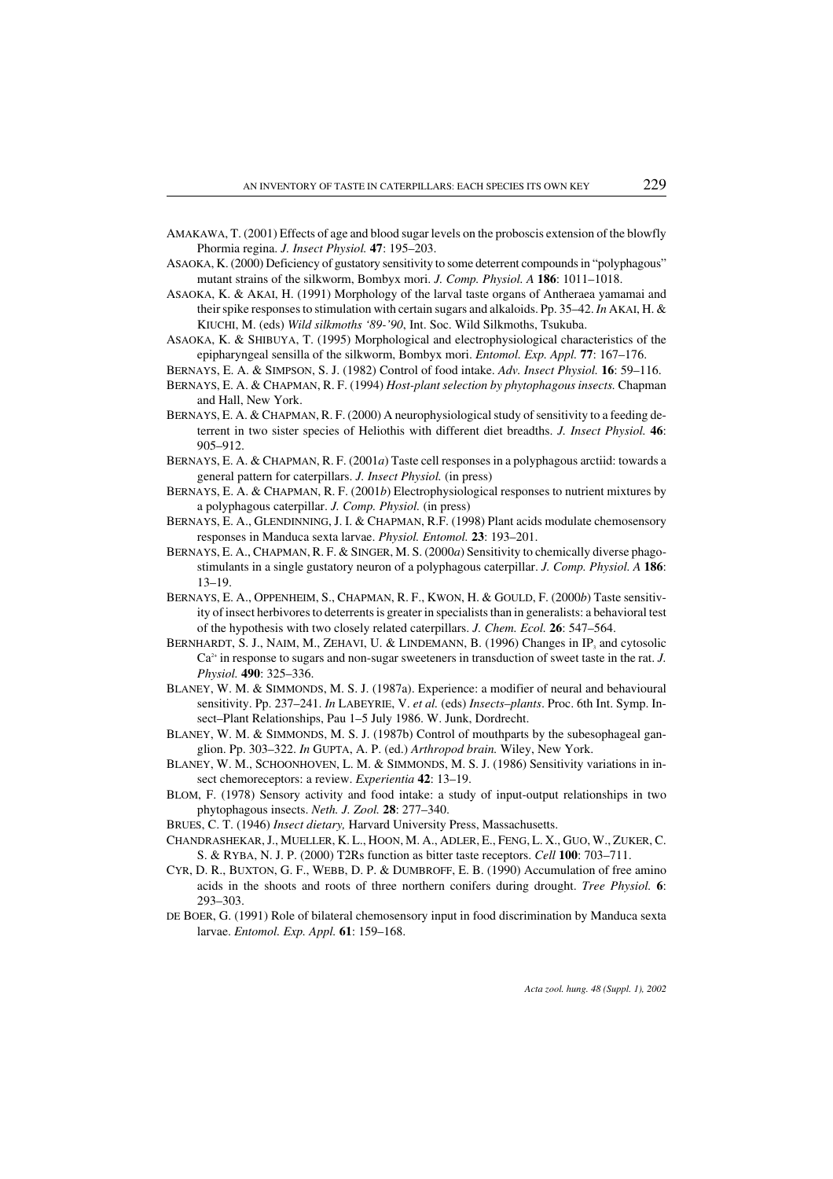AMAKAWA, T. (2001) Effects of age and blood sugar levels on the proboscis extension of the blowfly Phormia regina. *J. Insect Physiol.* **47**: 195–203.

ASAOKA, K. (2000) Deficiency of gustatory sensitivity to some deterrent compounds in "polyphagous" mutant strains of the silkworm, Bombyx mori. *J. Comp. Physiol. A* **186**: 1011–1018.

ASAOKA, K. & AKAI, H. (1991) Morphology of the larval taste organs of Antheraea yamamai and their spike responses to stimulation with certain sugars and alkaloids. Pp. 35–42. *In* AKAI, H. & KIUCHI, M. (eds) *Wild silkmoths '89-'90*, Int. Soc. Wild Silkmoths, Tsukuba.

ASAOKA, K. & SHIBUYA, T. (1995) Morphological and electrophysiological characteristics of the epipharyngeal sensilla of the silkworm, Bombyx mori. *Entomol. Exp. Appl.* **77**: 167–176.

BERNAYS, E. A. & SIMPSON, S. J. (1982) Control of food intake. *Adv. Insect Physiol.* **16**: 59–116.

BERNAYS, E. A. & CHAPMAN, R. F. (1994) *Host-plant selection by phytophagous insects.* Chapman and Hall, New York.

BERNAYS, E. A. & CHAPMAN, R. F. (2000) A neurophysiological study of sensitivity to a feeding deterrent in two sister species of Heliothis with different diet breadths. *J. Insect Physiol.* **46**: 905–912.

BERNAYS, E. A. & CHAPMAN, R. F. (2001*a*) Taste cell responses in a polyphagous arctiid: towards a general pattern for caterpillars. *J. Insect Physiol.* (in press)

BERNAYS, E. A. & CHAPMAN, R. F. (2001*b*) Electrophysiological responses to nutrient mixtures by a polyphagous caterpillar. *J. Comp. Physiol.* (in press)

BERNAYS, E. A., GLENDINNING, J. I. & CHAPMAN, R.F. (1998) Plant acids modulate chemosensory responses in Manduca sexta larvae. *Physiol. Entomol.* **23**: 193–201.

BERNAYS, E. A., CHAPMAN, R. F. & SINGER, M. S. (2000*a*) Sensitivity to chemically diverse phagostimulants in a single gustatory neuron of a polyphagous caterpillar. *J. Comp. Physiol. A* **186**: 13–19.

BERNAYS, E. A., OPPENHEIM, S., CHAPMAN, R. F., KWON, H. & GOULD, F. (2000*b*) Taste sensitivity of insect herbivores to deterrents is greater in specialists than in generalists: a behavioral test of the hypothesis with two closely related caterpillars. *J. Chem. Ecol.* **26**: 547–564.

BERNHARDT, S. J., NAIM, M., ZEHAVI, U. & LINDEMANN, B. (1996) Changes in $IP_3$ and cytosolic $Ca^{2+}$ in response to sugars and non-sugar sweeteners in transduction of sweet taste in the rat. *J. Physiol.* **490**: 325–336.

BLANEY, W. M. & SIMMONDS, M. S. J. (1987a). Experience: a modifier of neural and behavioural sensitivity. Pp. 237–241. *In* LABEYRIE, V. *et al.* (eds) *Insects–plants*. Proc. 6th Int. Symp. Insect–Plant Relationships, Pau 1–5 July 1986. W. Junk, Dordrecht.

BLANEY, W. M. & SIMMONDS, M. S. J. (1987b) Control of mouthparts by the subesophageal ganglion. Pp. 303–322. *In* GUPTA, A. P. (ed.) *Arthropod brain.* Wiley, New York.

BLANEY, W. M., SCHOONHOVEN, L. M. & SIMMONDS, M. S. J. (1986) Sensitivity variations in insect chemoreceptors: a review. *Experientia* **42**: 13–19.

BLOM, F. (1978) Sensory activity and food intake: a study of input-output relationships in two phytophagous insects. *Neth. J. Zool.* **28**: 277–340.

BRUES, C. T. (1946) *Insect dietary,* Harvard University Press, Massachusetts.

CHANDRASHEKAR, J., MUELLER, K. L., HOON, M. A., ADLER, E., FENG, L. X., GUO, W., ZUKER, C. S. & RYBA, N. J. P. (2000) T2Rs function as bitter taste receptors. *Cell* **100**: 703–711.

CYR, D. R., BUXTON, G. F., WEBB, D. P. & DUMBROFF, E. B. (1990) Accumulation of free amino acids in the shoots and roots of three northern conifers during drought. *Tree Physiol.* **6**: 293–303.

DE BOER, G. (1991) Role of bilateral chemosensory input in food discrimination by Manduca sexta larvae. *Entomol. Exp. Appl.* **61**: 159–168.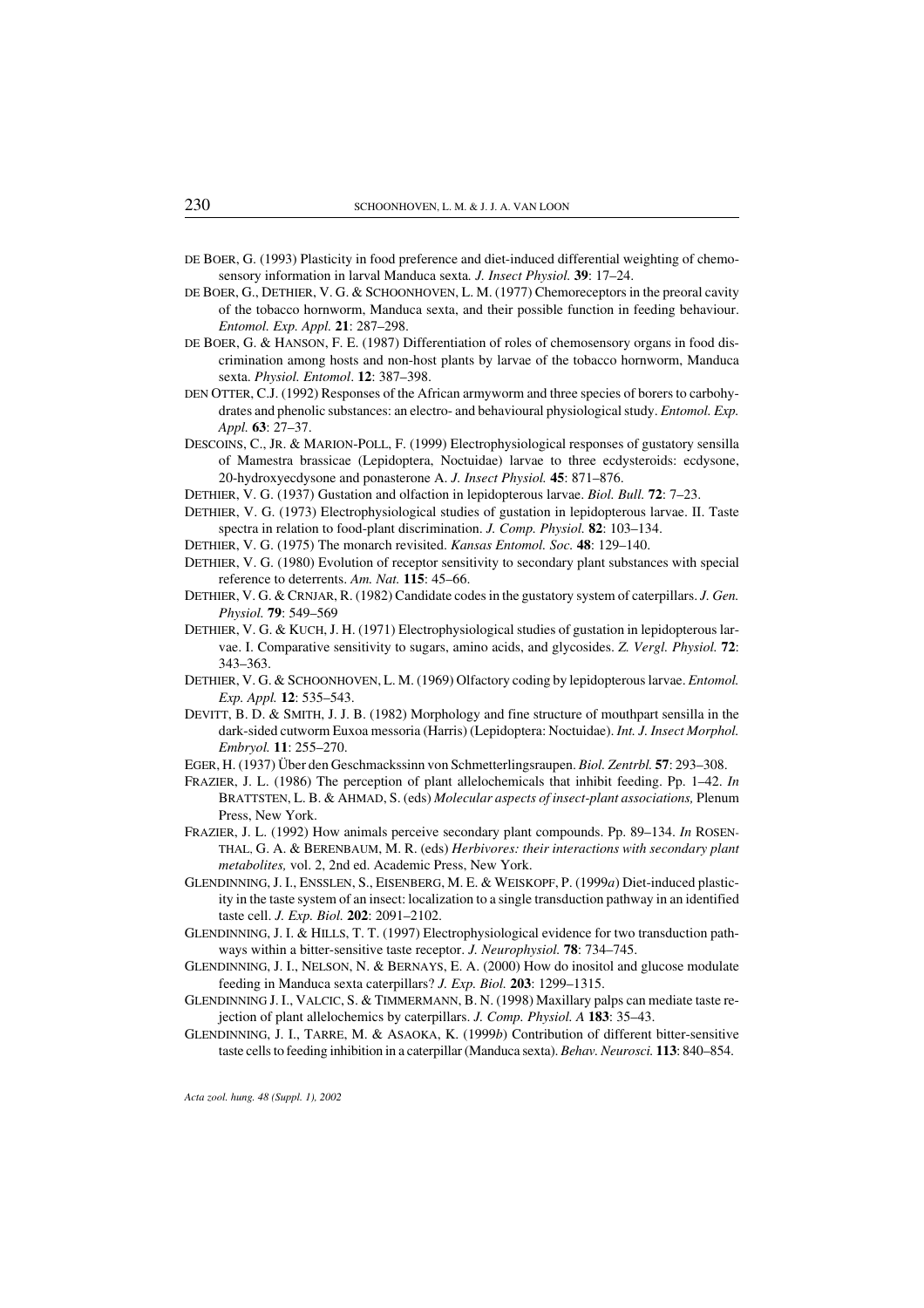DE BOER, G. (1993) Plasticity in food preference and diet-induced differential weighting of chemosensory information in larval Manduca sexta. *J. Insect Physiol.* **39**: 17–24.

DE BOER, G., DETHIER, V. G. & SCHOONHOVEN, L. M. (1977) Chemoreceptors in the preoral cavity of the tobacco hornworm, Manduca sexta, and their possible function in feeding behaviour. *Entomol. Exp. Appl.* **21**: 287–298.

DE BOER, G. & HANSON, F. E. (1987) Differentiation of roles of chemosensory organs in food discrimination among hosts and non-host plants by larvae of the tobacco hornworm, Manduca sexta. *Physiol. Entomol*. **12**: 387–398.

DEN OTTER, C.J. (1992) Responses of the African armyworm and three species of borers to carbohydrates and phenolic substances: an electro- and behavioural physiological study. *Entomol. Exp. Appl.* **63**: 27–37.

DESCOINS, C., JR. & MARION-POLL, F. (1999) Electrophysiological responses of gustatory sensilla of Mamestra brassicae (Lepidoptera, Noctuidae) larvae to three ecdysteroids: ecdysone, 20-hydroxyecdysone and ponasterone A. *J. Insect Physiol.* **45**: 871–876.

DETHIER, V. G. (1937) Gustation and olfaction in lepidopterous larvae. *Biol. Bull.* **72**: 7–23.

DETHIER, V. G. (1973) Electrophysiological studies of gustation in lepidopterous larvae. II. Taste spectra in relation to food-plant discrimination. *J. Comp. Physiol.* **82**: 103–134.

DETHIER, V. G. (1975) The monarch revisited. *Kansas Entomol. Soc.* **48**: 129–140.

DETHIER, V. G. (1980) Evolution of receptor sensitivity to secondary plant substances with special reference to deterrents. *Am. Nat.* **115**: 45–66.

DETHIER, V. G. & CRNJAR, R. (1982) Candidate codes in the gustatory system of caterpillars. *J. Gen. Physiol.* **79**: 549–569

DETHIER, V. G. & KUCH, J. H. (1971) Electrophysiological studies of gustation in lepidopterous larvae. I. Comparative sensitivity to sugars, amino acids, and glycosides. *Z. Vergl. Physiol.* **72**: 343–363.

DETHIER, V. G. & SCHOONHOVEN, L. M. (1969) Olfactory coding by lepidopterous larvae. *Entomol. Exp. Appl.* **12**: 535–543.

DEVITT, B. D. & SMITH, J. J. B. (1982) Morphology and fine structure of mouthpart sensilla in the dark-sided cutworm Euxoa messoria (Harris) (Lepidoptera: Noctuidae). *Int. J. Insect Morphol. Embryol.* **11**: 255–270.

EGER, H. (1937) Über den Geschmackssinn von Schmetterlingsraupen. *Biol. Zentrbl.* **57**: 293–308.

FRAZIER, J. L. (1986) The perception of plant allelochemicals that inhibit feeding. Pp. 1–42. *In* BRATTSTEN, L. B. & AHMAD, S. (eds) *Molecular aspects of insect-plant associations,* Plenum Press, New York.

FRAZIER, J. L. (1992) How animals perceive secondary plant compounds. Pp. 89–134. *In* ROSENTHAL, G. A. & BERENBAUM, M. R. (eds) *Herbivores: their interactions with secondary plant metabolites,* vol. 2, 2nd ed. Academic Press, New York.

GLENDINNING, J. I., ENSSLEN, S., EISENBERG, M. E. & WEISKOPF, P. (1999*a*) Diet-induced plasticity in the taste system of an insect: localization to a single transduction pathway in an identified taste cell. *J. Exp. Biol.* **202**: 2091–2102.

GLENDINNING, J. I. & HILLS, T. T. (1997) Electrophysiological evidence for two transduction pathways within a bitter-sensitive taste receptor. *J. Neurophysiol.* **78**: 734–745.

GLENDINNING, J. I., NELSON, N. & BERNAYS, E. A. (2000) How do inositol and glucose modulate feeding in Manduca sexta caterpillars? *J. Exp. Biol.* **203**: 1299–1315.

GLENDINNING J. I., VALCIC, S. & TIMMERMANN, B. N. (1998) Maxillary palps can mediate taste rejection of plant allelochemics by caterpillars. *J. Comp. Physiol. A* **183**: 35–43.

GLENDINNING, J. I., TARRE, M. & ASAOKA, K. (1999*b*) Contribution of different bitter-sensitive taste cells to feeding inhibition in a caterpillar (Manduca sexta). *Behav. Neurosci.* **113**: 840–854.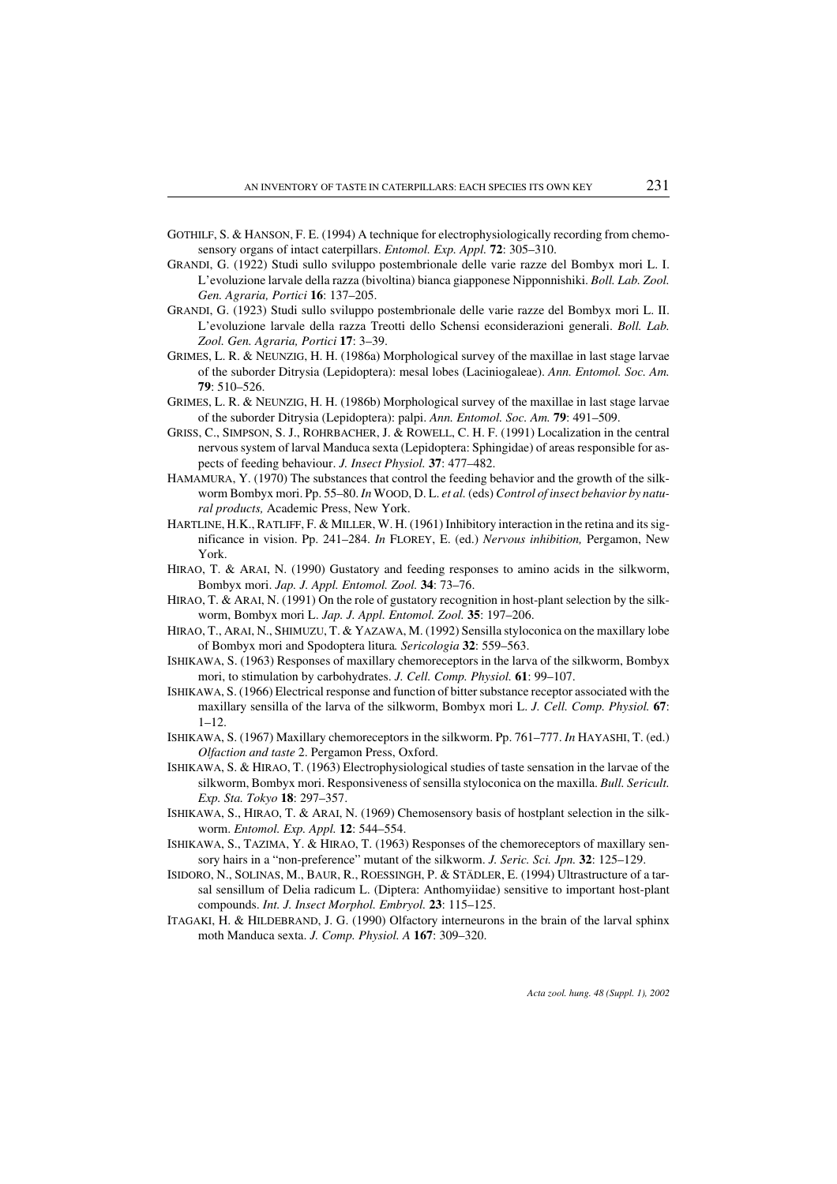GOTHILF, S. & HANSON, F. E. (1994) A technique for electrophysiologically recording from chemosensory organs of intact caterpillars. *Entomol. Exp. Appl.* **72**: 305–310.

GRANDI, G. (1922) Studi sullo sviluppo postembrionale delle varie razze del Bombyx mori L. I. L'evoluzione larvale della razza (bivoltina) bianca giapponese Nipponnishiki. *Boll. Lab. Zool. Gen. Agraria, Portici* **16**: 137–205.

GRANDI, G. (1923) Studi sullo sviluppo postembrionale delle varie razze del Bombyx mori L. II. L'evoluzione larvale della razza Treotti dello Schensi econsiderazioni generali. *Boll. Lab. Zool. Gen. Agraria, Portici* **17**: 3–39.

GRIMES, L. R. & NEUNZIG, H. H. (1986a) Morphological survey of the maxillae in last stage larvae of the suborder Ditrysia (Lepidoptera): mesal lobes (Laciniogaleae). *Ann. Entomol. Soc. Am.* **79**: 510–526.

GRIMES, L. R. & NEUNZIG, H. H. (1986b) Morphological survey of the maxillae in last stage larvae of the suborder Ditrysia (Lepidoptera): palpi. *Ann. Entomol. Soc. Am.* **79**: 491–509.

GRISS, C., SIMPSON, S. J., ROHRBACHER, J. & ROWELL, C. H. F. (1991) Localization in the central nervous system of larval Manduca sexta (Lepidoptera: Sphingidae) of areas responsible for aspects of feeding behaviour. *J. Insect Physiol.* **37**: 477–482.

HAMAMURA, Y. (1970) The substances that control the feeding behavior and the growth of the silkworm Bombyx mori. Pp. 55–80. *In* WOOD, D. L. *et al.* (eds) *Control of insect behavior by natural products,* Academic Press, New York.

HARTLINE, H.K., RATLIFF, F. & MILLER, W. H. (1961) Inhibitory interaction in the retina and its significance in vision. Pp. 241–284. *In* FLOREY, E. (ed.) *Nervous inhibition,* Pergamon, New York.

HIRAO, T. & ARAI, N. (1990) Gustatory and feeding responses to amino acids in the silkworm, Bombyx mori. *Jap. J. Appl. Entomol. Zool.* **34**: 73–76.

HIRAO, T. & ARAI, N. (1991) On the role of gustatory recognition in host-plant selection by the silkworm, Bombyx mori L. *Jap. J. Appl. Entomol. Zool.* **35**: 197–206.

HIRAO, T., ARAI, N., SHIMUZU, T. & YAZAWA, M. (1992) Sensilla styloconica on the maxillary lobe of Bombyx mori and Spodoptera litura*. Sericologia* **32**: 559–563.

ISHIKAWA, S. (1963) Responses of maxillary chemoreceptors in the larva of the silkworm, Bombyx mori, to stimulation by carbohydrates. *J. Cell. Comp. Physiol.* **61**: 99–107.

ISHIKAWA, S. (1966) Electrical response and function of bitter substance receptor associated with the maxillary sensilla of the larva of the silkworm, Bombyx mori L. *J. Cell. Comp. Physiol.* **67**: 1–12.

ISHIKAWA, S. (1967) Maxillary chemoreceptors in the silkworm. Pp. 761–777. *In* HAYASHI, T. (ed.) *Olfaction and taste* 2. Pergamon Press, Oxford.

ISHIKAWA, S. & HIRAO, T. (1963) Electrophysiological studies of taste sensation in the larvae of the silkworm, Bombyx mori. Responsiveness of sensilla styloconica on the maxilla. *Bull. Sericult. Exp. Sta. Tokyo* **18**: 297–357.

ISHIKAWA, S., HIRAO, T. & ARAI, N. (1969) Chemosensory basis of hostplant selection in the silkworm. *Entomol. Exp. Appl.* **12**: 544–554.

ISHIKAWA, S., TAZIMA, Y. & HIRAO, T. (1963) Responses of the chemoreceptors of maxillary sensory hairs in a "non-preference" mutant of the silkworm. *J. Seric. Sci. Jpn.* **32**: 125–129.

ISIDORO, N., SOLINAS, M., BAUR, R., ROESSINGH, P. & STÄDLER, E. (1994) Ultrastructure of a tarsal sensillum of Delia radicum L. (Diptera: Anthomyiidae) sensitive to important host-plant compounds. *Int. J. Insect Morphol. Embryol.* **23**: 115–125.

ITAGAKI, H. & HILDEBRAND, J. G. (1990) Olfactory interneurons in the brain of the larval sphinx moth Manduca sexta. *J. Comp. Physiol. A* **167**: 309–320.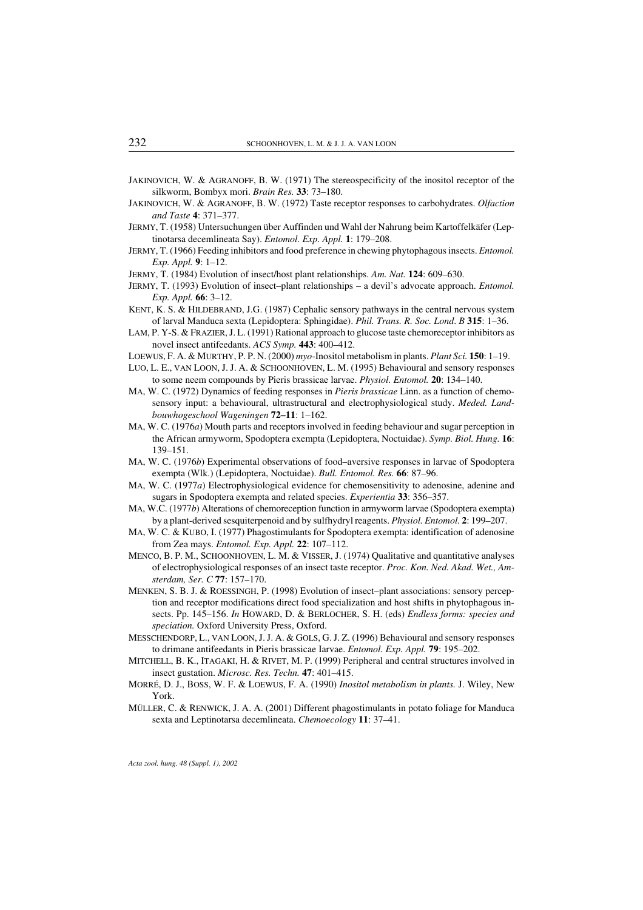JAKINOVICH, W. & AGRANOFF, B. W. (1971) The stereospecificity of the inositol receptor of the silkworm, Bombyx mori. *Brain Res.* **33**: 73–180.

JAKINOVICH, W. & AGRANOFF, B. W. (1972) Taste receptor responses to carbohydrates. *Olfaction and Taste* **4**: 371–377.

JERMY, T. (1958) Untersuchungen über Auffinden und Wahl der Nahrung beim Kartoffelkäfer (Leptinotarsa decemlineata Say). *Entomol. Exp. Appl.* **1**: 179–208.

JERMY, T. (1966) Feeding inhibitors and food preference in chewing phytophagous insects. *Entomol. Exp. Appl.* **9**: 1–12.

JERMY, T. (1984) Evolution of insect/host plant relationships. *Am. Nat.* **124**: 609–630.

JERMY, T. (1993) Evolution of insect–plant relationships – a devil's advocate approach. *Entomol. Exp. Appl.* **66**: 3–12.

KENT, K. S. & HILDEBRAND, J.G. (1987) Cephalic sensory pathways in the central nervous system of larval Manduca sexta (Lepidoptera: Sphingidae). *Phil. Trans. R. Soc. Lond. B* **315**: 1–36.

LAM, P. Y-S. & FRAZIER, J. L. (1991) Rational approach to glucose taste chemoreceptor inhibitors as novel insect antifeedants. *ACS Symp.* **443**: 400–412.

LOEWUS, F. A. & MURTHY, P. P. N. (2000) *myo*-Inositol metabolism in plants. *Plant Sci.* **150**: 1–19.

LUO, L. E., VAN LOON, J. J. A. & SCHOONHOVEN, L. M. (1995) Behavioural and sensory responses to some neem compounds by Pieris brassicae larvae. *Physiol. Entomol.* **20**: 134–140.

MA, W. C. (1972) Dynamics of feeding responses in *Pieris brassicae* Linn. as a function of chemosensory input: a behavioural, ultrastructural and electrophysiological study. *Meded. Landbouwhogeschool Wageningen* **72–11**: 1–162.

MA, W. C. (1976*a*) Mouth parts and receptors involved in feeding behaviour and sugar perception in the African armyworm, Spodoptera exempta (Lepidoptera, Noctuidae). *Symp. Biol. Hung.* **16**: 139–151.

MA, W. C. (1976*b*) Experimental observations of food–aversive responses in larvae of Spodoptera exempta (Wlk.) (Lepidoptera, Noctuidae). *Bull. Entomol. Res.* **66**: 87–96.

MA, W. C. (1977*a*) Electrophysiological evidence for chemosensitivity to adenosine, adenine and sugars in Spodoptera exempta and related species. *Experientia* **33**: 356–357.

MA, W.C. (1977*b*) Alterations of chemoreception function in armyworm larvae (Spodoptera exempta) by a plant-derived sesquiterpenoid and by sulfhydryl reagents. *Physiol. Entomol.* **2**: 199–207.

MA, W. C. & KUBO, I. (1977) Phagostimulants for Spodoptera exempta: identification of adenosine from Zea mays. *Entomol. Exp. Appl.* **22**: 107–112.

MENCO, B. P. M., SCHOONHOVEN, L. M. & VISSER, J. (1974) Qualitative and quantitative analyses of electrophysiological responses of an insect taste receptor. *Proc. Kon. Ned. Akad. Wet., Amsterdam, Ser. C* **77**: 157–170.

MENKEN, S. B. J. & ROESSINGH, P. (1998) Evolution of insect–plant associations: sensory perception and receptor modifications direct food specialization and host shifts in phytophagous insects. Pp. 145–156. *In* HOWARD, D. & BERLOCHER, S. H. (eds) *Endless forms: species and speciation.* Oxford University Press, Oxford.

MESSCHENDORP, L., VAN LOON, J. J. A. & GOLS, G. J. Z. (1996) Behavioural and sensory responses to drimane antifeedants in Pieris brassicae larvae. *Entomol. Exp. Appl.* **79**: 195–202.

MITCHELL, B. K., ITAGAKI, H. & RIVET, M. P. (1999) Peripheral and central structures involved in insect gustation. *Microsc. Res. Techn.* **47**: 401–415.

MORRÉ, D. J., BOSS, W. F. & LOEWUS, F. A. (1990) *Inositol metabolism in plants.* J. Wiley, New York.

MÜLLER, C. & RENWICK, J. A. A. (2001) Different phagostimulants in potato foliage for Manduca sexta and Leptinotarsa decemlineata. *Chemoecology* **11**: 37–41.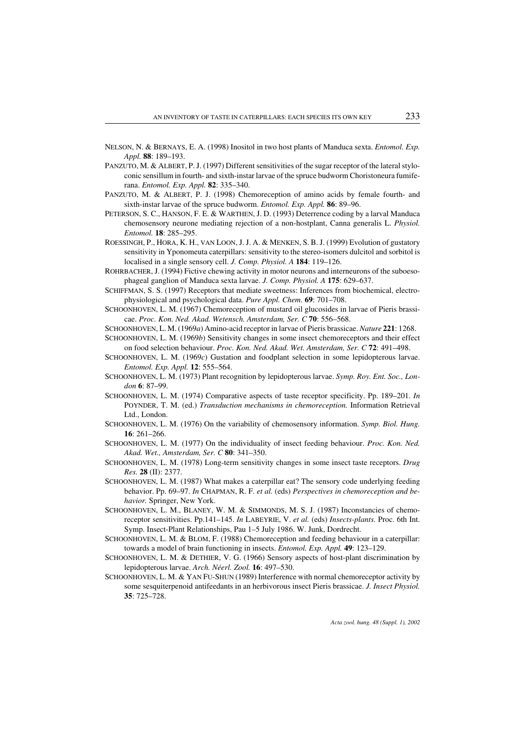NELSON, N. & BERNAYS, E. A. (1998) Inositol in two host plants of Manduca sexta. *Entomol. Exp. Appl.* **88**: 189–193.

PANZUTO, M. & ALBERT, P. J. (1997) Different sensitivities of the sugar receptor of the lateral styloconic sensillum in fourth- and sixth-instar larvae of the spruce budworm Choristoneura fumiferana. *Entomol. Exp. Appl.* **82**: 335–340.

PANZUTO, M. & ALBERT, P. J. (1998) Chemoreception of amino acids by female fourth- and sixth-instar larvae of the spruce budworm. *Entomol. Exp. Appl.* **86**: 89–96.

PETERSON, S. C., HANSON, F. E. & WARTHEN, J. D. (1993) Deterrence coding by a larval Manduca chemosensory neurone mediating rejection of a non-hostplant, Canna generalis L. *Physiol. Entomol.* **18**: 285–295.

ROESSINGH, P., HORA, K. H., VAN LOON, J. J. A. & MENKEN, S. B. J. (1999) Evolution of gustatory sensitivity in Yponomeuta caterpillars: sensitivity to the stereo-isomers dulcitol and sorbitol is localised in a single sensory cell. *J. Comp. Physiol. A* **184**: 119–126.

ROHRBACHER, J. (1994) Fictive chewing activity in motor neurons and interneurons of the suboesophageal ganglion of Manduca sexta larvae. *J. Comp. Physiol. A* **175**: 629–637.

SCHIFFMAN, S. S. (1997) Receptors that mediate sweetness: Inferences from biochemical, electrophysiological and psychological data. *Pure Appl. Chem.* **69**: 701–708.

SCHOONHOVEN, L. M. (1967) Chemoreception of mustard oil glucosides in larvae of Pieris brassicae. *Proc. Kon. Ned. Akad. Wetensch. Amsterdam, Ser. C* **70**: 556–568.

SCHOONHOVEN, L. M. (1969*a*) Amino-acid receptor in larvae of Pieris brassicae. *Nature* **221**: 1268.

SCHOONHOVEN, L. M. (1969*b*) Sensitivity changes in some insect chemoreceptors and their effect on food selection behaviour. *Proc. Kon. Ned. Akad. Wet. Amsterdam, Ser. C* **72**: 491–498.

SCHOONHOVEN, L. M. (1969*c*) Gustation and foodplant selection in some lepidopterous larvae. *Entomol. Exp. Appl.* **12**: 555–564.

SCHOONHOVEN, L. M. (1973) Plant recognition by lepidopterous larvae. *Symp. Roy. Ent. Soc., London* **6**: 87–99.

SCHOONHOVEN, L. M. (1974) Comparative aspects of taste receptor specificity. Pp. 189–201. *In* POYNDER, T. M. (ed.) *Transduction mechanisms in chemoreception.* Information Retrieval Ltd., London.

SCHOONHOVEN, L. M. (1976) On the variability of chemosensory information. *Symp. Biol. Hung.* **16**: 261–266.

SCHOONHOVEN, L. M. (1977) On the individuality of insect feeding behaviour. *Proc. Kon. Ned. Akad. Wet., Amsterdam, Ser. C* **80**: 341–350.

SCHOONHOVEN, L. M. (1978) Long-term sensitivity changes in some insect taste receptors. *Drug Res.* **28** (II): 2377.

SCHOONHOVEN, L. M. (1987) What makes a caterpillar eat? The sensory code underlying feeding behavior. Pp. 69–97. *In* CHAPMAN, R. F. *et al.* (eds) *Perspectives in chemoreception and behavior.* Springer, New York.

SCHOONHOVEN, L. M., BLANEY, W. M. & SIMMONDS, M. S. J. (1987) Inconstancies of chemoreceptor sensitivities. Pp.141–145. *In* LABEYRIE, V. *et al.* (eds) *Insects-plants.* Proc. 6th Int. Symp. Insect-Plant Relationships, Pau 1–5 July 1986. W. Junk, Dordrecht.

SCHOONHOVEN, L. M. & BLOM, F. (1988) Chemoreception and feeding behaviour in a caterpillar: towards a model of brain functioning in insects. *Entomol. Exp. Appl.* **49**: 123–129.

SCHOONHOVEN, L. M. & DETHIER, V. G. (1966) Sensory aspects of host-plant discrimination by lepidopterous larvae. *Arch. Néerl. Zool.* **16**: 497–530.

SCHOONHOVEN, L. M. & YAN FU-SHUN (1989) Interference with normal chemoreceptor activity by some sesquiterpenoid antifeedants in an herbivorous insect Pieris brassicae. *J. Insect Physiol.* **35**: 725–728.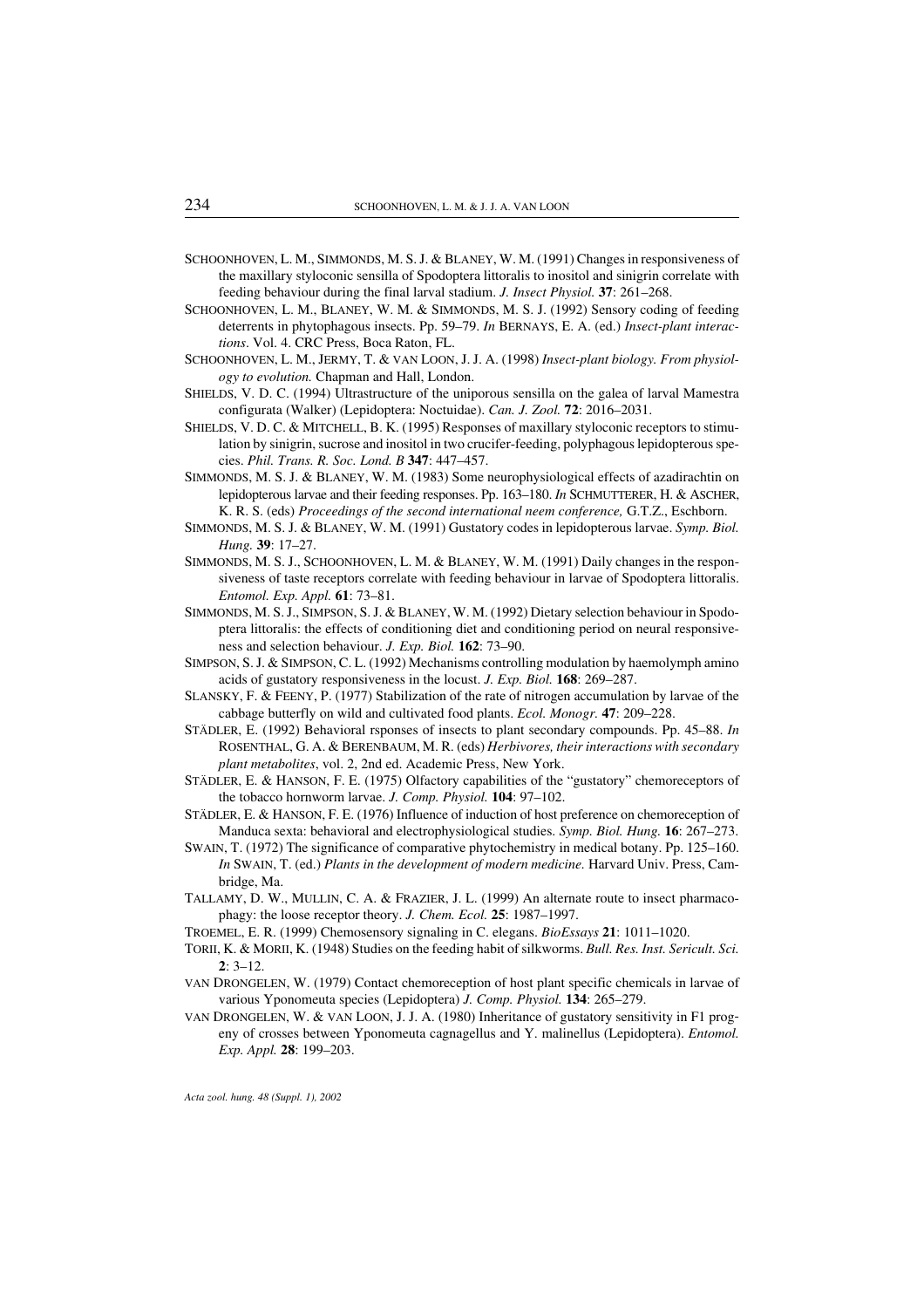SCHOONHOVEN, L. M., SIMMONDS, M. S. J. & BLANEY, W. M. (1991) Changes in responsiveness of the maxillary styloconic sensilla of Spodoptera littoralis to inositol and sinigrin correlate with feeding behaviour during the final larval stadium. *J. Insect Physiol.* **37**: 261–268.

SCHOONHOVEN, L. M., BLANEY, W. M. & SIMMONDS, M. S. J. (1992) Sensory coding of feeding deterrents in phytophagous insects. Pp. 59–79. *In* BERNAYS, E. A. (ed.) *Insect-plant interactions*. Vol. 4. CRC Press, Boca Raton, FL.

SCHOONHOVEN, L. M., JERMY, T. & VAN LOON, J. J. A. (1998) *Insect-plant biology. From physiology to evolution.* Chapman and Hall, London.

SHIELDS, V. D. C. (1994) Ultrastructure of the uniporous sensilla on the galea of larval Mamestra configurata (Walker) (Lepidoptera: Noctuidae). *Can. J. Zool.* **72**: 2016–2031.

SHIELDS, V. D. C. & MITCHELL, B. K. (1995) Responses of maxillary styloconic receptors to stimulation by sinigrin, sucrose and inositol in two crucifer-feeding, polyphagous lepidopterous species. *Phil. Trans. R. Soc. Lond. B* **347**: 447–457.

SIMMONDS, M. S. J. & BLANEY, W. M. (1983) Some neurophysiological effects of azadirachtin on lepidopterous larvae and their feeding responses. Pp. 163–180. *In* SCHMUTTERER, H. & ASCHER, K. R. S. (eds) *Proceedings of the second international neem conference,* G.T.Z., Eschborn.

SIMMONDS, M. S. J. & BLANEY, W. M. (1991) Gustatory codes in lepidopterous larvae. *Symp. Biol. Hung.* **39**: 17–27.

SIMMONDS, M. S. J., SCHOONHOVEN, L. M. & BLANEY, W. M. (1991) Daily changes in the responsiveness of taste receptors correlate with feeding behaviour in larvae of Spodoptera littoralis. *Entomol. Exp. Appl.* **61**: 73–81.

SIMMONDS, M. S. J., SIMPSON, S. J. & BLANEY, W. M. (1992) Dietary selection behaviour in Spodoptera littoralis: the effects of conditioning diet and conditioning period on neural responsiveness and selection behaviour. *J. Exp. Biol.* **162**: 73–90.

SIMPSON, S. J. & SIMPSON, C. L. (1992) Mechanisms controlling modulation by haemolymph amino acids of gustatory responsiveness in the locust. *J. Exp. Biol.* **168**: 269–287.

SLANSKY, F. & FEENY, P. (1977) Stabilization of the rate of nitrogen accumulation by larvae of the cabbage butterfly on wild and cultivated food plants. *Ecol. Monogr.* **47**: 209–228.

STÄDLER, E. (1992) Behavioral rsponses of insects to plant secondary compounds. Pp. 45–88. *In* ROSENTHAL, G. A. & BERENBAUM, M. R. (eds) *Herbivores, their interactions with secondary plant metabolites*, vol. 2, 2nd ed. Academic Press, New York.

STÄDLER, E. & HANSON, F. E. (1975) Olfactory capabilities of the "gustatory" chemoreceptors of the tobacco hornworm larvae. *J. Comp. Physiol.* **104**: 97–102.

STÄDLER, E. & HANSON, F. E. (1976) Influence of induction of host preference on chemoreception of Manduca sexta: behavioral and electrophysiological studies. *Symp. Biol. Hung.* **16**: 267–273.

SWAIN, T. (1972) The significance of comparative phytochemistry in medical botany. Pp. 125–160. *In* SWAIN, T. (ed.) *Plants in the development of modern medicine.* Harvard Univ. Press, Cambridge, Ma.

TALLAMY, D. W., MULLIN, C. A. & FRAZIER, J. L. (1999) An alternate route to insect pharmacophagy: the loose receptor theory. *J. Chem. Ecol.* **25**: 1987–1997.

TROEMEL, E. R. (1999) Chemosensory signaling in C. elegans. *BioEssays* **21**: 1011–1020.

TORII, K. & MORII, K. (1948) Studies on the feeding habit of silkworms. *Bull. Res. Inst. Sericult. Sci.* **2**: 3–12.

VAN DRONGELEN, W. (1979) Contact chemoreception of host plant specific chemicals in larvae of various Yponomeuta species (Lepidoptera) *J. Comp. Physiol.* **134**: 265–279.

VAN DRONGELEN, W. & VAN LOON, J. J. A. (1980) Inheritance of gustatory sensitivity in F1 progeny of crosses between Yponomeuta cagnagellus and Y. malinellus (Lepidoptera). *Entomol. Exp. Appl.* **28**: 199–203.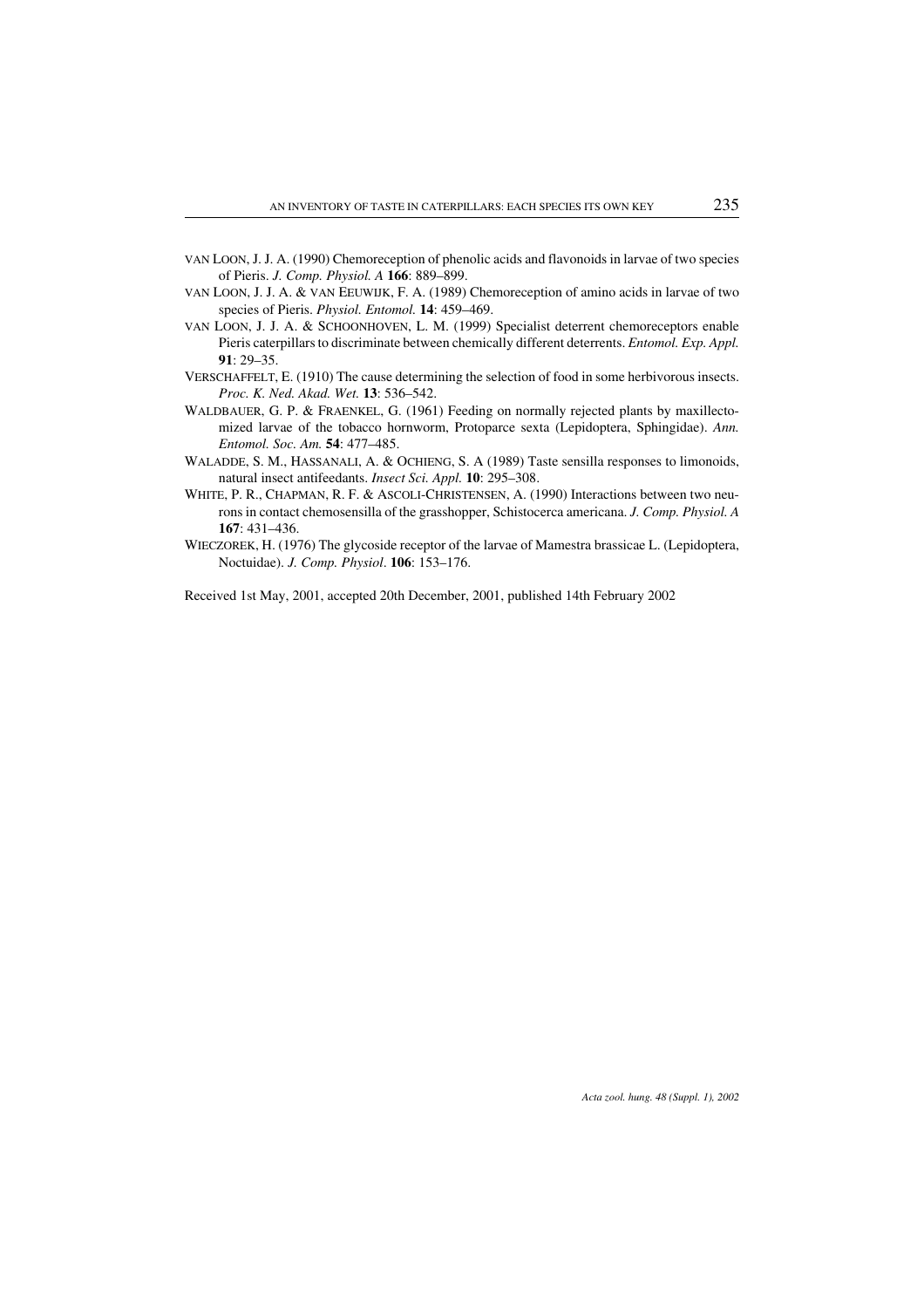VAN LOON, J. J. A. (1990) Chemoreception of phenolic acids and flavonoids in larvae of two species of Pieris. *J. Comp. Physiol. A* **166**: 889–899.

VAN LOON, J. J. A. & VAN EEUWIJK, F. A. (1989) Chemoreception of amino acids in larvae of two species of Pieris. *Physiol. Entomol.* **14**: 459–469.

VAN LOON, J. J. A. & SCHOONHOVEN, L. M. (1999) Specialist deterrent chemoreceptors enable Pieris caterpillars to discriminate between chemically different deterrents. *Entomol. Exp. Appl.* **91**: 29–35.

VERSCHAFFELT, E. (1910) The cause determining the selection of food in some herbivorous insects. *Proc. K. Ned. Akad. Wet.* **13**: 536–542.

WALDBAUER, G. P. & FRAENKEL, G. (1961) Feeding on normally rejected plants by maxillectomized larvae of the tobacco hornworm, Protoparce sexta (Lepidoptera, Sphingidae). *Ann. Entomol. Soc. Am.* **54**: 477–485.

WALADDE, S. M., HASSANALI, A. & OCHIENG, S. A (1989) Taste sensilla responses to limonoids, natural insect antifeedants. *Insect Sci. Appl.* **10**: 295–308.

WHITE, P. R., CHAPMAN, R. F. & ASCOLI-CHRISTENSEN, A. (1990) Interactions between two neurons in contact chemosensilla of the grasshopper, Schistocerca americana. *J. Comp. Physiol. A* **167**: 431–436.

WIECZOREK, H. (1976) The glycoside receptor of the larvae of Mamestra brassicae L. (Lepidoptera, Noctuidae). *J. Comp. Physiol*. **106**: 153–176.

Received 1st May, 2001, accepted 20th December, 2001, published 14th February 2002